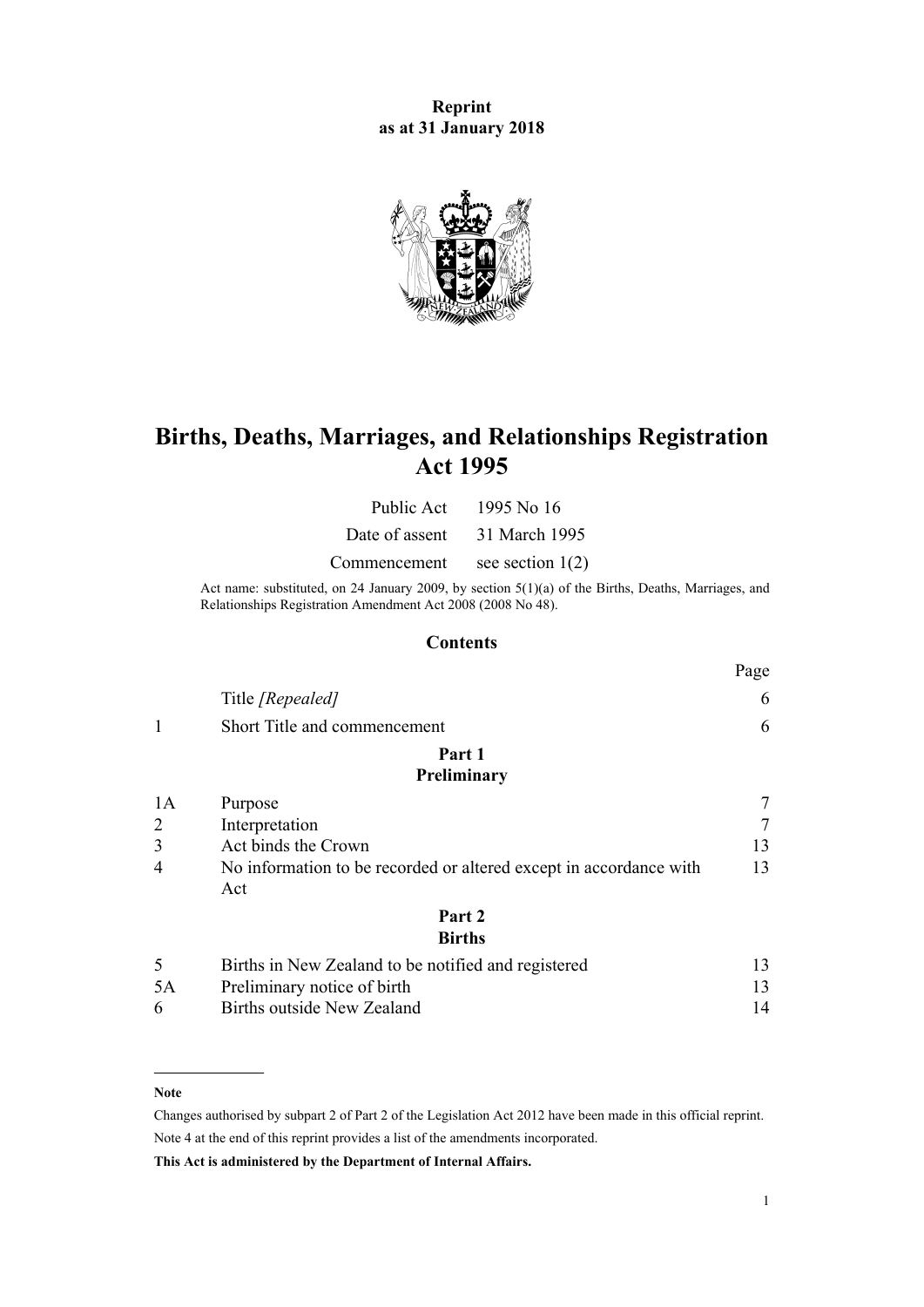**Reprint**
**as at 31 January 2018**

# Births, Deaths, Marriages, and Relationships Registration Act 1995

| | |
|---|---|
| Public Act | 1995 No 16 |
| Date of assent | 31 March 1995 |
| Commencement | see section 1(2) |

Act name: substituted, on 24 January 2009, by section 5(1)(a) of the Births, Deaths, Marriages, and Relationships Registration Amendment Act 2008 (2008 No 48).

## Contents

| | | Page |
|---|---|---|
| | Title *[Repealed]* | 6 |
| 1 | Short Title and commencement | 6 |
| | **Part 1** **Preliminary** | |
| 1A | Purpose | 7 |
| 2 | Interpretation | 7 |
| 3 | Act binds the Crown | 13 |
| 4 | No information to be recorded or altered except in accordance with Act | 13 |
| | **Part 2** **Births** | |
| 5 | Births in New Zealand to be notified and registered | 13 |
| 5A | Preliminary notice of birth | 13 |
| 6 | Births outside New Zealand | 14 |

**Note**

Changes authorised by subpart 2 of Part 2 of the Legislation Act 2012 have been made in this official reprint.

Note 4 at the end of this reprint provides a list of the amendments incorporated.

**This Act is administered by the Department of Internal Affairs.**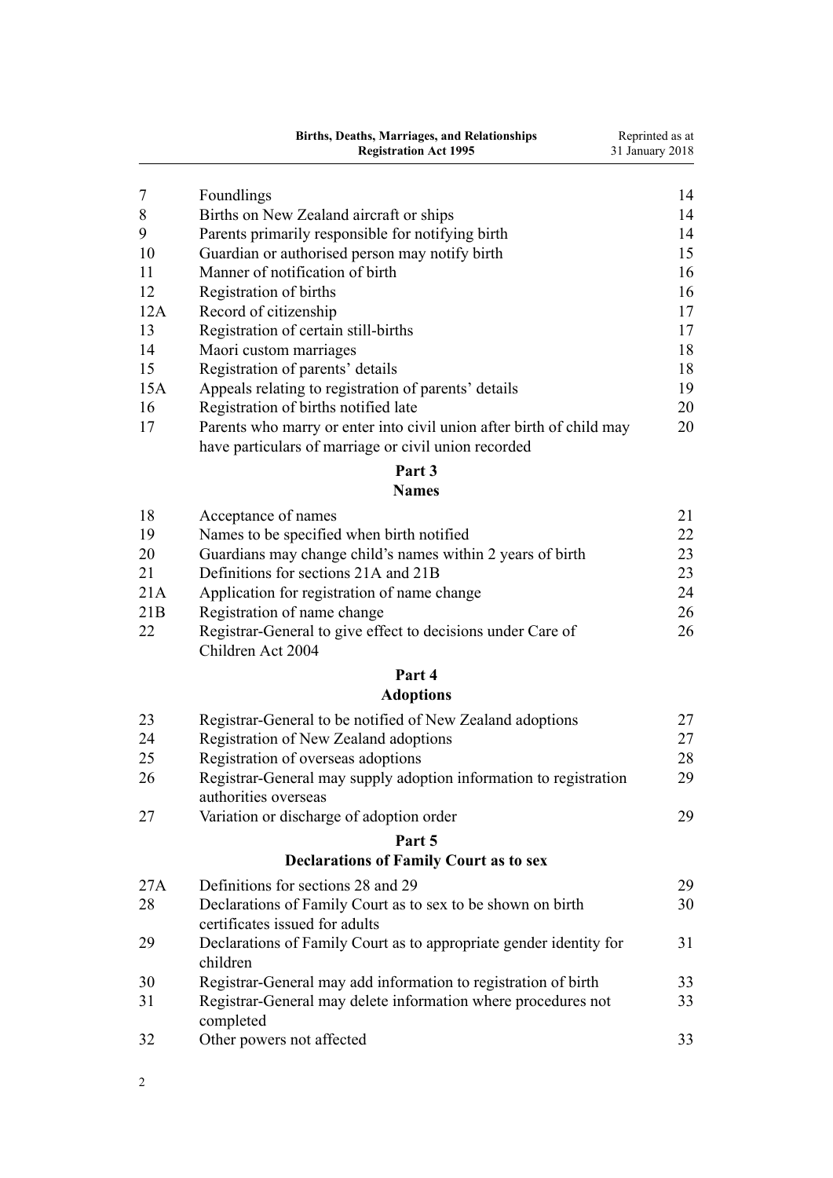| | | |
|---|---|---|
| 7 | Foundlings | 14 |
| 8 | Births on New Zealand aircraft or ships | 14 |
| 9 | Parents primarily responsible for notifying birth | 14 |
| 10 | Guardian or authorised person may notify birth | 15 |
| 11 | Manner of notification of birth | 16 |
| 12 | Registration of births | 16 |
| 12A | Record of citizenship | 17 |
| 13 | Registration of certain still-births | 17 |
| 14 | Maori custom marriages | 18 |
| 15 | Registration of parents' details | 18 |
| 15A | Appeals relating to registration of parents' details | 19 |
| 16 | Registration of births notified late | 20 |
| 17 | Parents who marry or enter into civil union after birth of child may have particulars of marriage or civil union recorded | 20 |

## Part 3
## Names

| | | |
|---|---|---|
| 18 | Acceptance of names | 21 |
| 19 | Names to be specified when birth notified | 22 |
| 20 | Guardians may change child's names within 2 years of birth | 23 |
| 21 | Definitions for sections 21A and 21B | 23 |
| 21A | Application for registration of name change | 24 |
| 21B | Registration of name change | 26 |
| 22 | Registrar-General to give effect to decisions under Care of Children Act 2004 | 26 |

## Part 4
## Adoptions

| | | |
|---|---|---|
| 23 | Registrar-General to be notified of New Zealand adoptions | 27 |
| 24 | Registration of New Zealand adoptions | 27 |
| 25 | Registration of overseas adoptions | 28 |
| 26 | Registrar-General may supply adoption information to registration authorities overseas | 29 |
| 27 | Variation or discharge of adoption order | 29 |

## Part 5
## Declarations of Family Court as to sex

| | | |
|---|---|---|
| 27A | Definitions for sections 28 and 29 | 29 |
| 28 | Declarations of Family Court as to sex to be shown on birth certificates issued for adults | 30 |
| 29 | Declarations of Family Court as to appropriate gender identity for children | 31 |
| 30 | Registrar-General may add information to registration of birth | 33 |
| 31 | Registrar-General may delete information where procedures not completed | 33 |
| 32 | Other powers not affected | 33 |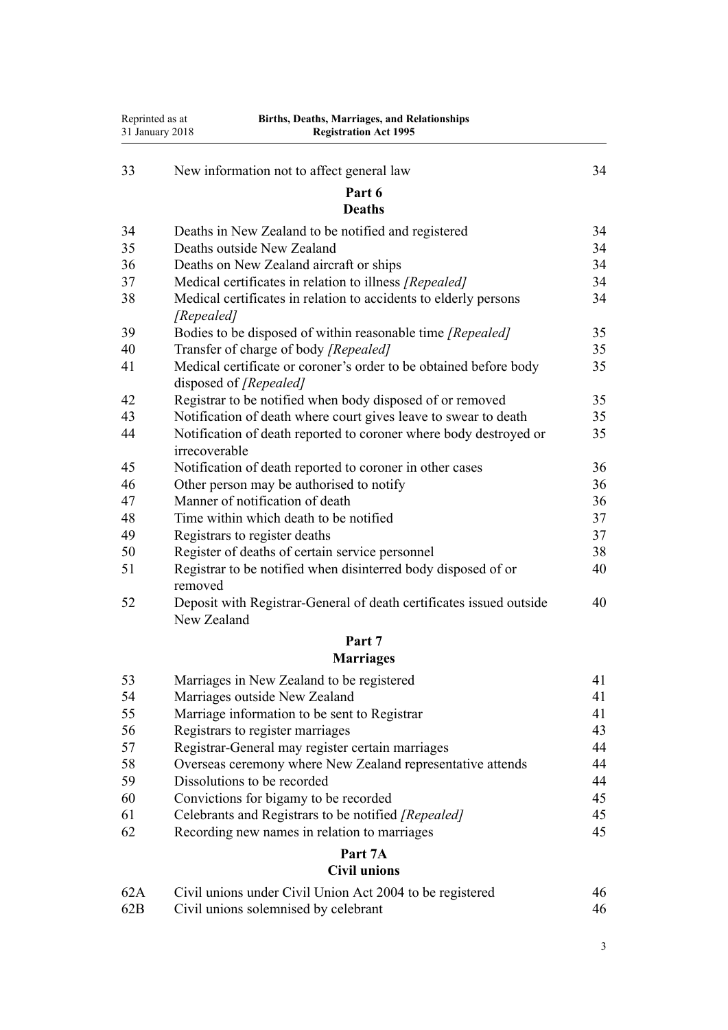| | | |
|---|---|---|
| 33 | New information not to affect general law | 34 |

## Part 6
## Deaths

| | | |
|---|---|---|
| 34 | Deaths in New Zealand to be notified and registered | 34 |
| 35 | Deaths outside New Zealand | 34 |
| 36 | Deaths on New Zealand aircraft or ships | 34 |
| 37 | Medical certificates in relation to illness *[Repealed]* | 34 |
| 38 | Medical certificates in relation to accidents to elderly persons *[Repealed]* | 34 |
| 39 | Bodies to be disposed of within reasonable time *[Repealed]* | 35 |
| 40 | Transfer of charge of body *[Repealed]* | 35 |
| 41 | Medical certificate or coroner's order to be obtained before body disposed of *[Repealed]* | 35 |
| 42 | Registrar to be notified when body disposed of or removed | 35 |
| 43 | Notification of death where court gives leave to swear to death | 35 |
| 44 | Notification of death reported to coroner where body destroyed or irrecoverable | 35 |
| 45 | Notification of death reported to coroner in other cases | 36 |
| 46 | Other person may be authorised to notify | 36 |
| 47 | Manner of notification of death | 36 |
| 48 | Time within which death to be notified | 37 |
| 49 | Registrars to register deaths | 37 |
| 50 | Register of deaths of certain service personnel | 38 |
| 51 | Registrar to be notified when disinterred body disposed of or removed | 40 |
| 52 | Deposit with Registrar-General of death certificates issued outside New Zealand | 40 |

## Part 7
## Marriages

| | | |
|---|---|---|
| 53 | Marriages in New Zealand to be registered | 41 |
| 54 | Marriages outside New Zealand | 41 |
| 55 | Marriage information to be sent to Registrar | 41 |
| 56 | Registrars to register marriages | 43 |
| 57 | Registrar-General may register certain marriages | 44 |
| 58 | Overseas ceremony where New Zealand representative attends | 44 |
| 59 | Dissolutions to be recorded | 44 |
| 60 | Convictions for bigamy to be recorded | 45 |
| 61 | Celebrants and Registrars to be notified *[Repealed]* | 45 |
| 62 | Recording new names in relation to marriages | 45 |

## Part 7A
## Civil unions

| | | |
|---|---|---|
| 62A | Civil unions under Civil Union Act 2004 to be registered | 46 |
| 62B | Civil unions solemnised by celebrant | 46 |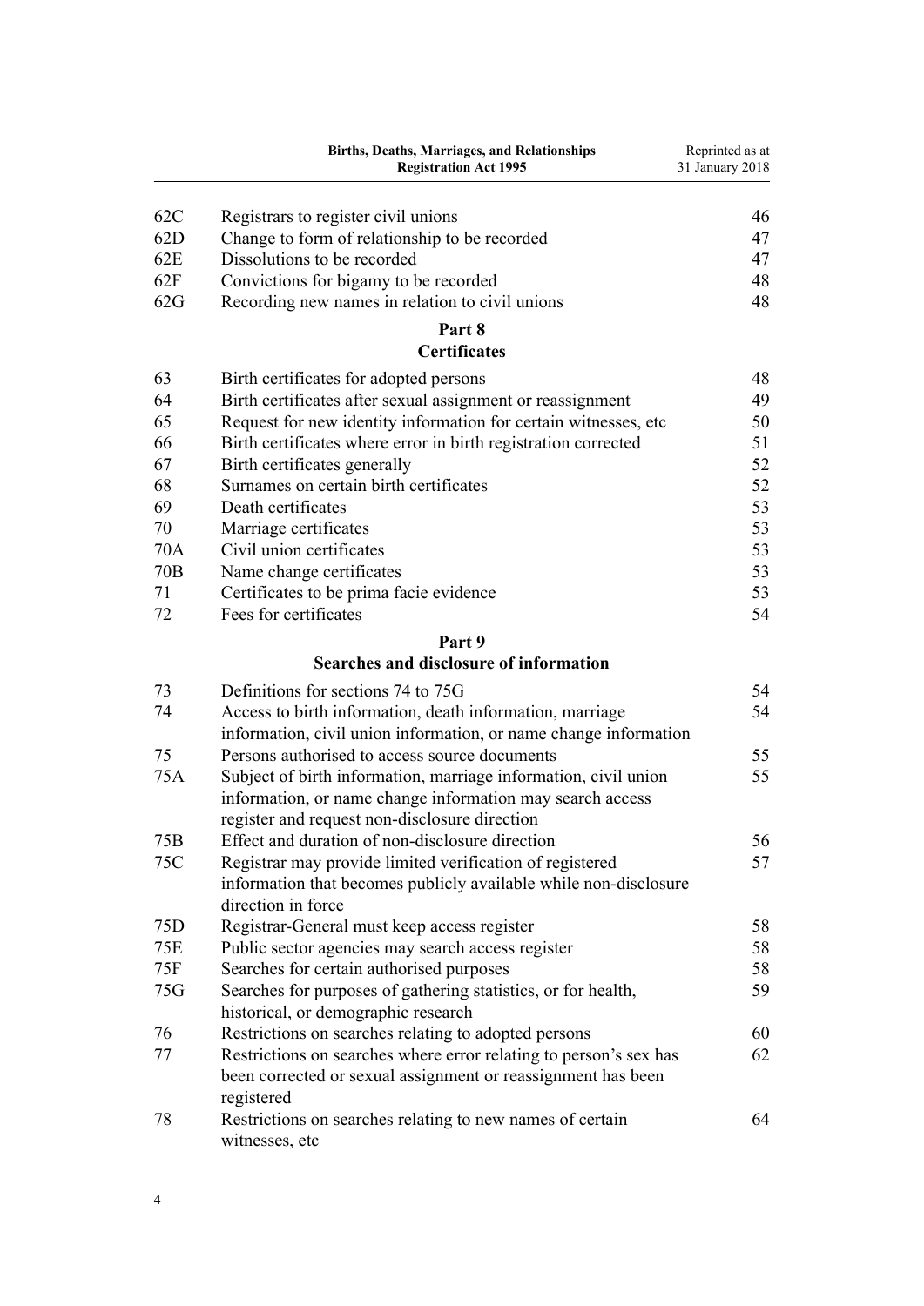| | | |
|---|---|---|
| 62C | Registrars to register civil unions | 46 |
| 62D | Change to form of relationship to be recorded | 47 |
| 62E | Dissolutions to be recorded | 47 |
| 62F | Convictions for bigamy to be recorded | 48 |
| 62G | Recording new names in relation to civil unions | 48 |

## Part 8
## Certificates

| | | |
|---|---|---|
| 63 | Birth certificates for adopted persons | 48 |
| 64 | Birth certificates after sexual assignment or reassignment | 49 |
| 65 | Request for new identity information for certain witnesses, etc | 50 |
| 66 | Birth certificates where error in birth registration corrected | 51 |
| 67 | Birth certificates generally | 52 |
| 68 | Surnames on certain birth certificates | 52 |
| 69 | Death certificates | 53 |
| 70 | Marriage certificates | 53 |
| 70A | Civil union certificates | 53 |
| 70B | Name change certificates | 53 |
| 71 | Certificates to be prima facie evidence | 53 |
| 72 | Fees for certificates | 54 |

## Part 9
## Searches and disclosure of information

| | | |
|---|---|---|
| 73 | Definitions for sections 74 to 75G | 54 |
| 74 | Access to birth information, death information, marriage information, civil union information, or name change information | 54 |
| 75 | Persons authorised to access source documents | 55 |
| 75A | Subject of birth information, marriage information, civil union information, or name change information may search access register and request non-disclosure direction | 55 |
| 75B | Effect and duration of non-disclosure direction | 56 |
| 75C | Registrar may provide limited verification of registered information that becomes publicly available while non-disclosure direction in force | 57 |
| 75D | Registrar-General must keep access register | 58 |
| 75E | Public sector agencies may search access register | 58 |
| 75F | Searches for certain authorised purposes | 58 |
| 75G | Searches for purposes of gathering statistics, or for health, historical, or demographic research | 59 |
| 76 | Restrictions on searches relating to adopted persons | 60 |
| 77 | Restrictions on searches where error relating to person's sex has been corrected or sexual assignment or reassignment has been registered | 62 |
| 78 | Restrictions on searches relating to new names of certain witnesses, etc | 64 |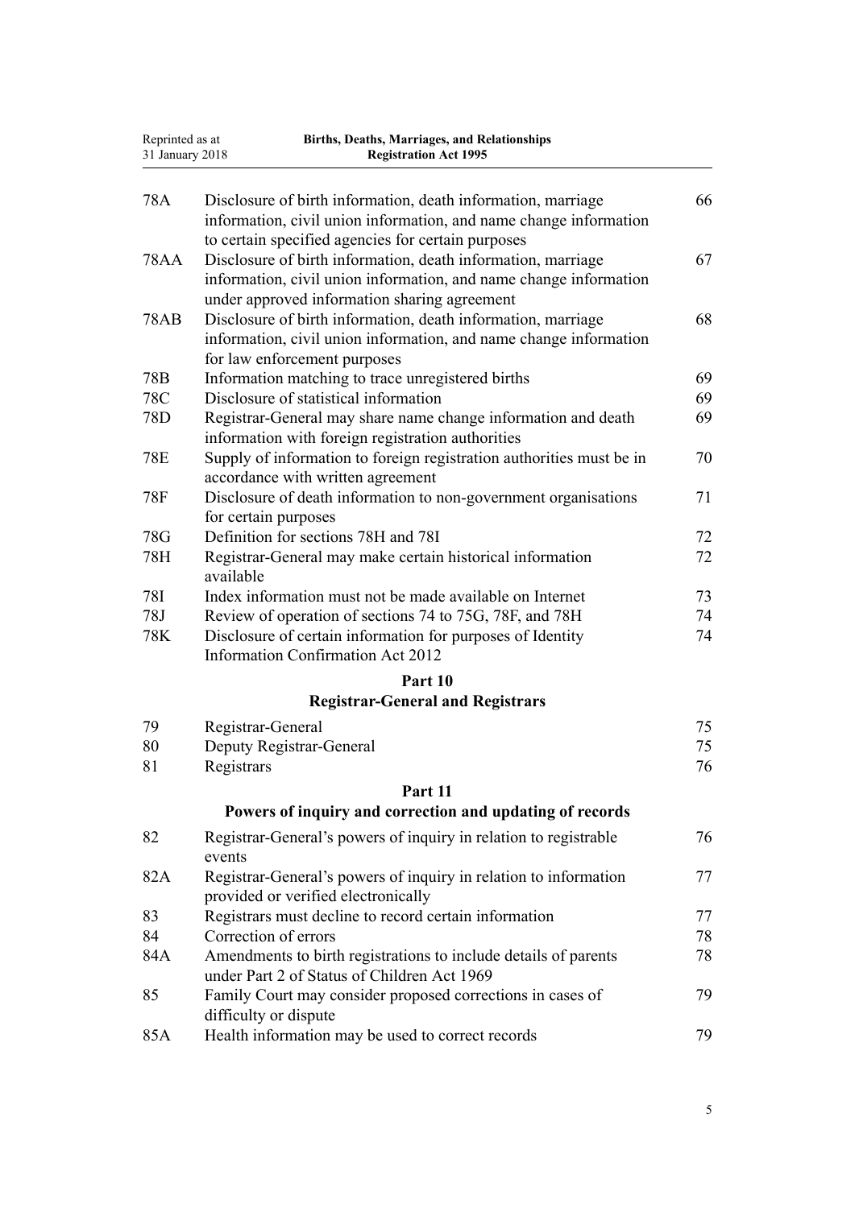| | | |
|---|---|---|
| 78A | Disclosure of birth information, death information, marriage information, civil union information, and name change information to certain specified agencies for certain purposes | 66 |
| 78AA | Disclosure of birth information, death information, marriage information, civil union information, and name change information under approved information sharing agreement | 67 |
| 78AB | Disclosure of birth information, death information, marriage information, civil union information, and name change information for law enforcement purposes | 68 |
| 78B | Information matching to trace unregistered births | 69 |
| 78C | Disclosure of statistical information | 69 |
| 78D | Registrar-General may share name change information and death information with foreign registration authorities | 69 |
| 78E | Supply of information to foreign registration authorities must be in accordance with written agreement | 70 |
| 78F | Disclosure of death information to non-government organisations for certain purposes | 71 |
| 78G | Definition for sections 78H and 78I | 72 |
| 78H | Registrar-General may make certain historical information available | 72 |
| 78I | Index information must not be made available on Internet | 73 |
| 78J | Review of operation of sections 74 to 75G, 78F, and 78H | 74 |
| 78K | Disclosure of certain information for purposes of Identity Information Confirmation Act 2012 | 74 |

## Part 10
## Registrar-General and Registrars

| | | |
|---|---|---|
| 79 | Registrar-General | 75 |
| 80 | Deputy Registrar-General | 75 |
| 81 | Registrars | 76 |

## Part 11
## Powers of inquiry and correction and updating of records

| | | |
|---|---|---|
| 82 | Registrar-General's powers of inquiry in relation to registrable events | 76 |
| 82A | Registrar-General's powers of inquiry in relation to information provided or verified electronically | 77 |
| 83 | Registrars must decline to record certain information | 77 |
| 84 | Correction of errors | 78 |
| 84A | Amendments to birth registrations to include details of parents under Part 2 of Status of Children Act 1969 | 78 |
| 85 | Family Court may consider proposed corrections in cases of difficulty or dispute | 79 |
| 85A | Health information may be used to correct records | 79 |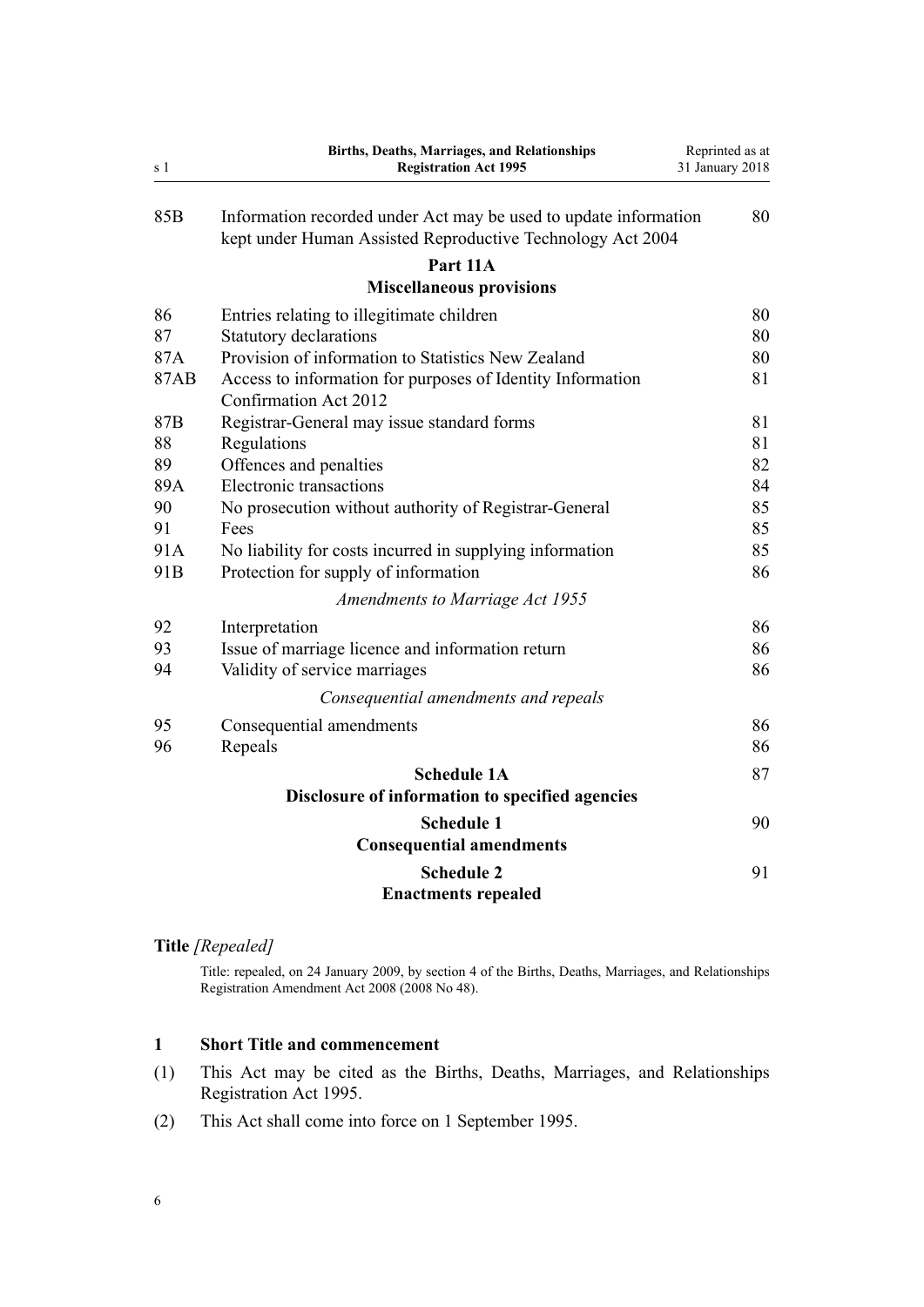| | | |
|---|---|---|
| 85B | Information recorded under Act may be used to update information kept under Human Assisted Reproductive Technology Act 2004 | 80 |
| | **Part 11A** **Miscellaneous provisions** | |
| 86 | Entries relating to illegitimate children | 80 |
| 87 | Statutory declarations | 80 |
| 87A | Provision of information to Statistics New Zealand | 80 |
| 87AB | Access to information for purposes of Identity Information Confirmation Act 2012 | 81 |
| 87B | Registrar-General may issue standard forms | 81 |
| 88 | Regulations | 81 |
| 89 | Offences and penalties | 82 |
| 89A | Electronic transactions | 84 |
| 90 | No prosecution without authority of Registrar-General | 85 |
| 91 | Fees | 85 |
| 91A | No liability for costs incurred in supplying information | 85 |
| 91B | Protection for supply of information | 86 |
| | *Amendments to Marriage Act 1955* | |
| 92 | Interpretation | 86 |
| 93 | Issue of marriage licence and information return | 86 |
| 94 | Validity of service marriages | 86 |
| | *Consequential amendments and repeals* | |
| 95 | Consequential amendments | 86 |
| 96 | Repeals | 86 |
| | **Schedule 1A** **Disclosure of information to specified agencies** | 87 |
| | **Schedule 1** **Consequential amendments** | 90 |
| | **Schedule 2** **Enactments repealed** | 91 |

**Title** *[Repealed]*

Title: repealed, on 24 January 2009, by section 4 of the Births, Deaths, Marriages, and Relationships Registration Amendment Act 2008 (2008 No 48).

### 1 Short Title and commencement

(1) This Act may be cited as the Births, Deaths, Marriages, and Relationships Registration Act 1995.

(2) This Act shall come into force on 1 September 1995.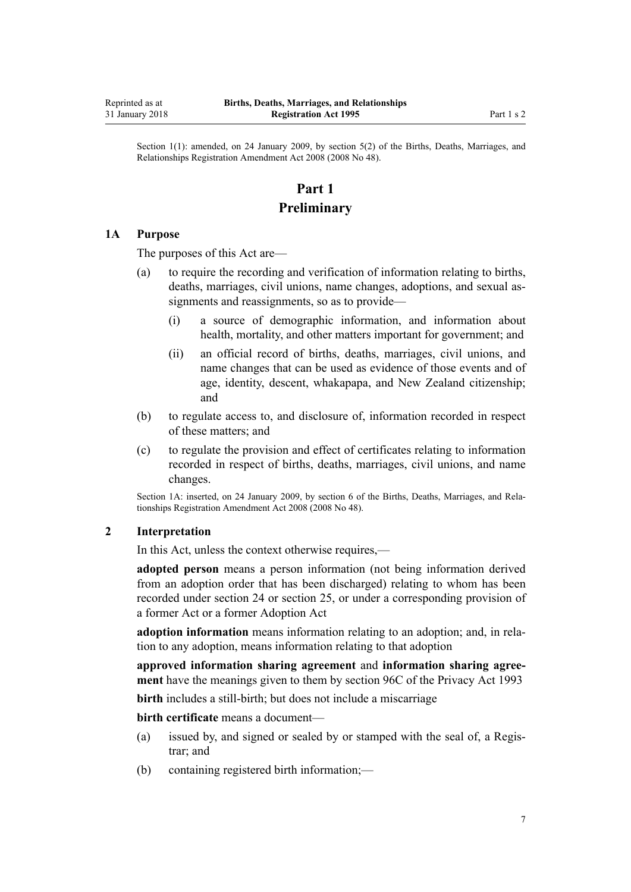Section 1(1): amended, on 24 January 2009, by section 5(2) of the Births, Deaths, Marriages, and Relationships Registration Amendment Act 2008 (2008 No 48).

# Part 1
# Preliminary

### 1A Purpose

The purposes of this Act are—

- (a) to require the recording and verification of information relating to births, deaths, marriages, civil unions, name changes, adoptions, and sexual assignments and reassignments, so as to provide—
  - (i) a source of demographic information, and information about health, mortality, and other matters important for government; and
  - (ii) an official record of births, deaths, marriages, civil unions, and name changes that can be used as evidence of those events and of age, identity, descent, whakapapa, and New Zealand citizenship; and
- (b) to regulate access to, and disclosure of, information recorded in respect of these matters; and
- (c) to regulate the provision and effect of certificates relating to information recorded in respect of births, deaths, marriages, civil unions, and name changes.

Section 1A: inserted, on 24 January 2009, by section 6 of the Births, Deaths, Marriages, and Relationships Registration Amendment Act 2008 (2008 No 48).

### 2 Interpretation

In this Act, unless the context otherwise requires,—

**adopted person** means a person information (not being information derived from an adoption order that has been discharged) relating to whom has been recorded under section 24 or section 25, or under a corresponding provision of a former Act or a former Adoption Act

**adoption information** means information relating to an adoption; and, in relation to any adoption, means information relating to that adoption

**approved information sharing agreement** and **information sharing agreement** have the meanings given to them by section 96C of the Privacy Act 1993

**birth** includes a still-birth; but does not include a miscarriage

**birth certificate** means a document—

- (a) issued by, and signed or sealed by or stamped with the seal of, a Registrar; and
- (b) containing registered birth information;—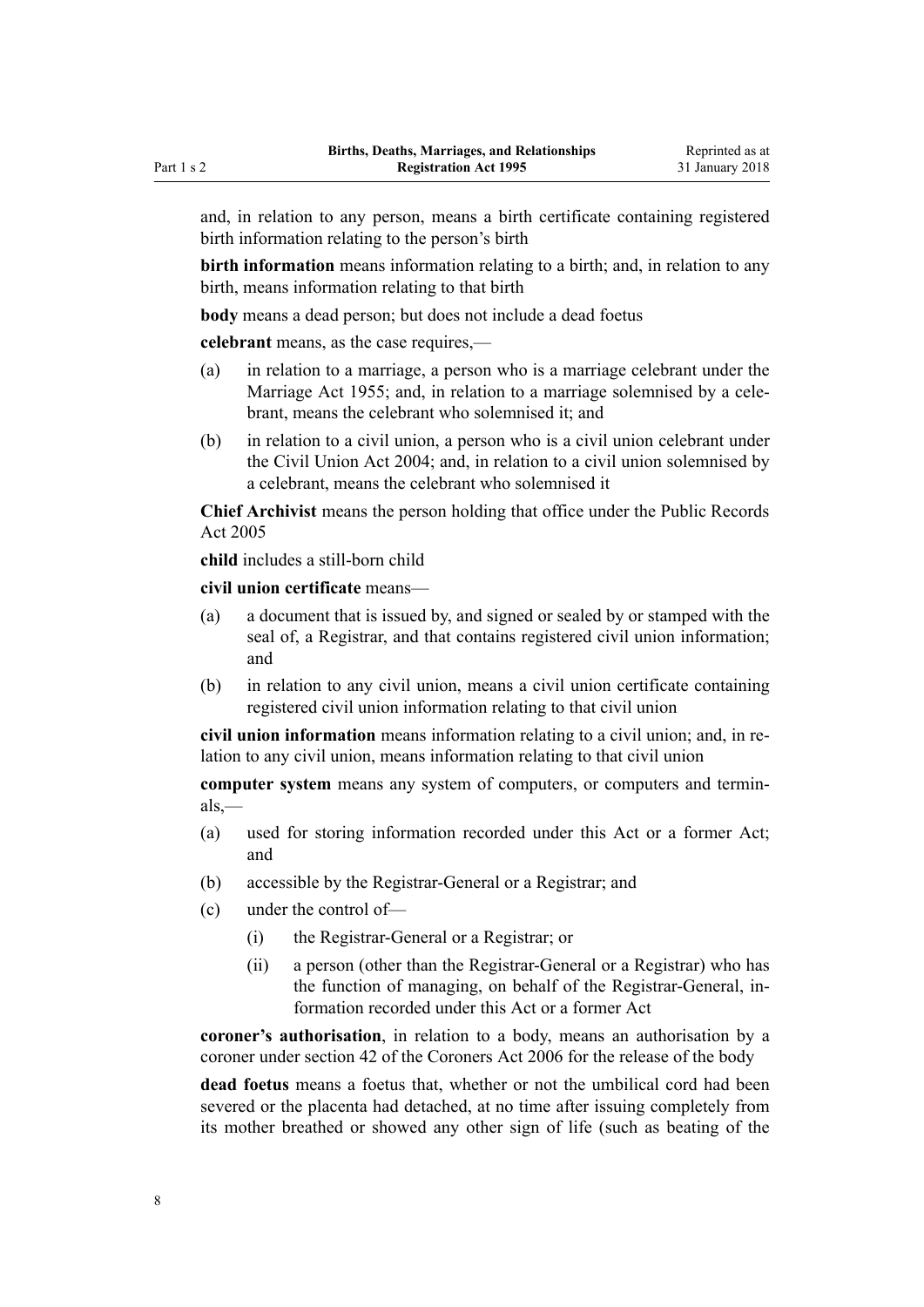and, in relation to any person, means a birth certificate containing registered birth information relating to the person's birth

**birth information** means information relating to a birth; and, in relation to any birth, means information relating to that birth

**body** means a dead person; but does not include a dead foetus

**celebrant** means, as the case requires,—

(a) in relation to a marriage, a person who is a marriage celebrant under the Marriage Act 1955; and, in relation to a marriage solemnised by a celebrant, means the celebrant who solemnised it; and

(b) in relation to a civil union, a person who is a civil union celebrant under the Civil Union Act 2004; and, in relation to a civil union solemnised by a celebrant, means the celebrant who solemnised it

**Chief Archivist** means the person holding that office under the Public Records Act 2005

**child** includes a still-born child

**civil union certificate** means—

(a) a document that is issued by, and signed or sealed by or stamped with the seal of, a Registrar, and that contains registered civil union information; and

(b) in relation to any civil union, means a civil union certificate containing registered civil union information relating to that civil union

**civil union information** means information relating to a civil union; and, in relation to any civil union, means information relating to that civil union

**computer system** means any system of computers, or computers and terminals,—

(a) used for storing information recorded under this Act or a former Act; and

(b) accessible by the Registrar-General or a Registrar; and

(c) under the control of—

  (i) the Registrar-General or a Registrar; or

  (ii) a person (other than the Registrar-General or a Registrar) who has the function of managing, on behalf of the Registrar-General, information recorded under this Act or a former Act

**coroner's authorisation**, in relation to a body, means an authorisation by a coroner under section 42 of the Coroners Act 2006 for the release of the body

**dead foetus** means a foetus that, whether or not the umbilical cord had been severed or the placenta had detached, at no time after issuing completely from its mother breathed or showed any other sign of life (such as beating of the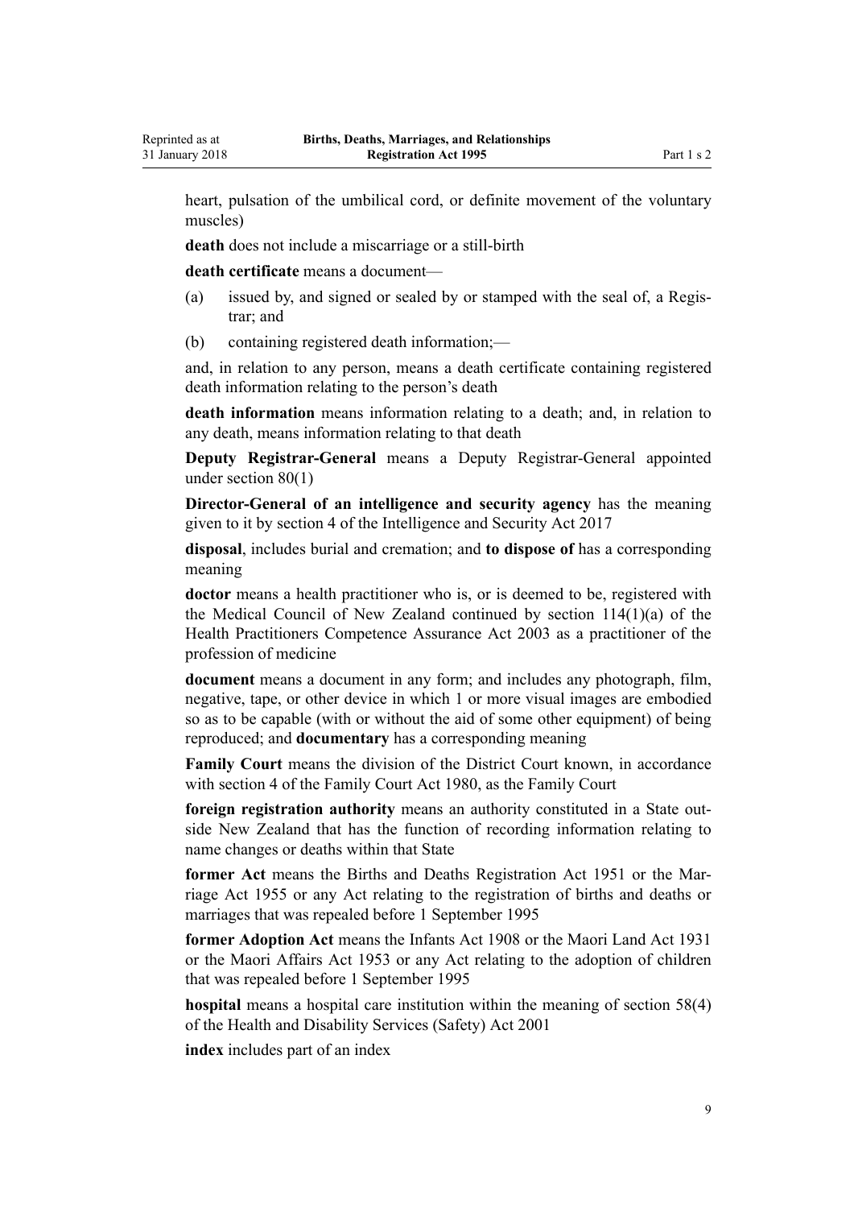heart, pulsation of the umbilical cord, or definite movement of the voluntary muscles)

**death** does not include a miscarriage or a still-birth

**death certificate** means a document—

(a) issued by, and signed or sealed by or stamped with the seal of, a Registrar; and

(b) containing registered death information;—

and, in relation to any person, means a death certificate containing registered death information relating to the person's death

**death information** means information relating to a death; and, in relation to any death, means information relating to that death

**Deputy Registrar-General** means a Deputy Registrar-General appointed under section 80(1)

**Director-General of an intelligence and security agency** has the meaning given to it by section 4 of the Intelligence and Security Act 2017

**disposal**, includes burial and cremation; and **to dispose of** has a corresponding meaning

**doctor** means a health practitioner who is, or is deemed to be, registered with the Medical Council of New Zealand continued by section 114(1)(a) of the Health Practitioners Competence Assurance Act 2003 as a practitioner of the profession of medicine

**document** means a document in any form; and includes any photograph, film, negative, tape, or other device in which 1 or more visual images are embodied so as to be capable (with or without the aid of some other equipment) of being reproduced; and **documentary** has a corresponding meaning

**Family Court** means the division of the District Court known, in accordance with section 4 of the Family Court Act 1980, as the Family Court

**foreign registration authority** means an authority constituted in a State outside New Zealand that has the function of recording information relating to name changes or deaths within that State

**former Act** means the Births and Deaths Registration Act 1951 or the Marriage Act 1955 or any Act relating to the registration of births and deaths or marriages that was repealed before 1 September 1995

**former Adoption Act** means the Infants Act 1908 or the Maori Land Act 1931 or the Maori Affairs Act 1953 or any Act relating to the adoption of children that was repealed before 1 September 1995

**hospital** means a hospital care institution within the meaning of section 58(4) of the Health and Disability Services (Safety) Act 2001

**index** includes part of an index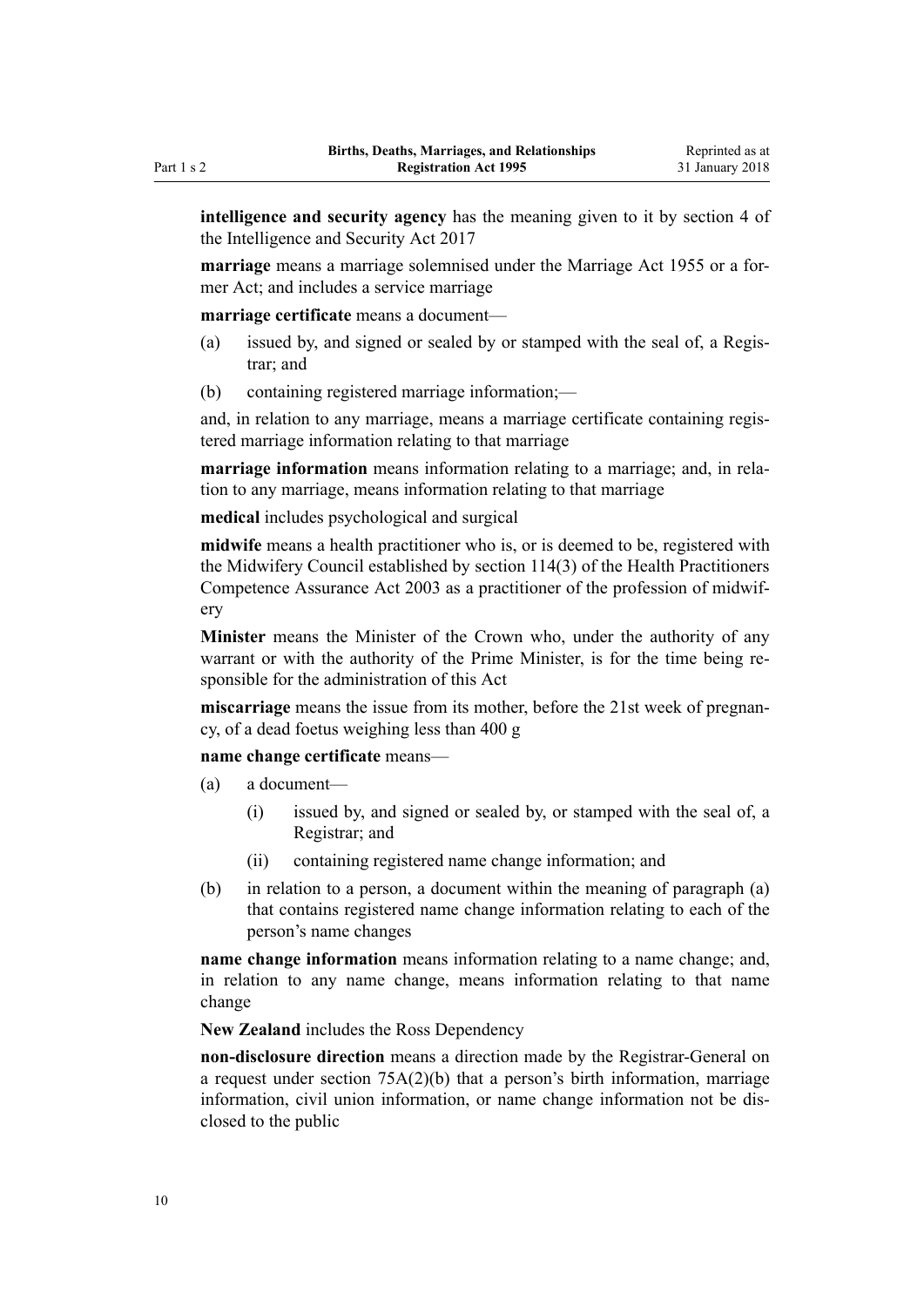**intelligence and security agency** has the meaning given to it by section 4 of the Intelligence and Security Act 2017

**marriage** means a marriage solemnised under the Marriage Act 1955 or a former Act; and includes a service marriage

**marriage certificate** means a document—

(a) issued by, and signed or sealed by or stamped with the seal of, a Registrar; and

(b) containing registered marriage information;—

and, in relation to any marriage, means a marriage certificate containing registered marriage information relating to that marriage

**marriage information** means information relating to a marriage; and, in relation to any marriage, means information relating to that marriage

**medical** includes psychological and surgical

**midwife** means a health practitioner who is, or is deemed to be, registered with the Midwifery Council established by section 114(3) of the Health Practitioners Competence Assurance Act 2003 as a practitioner of the profession of midwifery

**Minister** means the Minister of the Crown who, under the authority of any warrant or with the authority of the Prime Minister, is for the time being responsible for the administration of this Act

**miscarriage** means the issue from its mother, before the 21st week of pregnancy, of a dead foetus weighing less than 400 g

**name change certificate** means—

(a) a document—

(i) issued by, and signed or sealed by, or stamped with the seal of, a Registrar; and

(ii) containing registered name change information; and

(b) in relation to a person, a document within the meaning of paragraph (a) that contains registered name change information relating to each of the person's name changes

**name change information** means information relating to a name change; and, in relation to any name change, means information relating to that name change

**New Zealand** includes the Ross Dependency

**non-disclosure direction** means a direction made by the Registrar-General on a request under section 75A(2)(b) that a person's birth information, marriage information, civil union information, or name change information not be disclosed to the public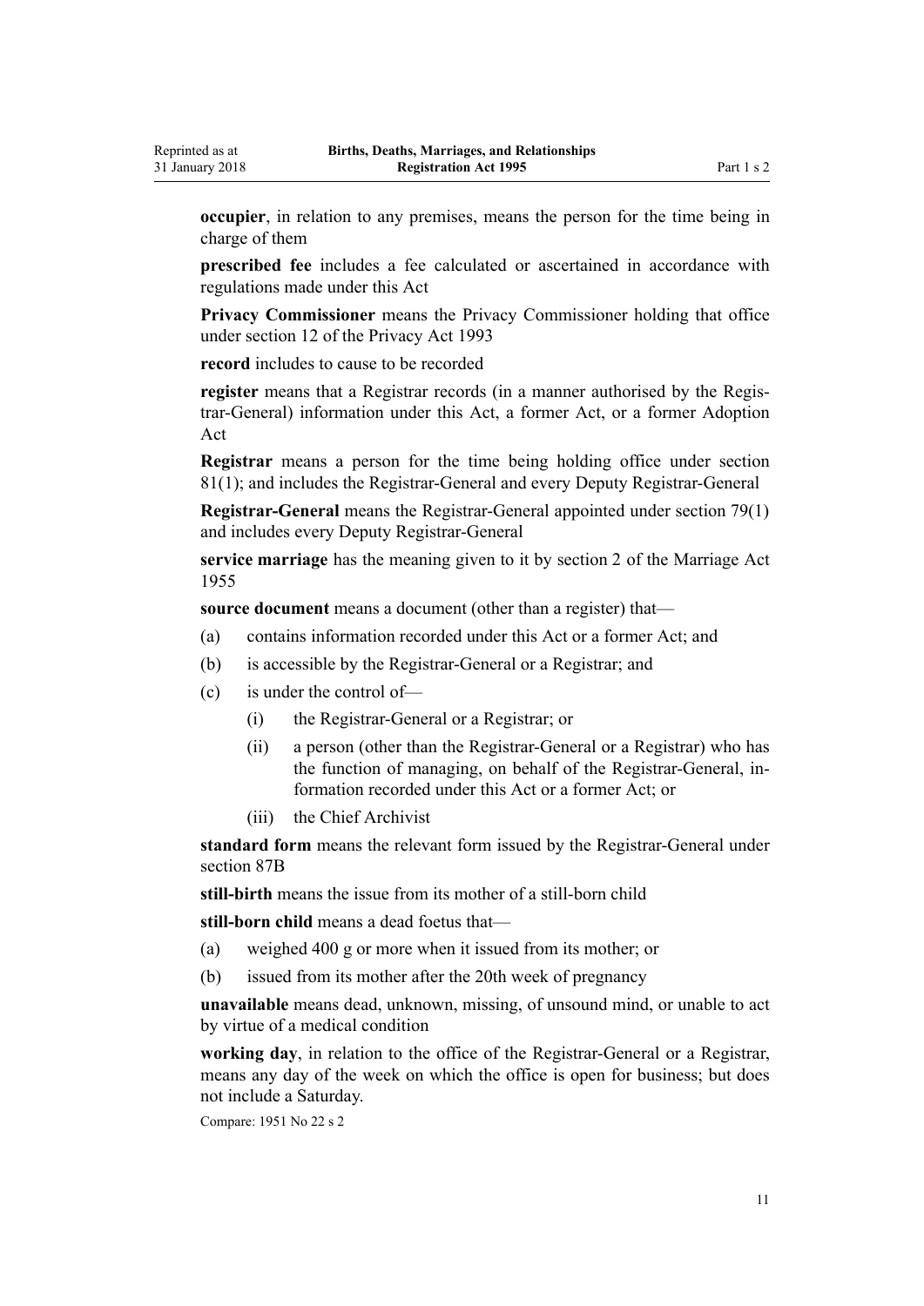**occupier**, in relation to any premises, means the person for the time being in charge of them

**prescribed fee** includes a fee calculated or ascertained in accordance with regulations made under this Act

**Privacy Commissioner** means the Privacy Commissioner holding that office under section 12 of the Privacy Act 1993

**record** includes to cause to be recorded

**register** means that a Registrar records (in a manner authorised by the Registrar-General) information under this Act, a former Act, or a former Adoption Act

**Registrar** means a person for the time being holding office under section 81(1); and includes the Registrar-General and every Deputy Registrar-General

**Registrar-General** means the Registrar-General appointed under section 79(1) and includes every Deputy Registrar-General

**service marriage** has the meaning given to it by section 2 of the Marriage Act 1955

**source document** means a document (other than a register) that—

- (a) contains information recorded under this Act or a former Act; and
- (b) is accessible by the Registrar-General or a Registrar; and
- (c) is under the control of—
  - (i) the Registrar-General or a Registrar; or
  - (ii) a person (other than the Registrar-General or a Registrar) who has the function of managing, on behalf of the Registrar-General, information recorded under this Act or a former Act; or
  - (iii) the Chief Archivist

**standard form** means the relevant form issued by the Registrar-General under section 87B

**still-birth** means the issue from its mother of a still-born child

**still-born child** means a dead foetus that—

- (a) weighed 400 g or more when it issued from its mother; or
- (b) issued from its mother after the 20th week of pregnancy

**unavailable** means dead, unknown, missing, of unsound mind, or unable to act by virtue of a medical condition

**working day**, in relation to the office of the Registrar-General or a Registrar, means any day of the week on which the office is open for business; but does not include a Saturday.

Compare: 1951 No 22 s 2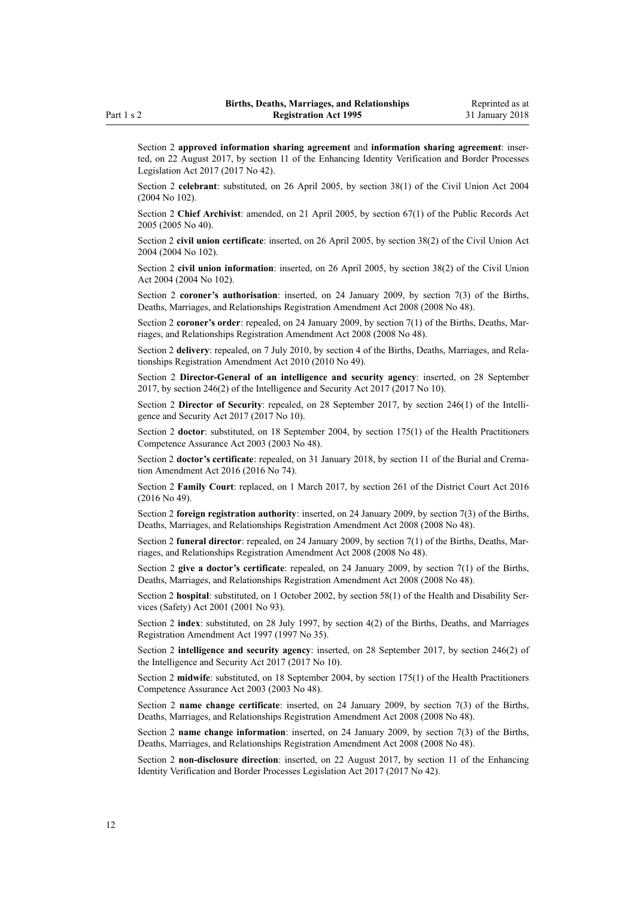Section 2 **approved information sharing agreement** and **information sharing agreement**: inserted, on 22 August 2017, by section 11 of the Enhancing Identity Verification and Border Processes Legislation Act 2017 (2017 No 42).

Section 2 **celebrant**: substituted, on 26 April 2005, by section 38(1) of the Civil Union Act 2004 (2004 No 102).

Section 2 **Chief Archivist**: amended, on 21 April 2005, by section 67(1) of the Public Records Act 2005 (2005 No 40).

Section 2 **civil union certificate**: inserted, on 26 April 2005, by section 38(2) of the Civil Union Act 2004 (2004 No 102).

Section 2 **civil union information**: inserted, on 26 April 2005, by section 38(2) of the Civil Union Act 2004 (2004 No 102).

Section 2 **coroner's authorisation**: inserted, on 24 January 2009, by section 7(3) of the Births, Deaths, Marriages, and Relationships Registration Amendment Act 2008 (2008 No 48).

Section 2 **coroner's order**: repealed, on 24 January 2009, by section 7(1) of the Births, Deaths, Marriages, and Relationships Registration Amendment Act 2008 (2008 No 48).

Section 2 **delivery**: repealed, on 7 July 2010, by section 4 of the Births, Deaths, Marriages, and Relationships Registration Amendment Act 2010 (2010 No 49).

Section 2 **Director-General of an intelligence and security agency**: inserted, on 28 September 2017, by section 246(2) of the Intelligence and Security Act 2017 (2017 No 10).

Section 2 **Director of Security**: repealed, on 28 September 2017, by section 246(1) of the Intelligence and Security Act 2017 (2017 No 10).

Section 2 **doctor**: substituted, on 18 September 2004, by section 175(1) of the Health Practitioners Competence Assurance Act 2003 (2003 No 48).

Section 2 **doctor's certificate**: repealed, on 31 January 2018, by section 11 of the Burial and Cremation Amendment Act 2016 (2016 No 74).

Section 2 **Family Court**: replaced, on 1 March 2017, by section 261 of the District Court Act 2016 (2016 No 49).

Section 2 **foreign registration authority**: inserted, on 24 January 2009, by section 7(3) of the Births, Deaths, Marriages, and Relationships Registration Amendment Act 2008 (2008 No 48).

Section 2 **funeral director**: repealed, on 24 January 2009, by section 7(1) of the Births, Deaths, Marriages, and Relationships Registration Amendment Act 2008 (2008 No 48).

Section 2 **give a doctor's certificate**: repealed, on 24 January 2009, by section 7(1) of the Births, Deaths, Marriages, and Relationships Registration Amendment Act 2008 (2008 No 48).

Section 2 **hospital**: substituted, on 1 October 2002, by section 58(1) of the Health and Disability Services (Safety) Act 2001 (2001 No 93).

Section 2 **index**: substituted, on 28 July 1997, by section 4(2) of the Births, Deaths, and Marriages Registration Amendment Act 1997 (1997 No 35).

Section 2 **intelligence and security agency**: inserted, on 28 September 2017, by section 246(2) of the Intelligence and Security Act 2017 (2017 No 10).

Section 2 **midwife**: substituted, on 18 September 2004, by section 175(1) of the Health Practitioners Competence Assurance Act 2003 (2003 No 48).

Section 2 **name change certificate**: inserted, on 24 January 2009, by section 7(3) of the Births, Deaths, Marriages, and Relationships Registration Amendment Act 2008 (2008 No 48).

Section 2 **name change information**: inserted, on 24 January 2009, by section 7(3) of the Births, Deaths, Marriages, and Relationships Registration Amendment Act 2008 (2008 No 48).

Section 2 **non-disclosure direction**: inserted, on 22 August 2017, by section 11 of the Enhancing Identity Verification and Border Processes Legislation Act 2017 (2017 No 42).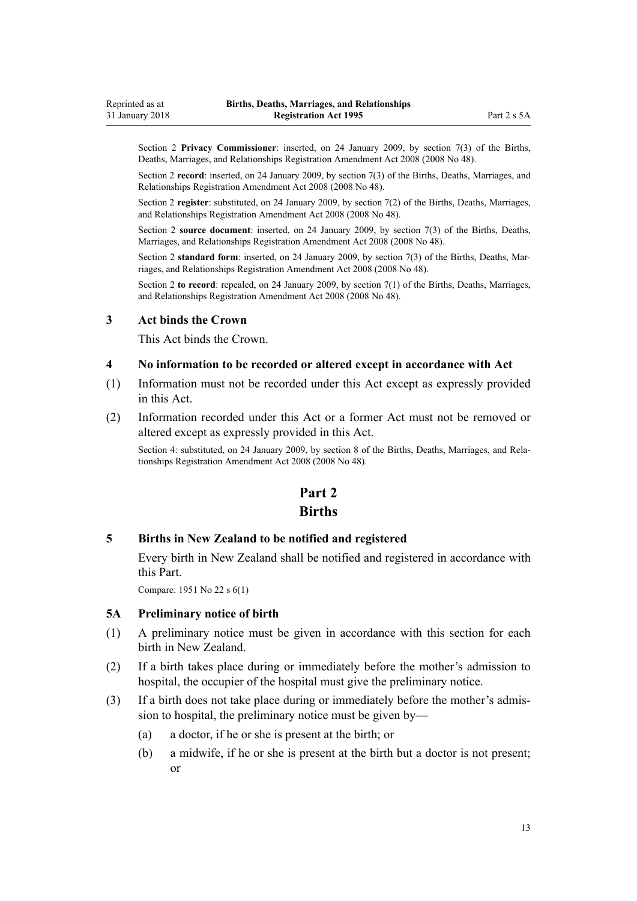Section 2 **Privacy Commissioner**: inserted, on 24 January 2009, by section 7(3) of the Births, Deaths, Marriages, and Relationships Registration Amendment Act 2008 (2008 No 48).

Section 2 **record**: inserted, on 24 January 2009, by section 7(3) of the Births, Deaths, Marriages, and Relationships Registration Amendment Act 2008 (2008 No 48).

Section 2 **register**: substituted, on 24 January 2009, by section 7(2) of the Births, Deaths, Marriages, and Relationships Registration Amendment Act 2008 (2008 No 48).

Section 2 **source document**: inserted, on 24 January 2009, by section 7(3) of the Births, Deaths, Marriages, and Relationships Registration Amendment Act 2008 (2008 No 48).

Section 2 **standard form**: inserted, on 24 January 2009, by section 7(3) of the Births, Deaths, Marriages, and Relationships Registration Amendment Act 2008 (2008 No 48).

Section 2 **to record**: repealed, on 24 January 2009, by section 7(1) of the Births, Deaths, Marriages, and Relationships Registration Amendment Act 2008 (2008 No 48).

### 3 Act binds the Crown

This Act binds the Crown.

### 4 No information to be recorded or altered except in accordance with Act

(1) Information must not be recorded under this Act except as expressly provided in this Act.

(2) Information recorded under this Act or a former Act must not be removed or altered except as expressly provided in this Act.

Section 4: substituted, on 24 January 2009, by section 8 of the Births, Deaths, Marriages, and Relationships Registration Amendment Act 2008 (2008 No 48).

## Part 2
## Births

### 5 Births in New Zealand to be notified and registered

Every birth in New Zealand shall be notified and registered in accordance with this Part.

Compare: 1951 No 22 s 6(1)

### 5A Preliminary notice of birth

(1) A preliminary notice must be given in accordance with this section for each birth in New Zealand.

(2) If a birth takes place during or immediately before the mother's admission to hospital, the occupier of the hospital must give the preliminary notice.

(3) If a birth does not take place during or immediately before the mother's admission to hospital, the preliminary notice must be given by—

   (a) a doctor, if he or she is present at the birth; or

   (b) a midwife, if he or she is present at the birth but a doctor is not present; or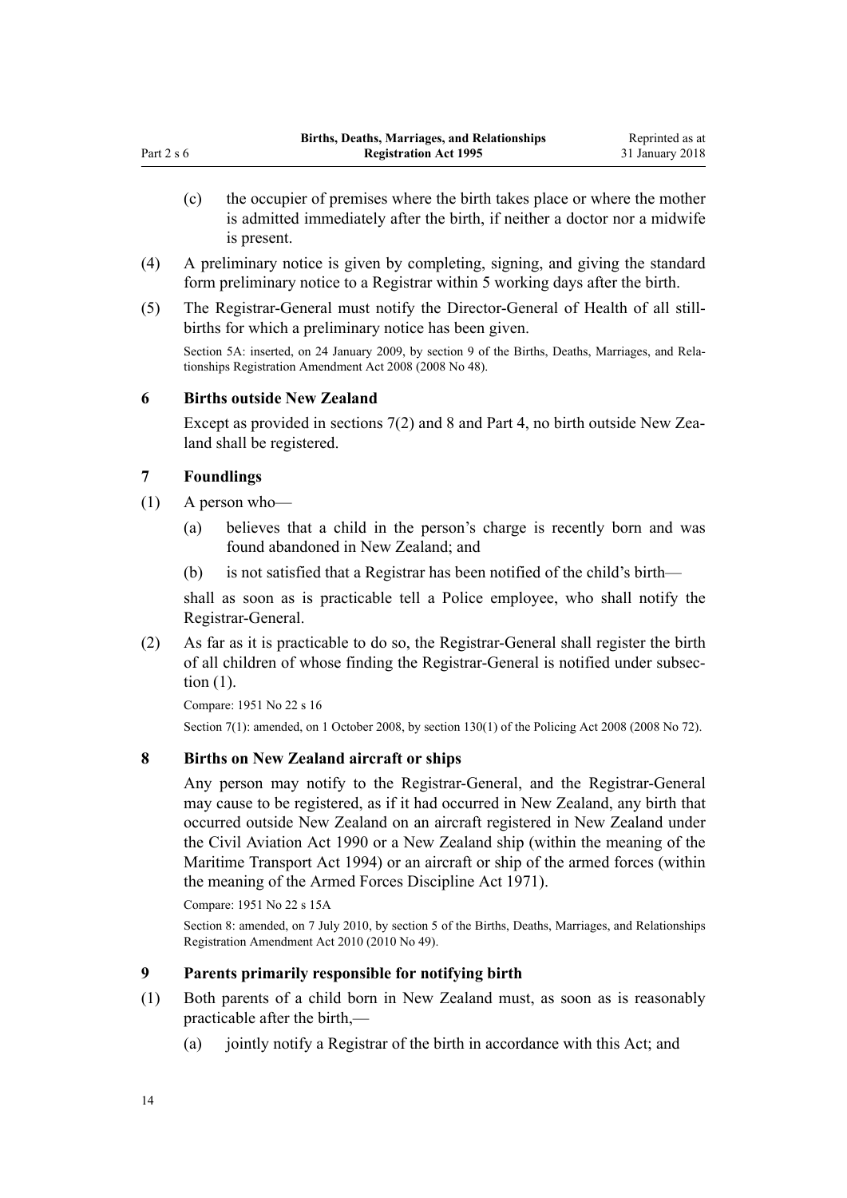(c) the occupier of premises where the birth takes place or where the mother is admitted immediately after the birth, if neither a doctor nor a midwife is present.

(4) A preliminary notice is given by completing, signing, and giving the standard form preliminary notice to a Registrar within 5 working days after the birth.

(5) The Registrar-General must notify the Director-General of Health of all still-births for which a preliminary notice has been given.

Section 5A: inserted, on 24 January 2009, by section 9 of the Births, Deaths, Marriages, and Relationships Registration Amendment Act 2008 (2008 No 48).

### 6 Births outside New Zealand

Except as provided in sections 7(2) and 8 and Part 4, no birth outside New Zealand shall be registered.

### 7 Foundlings

(1) A person who—

(a) believes that a child in the person's charge is recently born and was found abandoned in New Zealand; and

(b) is not satisfied that a Registrar has been notified of the child's birth—

shall as soon as is practicable tell a Police employee, who shall notify the Registrar-General.

(2) As far as it is practicable to do so, the Registrar-General shall register the birth of all children of whose finding the Registrar-General is notified under subsection (1).

Compare: 1951 No 22 s 16

Section 7(1): amended, on 1 October 2008, by section 130(1) of the Policing Act 2008 (2008 No 72).

### 8 Births on New Zealand aircraft or ships

Any person may notify to the Registrar-General, and the Registrar-General may cause to be registered, as if it had occurred in New Zealand, any birth that occurred outside New Zealand on an aircraft registered in New Zealand under the Civil Aviation Act 1990 or a New Zealand ship (within the meaning of the Maritime Transport Act 1994) or an aircraft or ship of the armed forces (within the meaning of the Armed Forces Discipline Act 1971).

Compare: 1951 No 22 s 15A

Section 8: amended, on 7 July 2010, by section 5 of the Births, Deaths, Marriages, and Relationships Registration Amendment Act 2010 (2010 No 49).

### 9 Parents primarily responsible for notifying birth

(1) Both parents of a child born in New Zealand must, as soon as is reasonably practicable after the birth,—

(a) jointly notify a Registrar of the birth in accordance with this Act; and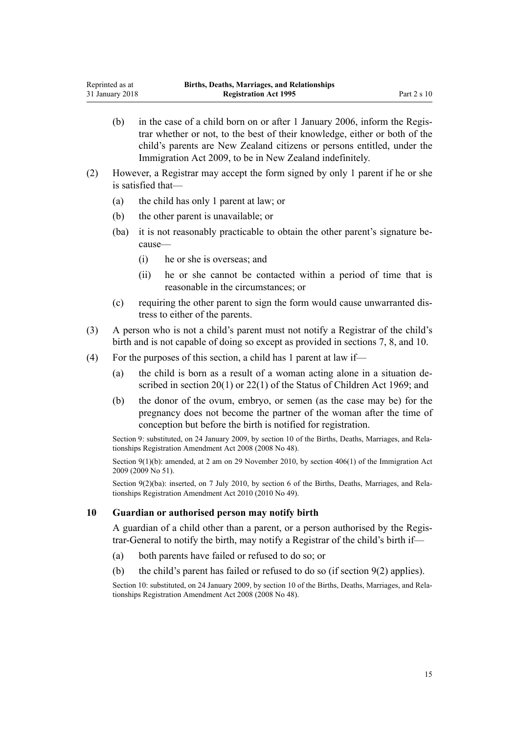(b) in the case of a child born on or after 1 January 2006, inform the Registrar whether or not, to the best of their knowledge, either or both of the child's parents are New Zealand citizens or persons entitled, under the Immigration Act 2009, to be in New Zealand indefinitely.

(2) However, a Registrar may accept the form signed by only 1 parent if he or she is satisfied that—

(a) the child has only 1 parent at law; or

(b) the other parent is unavailable; or

(ba) it is not reasonably practicable to obtain the other parent's signature because—

(i) he or she is overseas; and

(ii) he or she cannot be contacted within a period of time that is reasonable in the circumstances; or

(c) requiring the other parent to sign the form would cause unwarranted distress to either of the parents.

(3) A person who is not a child's parent must not notify a Registrar of the child's birth and is not capable of doing so except as provided in sections 7, 8, and 10.

(4) For the purposes of this section, a child has 1 parent at law if—

(a) the child is born as a result of a woman acting alone in a situation described in section 20(1) or 22(1) of the Status of Children Act 1969; and

(b) the donor of the ovum, embryo, or semen (as the case may be) for the pregnancy does not become the partner of the woman after the time of conception but before the birth is notified for registration.

Section 9: substituted, on 24 January 2009, by section 10 of the Births, Deaths, Marriages, and Relationships Registration Amendment Act 2008 (2008 No 48).

Section 9(1)(b): amended, at 2 am on 29 November 2010, by section 406(1) of the Immigration Act 2009 (2009 No 51).

Section 9(2)(ba): inserted, on 7 July 2010, by section 6 of the Births, Deaths, Marriages, and Relationships Registration Amendment Act 2010 (2010 No 49).

### 10 Guardian or authorised person may notify birth

A guardian of a child other than a parent, or a person authorised by the Registrar-General to notify the birth, may notify a Registrar of the child's birth if—

(a) both parents have failed or refused to do so; or

(b) the child's parent has failed or refused to do so (if section 9(2) applies).

Section 10: substituted, on 24 January 2009, by section 10 of the Births, Deaths, Marriages, and Relationships Registration Amendment Act 2008 (2008 No 48).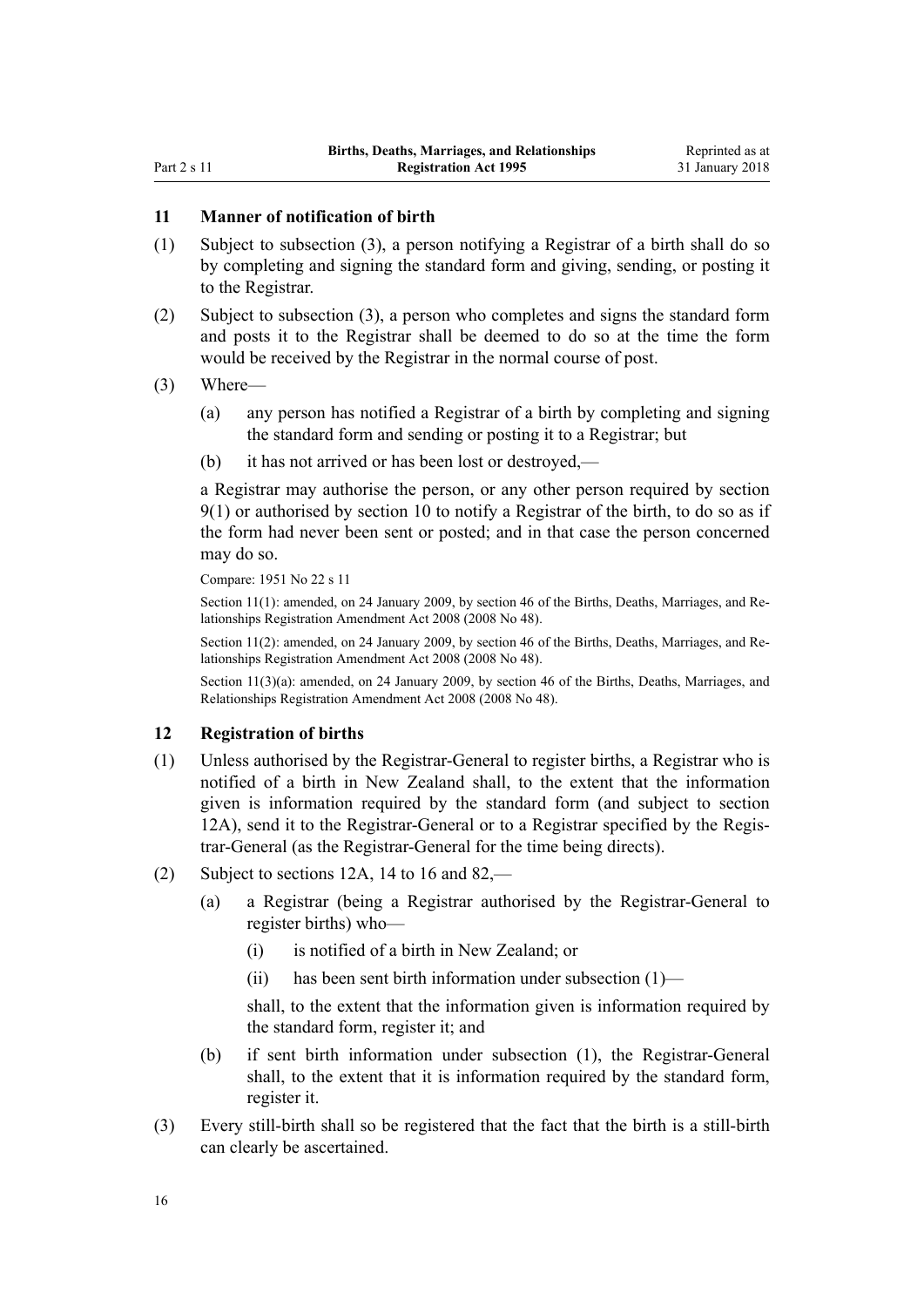### 11 Manner of notification of birth

(1) Subject to subsection (3), a person notifying a Registrar of a birth shall do so by completing and signing the standard form and giving, sending, or posting it to the Registrar.

(2) Subject to subsection (3), a person who completes and signs the standard form and posts it to the Registrar shall be deemed to do so at the time the form would be received by the Registrar in the normal course of post.

(3) Where—

   (a) any person has notified a Registrar of a birth by completing and signing the standard form and sending or posting it to a Registrar; but

   (b) it has not arrived or has been lost or destroyed,—

   a Registrar may authorise the person, or any other person required by section 9(1) or authorised by section 10 to notify a Registrar of the birth, to do so as if the form had never been sent or posted; and in that case the person concerned may do so.

Compare: 1951 No 22 s 11

Section 11(1): amended, on 24 January 2009, by section 46 of the Births, Deaths, Marriages, and Relationships Registration Amendment Act 2008 (2008 No 48).

Section 11(2): amended, on 24 January 2009, by section 46 of the Births, Deaths, Marriages, and Relationships Registration Amendment Act 2008 (2008 No 48).

Section 11(3)(a): amended, on 24 January 2009, by section 46 of the Births, Deaths, Marriages, and Relationships Registration Amendment Act 2008 (2008 No 48).

### 12 Registration of births

(1) Unless authorised by the Registrar-General to register births, a Registrar who is notified of a birth in New Zealand shall, to the extent that the information given is information required by the standard form (and subject to section 12A), send it to the Registrar-General or to a Registrar specified by the Registrar-General (as the Registrar-General for the time being directs).

(2) Subject to sections 12A, 14 to 16 and 82,—

   (a) a Registrar (being a Registrar authorised by the Registrar-General to register births) who—

      (i) is notified of a birth in New Zealand; or

      (ii) has been sent birth information under subsection (1)—

   shall, to the extent that the information given is information required by the standard form, register it; and

   (b) if sent birth information under subsection (1), the Registrar-General shall, to the extent that it is information required by the standard form, register it.

(3) Every still-birth shall so be registered that the fact that the birth is a still-birth can clearly be ascertained.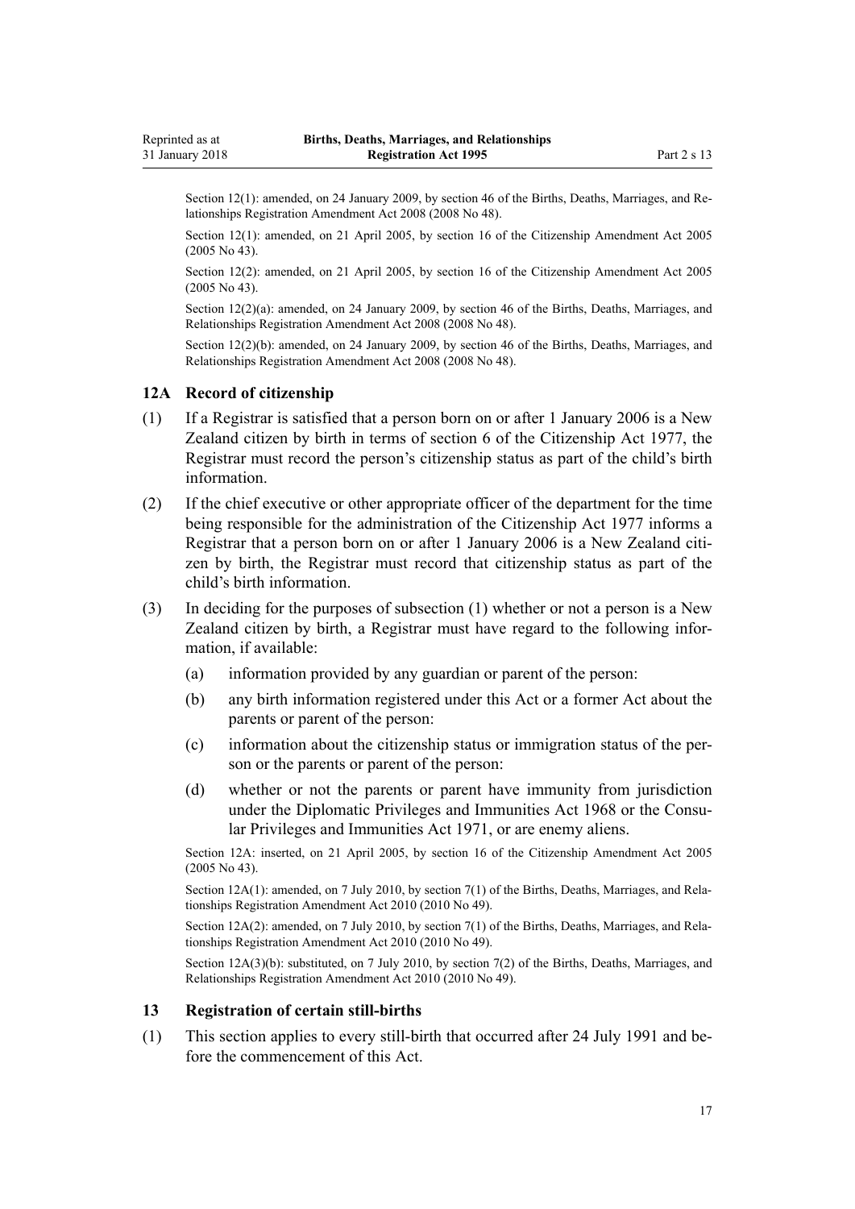Section 12(1): amended, on 24 January 2009, by section 46 of the Births, Deaths, Marriages, and Relationships Registration Amendment Act 2008 (2008 No 48).

Section 12(1): amended, on 21 April 2005, by section 16 of the Citizenship Amendment Act 2005 (2005 No 43).

Section 12(2): amended, on 21 April 2005, by section 16 of the Citizenship Amendment Act 2005 (2005 No 43).

Section 12(2)(a): amended, on 24 January 2009, by section 46 of the Births, Deaths, Marriages, and Relationships Registration Amendment Act 2008 (2008 No 48).

Section 12(2)(b): amended, on 24 January 2009, by section 46 of the Births, Deaths, Marriages, and Relationships Registration Amendment Act 2008 (2008 No 48).

### 12A Record of citizenship

(1) If a Registrar is satisfied that a person born on or after 1 January 2006 is a New Zealand citizen by birth in terms of section 6 of the Citizenship Act 1977, the Registrar must record the person's citizenship status as part of the child's birth information.

(2) If the chief executive or other appropriate officer of the department for the time being responsible for the administration of the Citizenship Act 1977 informs a Registrar that a person born on or after 1 January 2006 is a New Zealand citizen by birth, the Registrar must record that citizenship status as part of the child's birth information.

(3) In deciding for the purposes of subsection (1) whether or not a person is a New Zealand citizen by birth, a Registrar must have regard to the following information, if available:

(a) information provided by any guardian or parent of the person:

(b) any birth information registered under this Act or a former Act about the parents or parent of the person:

(c) information about the citizenship status or immigration status of the person or the parents or parent of the person:

(d) whether or not the parents or parent have immunity from jurisdiction under the Diplomatic Privileges and Immunities Act 1968 or the Consular Privileges and Immunities Act 1971, or are enemy aliens.

Section 12A: inserted, on 21 April 2005, by section 16 of the Citizenship Amendment Act 2005 (2005 No 43).

Section 12A(1): amended, on 7 July 2010, by section 7(1) of the Births, Deaths, Marriages, and Relationships Registration Amendment Act 2010 (2010 No 49).

Section 12A(2): amended, on 7 July 2010, by section 7(1) of the Births, Deaths, Marriages, and Relationships Registration Amendment Act 2010 (2010 No 49).

Section 12A(3)(b): substituted, on 7 July 2010, by section 7(2) of the Births, Deaths, Marriages, and Relationships Registration Amendment Act 2010 (2010 No 49).

### 13 Registration of certain still-births

(1) This section applies to every still-birth that occurred after 24 July 1991 and before the commencement of this Act.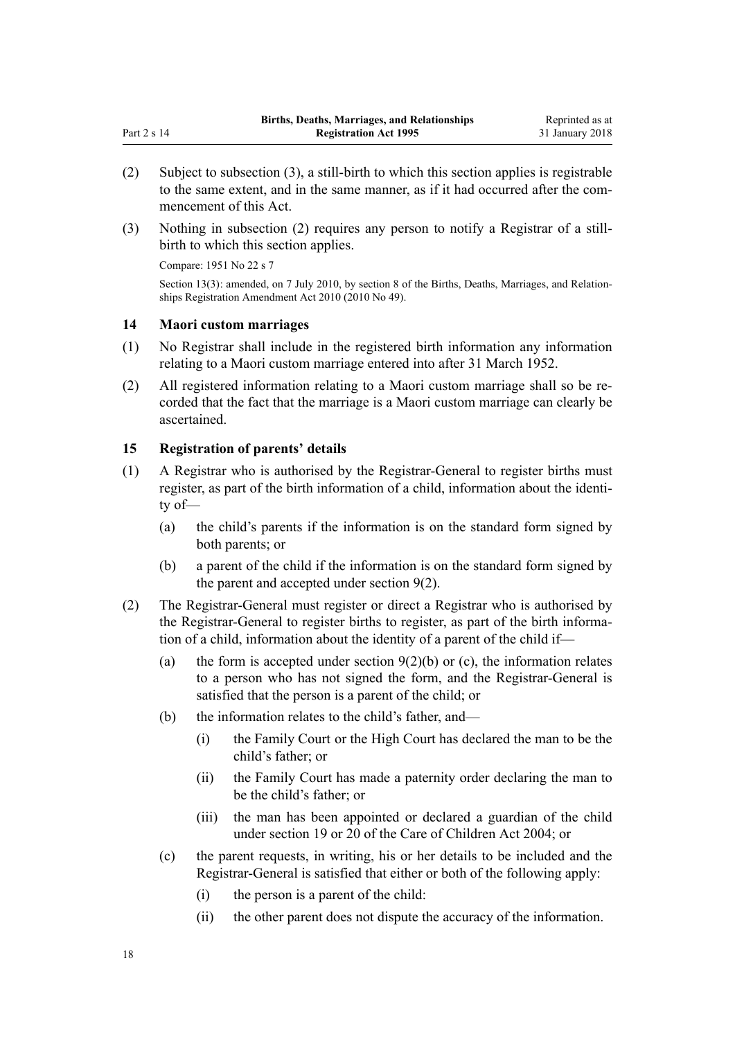(2) Subject to subsection (3), a still-birth to which this section applies is registrable to the same extent, and in the same manner, as if it had occurred after the commencement of this Act.

(3) Nothing in subsection (2) requires any person to notify a Registrar of a still-birth to which this section applies.

Compare: 1951 No 22 s 7

Section 13(3): amended, on 7 July 2010, by section 8 of the Births, Deaths, Marriages, and Relationships Registration Amendment Act 2010 (2010 No 49).

### 14 Maori custom marriages

(1) No Registrar shall include in the registered birth information any information relating to a Maori custom marriage entered into after 31 March 1952.

(2) All registered information relating to a Maori custom marriage shall so be recorded that the fact that the marriage is a Maori custom marriage can clearly be ascertained.

### 15 Registration of parents' details

(1) A Registrar who is authorised by the Registrar-General to register births must register, as part of the birth information of a child, information about the identity of—

- (a) the child's parents if the information is on the standard form signed by both parents; or
- (b) a parent of the child if the information is on the standard form signed by the parent and accepted under section 9(2).

(2) The Registrar-General must register or direct a Registrar who is authorised by the Registrar-General to register births to register, as part of the birth information of a child, information about the identity of a parent of the child if—

- (a) the form is accepted under section 9(2)(b) or (c), the information relates to a person who has not signed the form, and the Registrar-General is satisfied that the person is a parent of the child; or
- (b) the information relates to the child's father, and—
  - (i) the Family Court or the High Court has declared the man to be the child's father; or
  - (ii) the Family Court has made a paternity order declaring the man to be the child's father; or
  - (iii) the man has been appointed or declared a guardian of the child under section 19 or 20 of the Care of Children Act 2004; or
- (c) the parent requests, in writing, his or her details to be included and the Registrar-General is satisfied that either or both of the following apply:
  - (i) the person is a parent of the child:
  - (ii) the other parent does not dispute the accuracy of the information.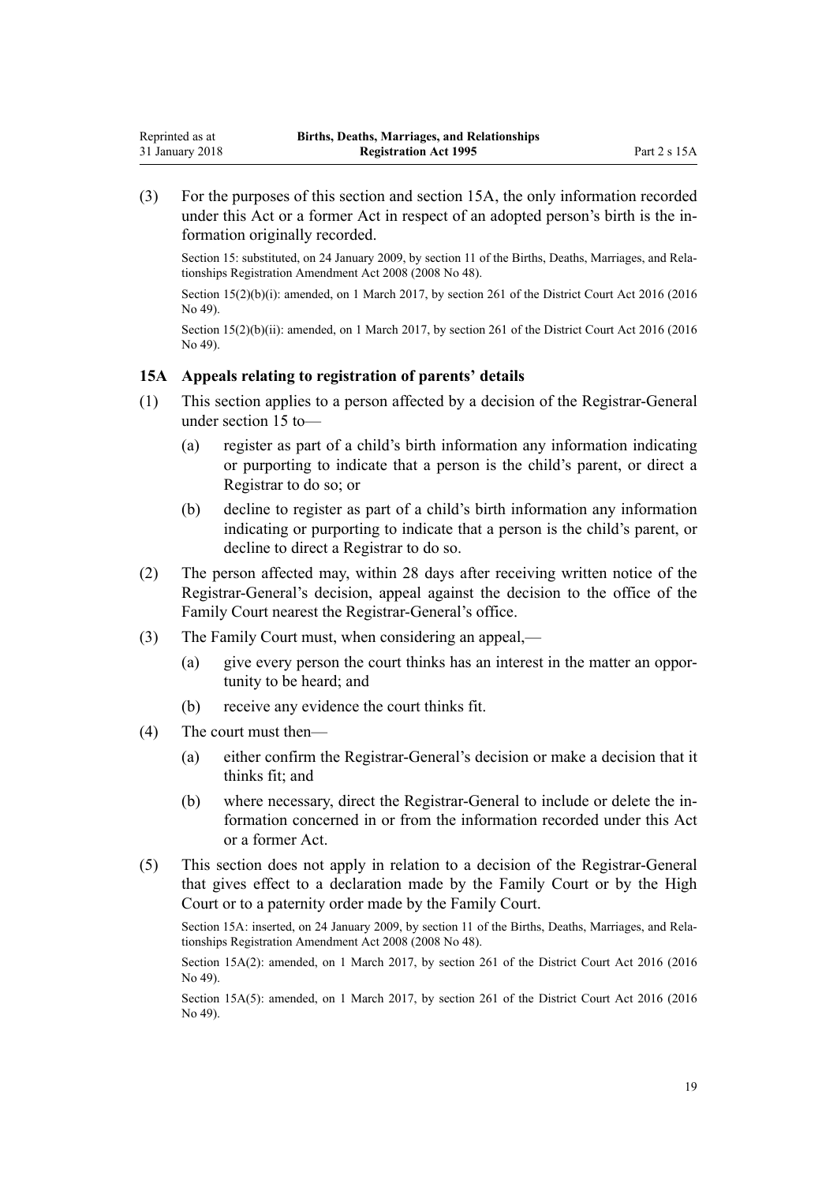(3) For the purposes of this section and section 15A, the only information recorded under this Act or a former Act in respect of an adopted person's birth is the information originally recorded.

Section 15: substituted, on 24 January 2009, by section 11 of the Births, Deaths, Marriages, and Relationships Registration Amendment Act 2008 (2008 No 48).

Section 15(2)(b)(i): amended, on 1 March 2017, by section 261 of the District Court Act 2016 (2016 No 49).

Section 15(2)(b)(ii): amended, on 1 March 2017, by section 261 of the District Court Act 2016 (2016 No 49).

### 15A Appeals relating to registration of parents' details

(1) This section applies to a person affected by a decision of the Registrar-General under section 15 to—

(a) register as part of a child's birth information any information indicating or purporting to indicate that a person is the child's parent, or direct a Registrar to do so; or

(b) decline to register as part of a child's birth information any information indicating or purporting to indicate that a person is the child's parent, or decline to direct a Registrar to do so.

(2) The person affected may, within 28 days after receiving written notice of the Registrar-General's decision, appeal against the decision to the office of the Family Court nearest the Registrar-General's office.

(3) The Family Court must, when considering an appeal,—

(a) give every person the court thinks has an interest in the matter an opportunity to be heard; and

(b) receive any evidence the court thinks fit.

(4) The court must then—

(a) either confirm the Registrar-General's decision or make a decision that it thinks fit; and

(b) where necessary, direct the Registrar-General to include or delete the information concerned in or from the information recorded under this Act or a former Act.

(5) This section does not apply in relation to a decision of the Registrar-General that gives effect to a declaration made by the Family Court or by the High Court or to a paternity order made by the Family Court.

Section 15A: inserted, on 24 January 2009, by section 11 of the Births, Deaths, Marriages, and Relationships Registration Amendment Act 2008 (2008 No 48).

Section 15A(2): amended, on 1 March 2017, by section 261 of the District Court Act 2016 (2016 No 49).

Section 15A(5): amended, on 1 March 2017, by section 261 of the District Court Act 2016 (2016 No 49).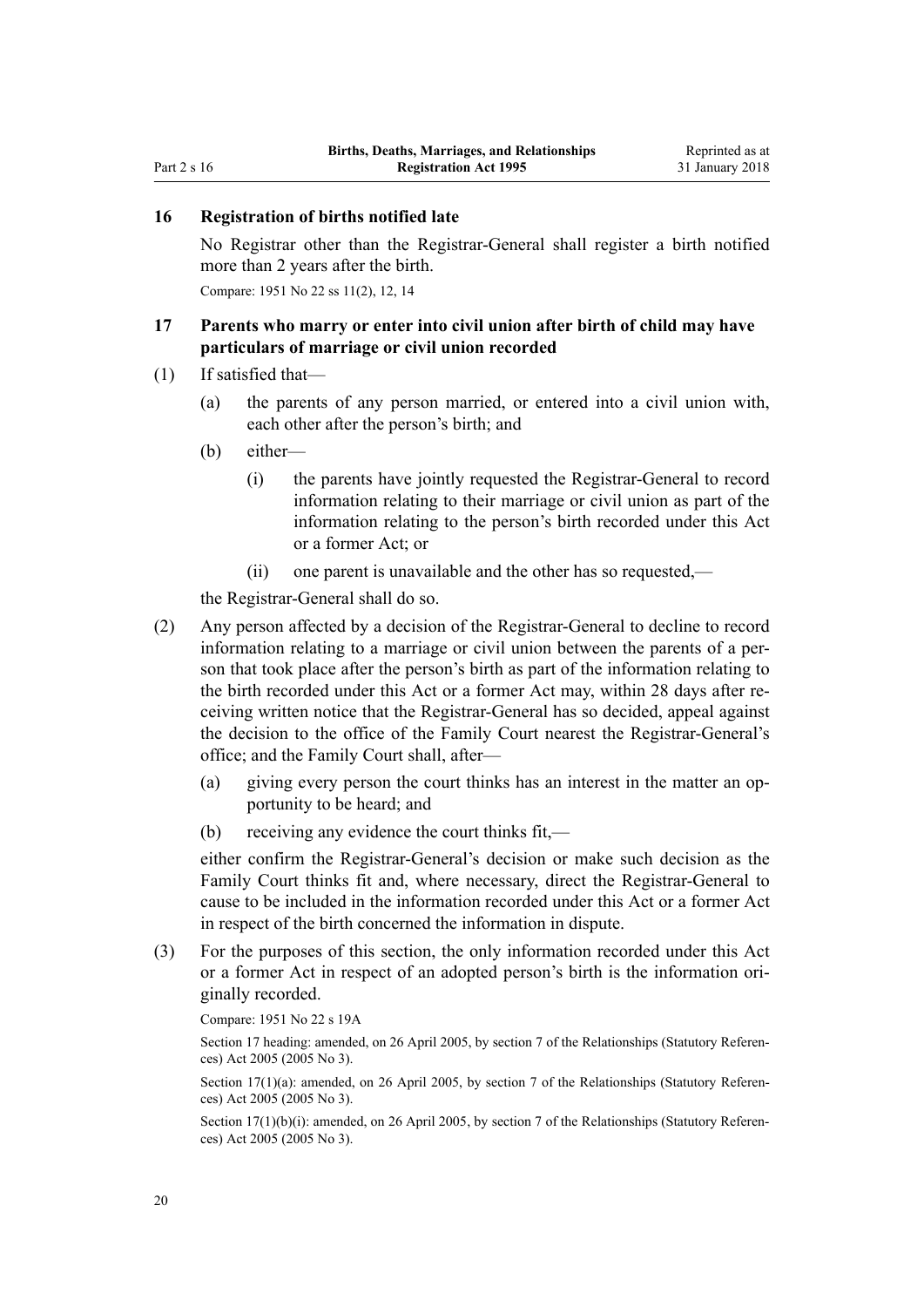## 16 Registration of births notified late

No Registrar other than the Registrar-General shall register a birth notified more than 2 years after the birth.

Compare: 1951 No 22 ss 11(2), 12, 14

## 17 Parents who marry or enter into civil union after birth of child may have particulars of marriage or civil union recorded

(1) If satisfied that—

   (a) the parents of any person married, or entered into a civil union with, each other after the person's birth; and

   (b) either—

      (i) the parents have jointly requested the Registrar-General to record information relating to their marriage or civil union as part of the information relating to the person's birth recorded under this Act or a former Act; or

      (ii) one parent is unavailable and the other has so requested,—

   the Registrar-General shall do so.

(2) Any person affected by a decision of the Registrar-General to decline to record information relating to a marriage or civil union between the parents of a person that took place after the person's birth as part of the information relating to the birth recorded under this Act or a former Act may, within 28 days after receiving written notice that the Registrar-General has so decided, appeal against the decision to the office of the Family Court nearest the Registrar-General's office; and the Family Court shall, after—

   (a) giving every person the court thinks has an interest in the matter an opportunity to be heard; and

   (b) receiving any evidence the court thinks fit,—

   either confirm the Registrar-General's decision or make such decision as the Family Court thinks fit and, where necessary, direct the Registrar-General to cause to be included in the information recorded under this Act or a former Act in respect of the birth concerned the information in dispute.

(3) For the purposes of this section, the only information recorded under this Act or a former Act in respect of an adopted person's birth is the information originally recorded.

Compare: 1951 No 22 s 19A

Section 17 heading: amended, on 26 April 2005, by section 7 of the Relationships (Statutory References) Act 2005 (2005 No 3).

Section 17(1)(a): amended, on 26 April 2005, by section 7 of the Relationships (Statutory References) Act 2005 (2005 No 3).

Section 17(1)(b)(i): amended, on 26 April 2005, by section 7 of the Relationships (Statutory References) Act 2005 (2005 No 3).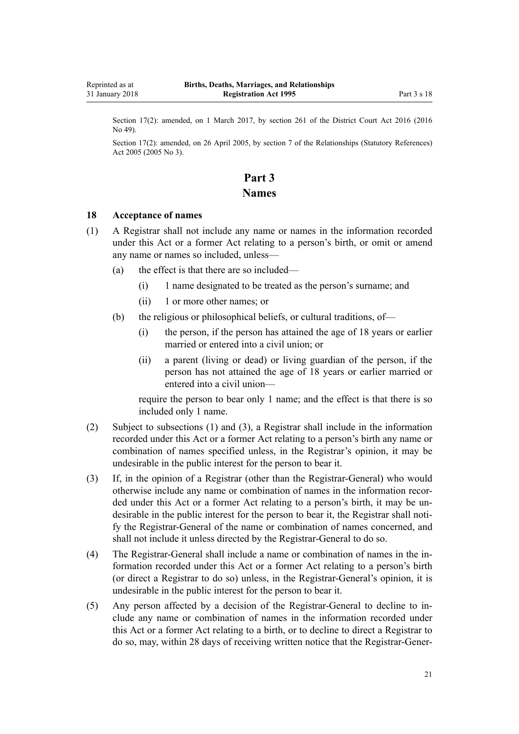Section 17(2): amended, on 1 March 2017, by section 261 of the District Court Act 2016 (2016 No 49).

Section 17(2): amended, on 26 April 2005, by section 7 of the Relationships (Statutory References) Act 2005 (2005 No 3).

# Part 3
# Names

### 18 Acceptance of names

(1) A Registrar shall not include any name or names in the information recorded under this Act or a former Act relating to a person's birth, or omit or amend any name or names so included, unless—

- (a) the effect is that there are so included—
  - (i) 1 name designated to be treated as the person's surname; and
  - (ii) 1 or more other names; or
- (b) the religious or philosophical beliefs, or cultural traditions, of—
  - (i) the person, if the person has attained the age of 18 years or earlier married or entered into a civil union; or
  - (ii) a parent (living or dead) or living guardian of the person, if the person has not attained the age of 18 years or earlier married or entered into a civil union—

  require the person to bear only 1 name; and the effect is that there is so included only 1 name.

(2) Subject to subsections (1) and (3), a Registrar shall include in the information recorded under this Act or a former Act relating to a person's birth any name or combination of names specified unless, in the Registrar's opinion, it may be undesirable in the public interest for the person to bear it.

(3) If, in the opinion of a Registrar (other than the Registrar-General) who would otherwise include any name or combination of names in the information recorded under this Act or a former Act relating to a person's birth, it may be undesirable in the public interest for the person to bear it, the Registrar shall notify the Registrar-General of the name or combination of names concerned, and shall not include it unless directed by the Registrar-General to do so.

(4) The Registrar-General shall include a name or combination of names in the information recorded under this Act or a former Act relating to a person's birth (or direct a Registrar to do so) unless, in the Registrar-General's opinion, it is undesirable in the public interest for the person to bear it.

(5) Any person affected by a decision of the Registrar-General to decline to include any name or combination of names in the information recorded under this Act or a former Act relating to a birth, or to decline to direct a Registrar to do so, may, within 28 days of receiving written notice that the Registrar-Gener-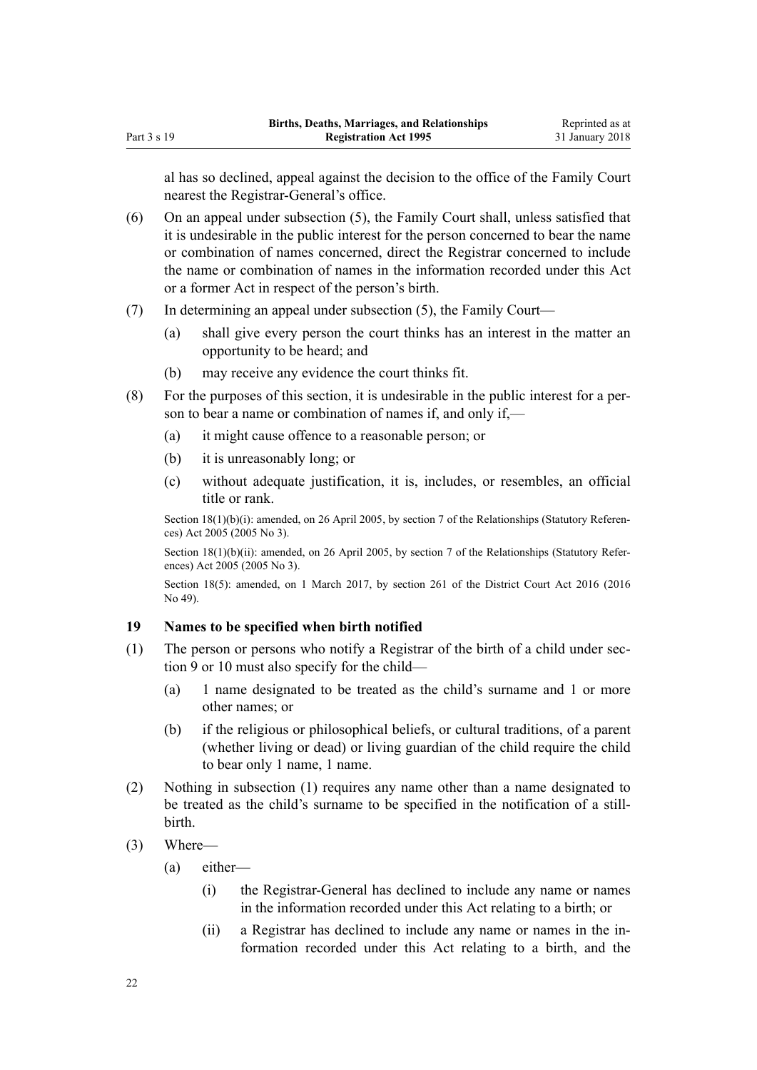al has so declined, appeal against the decision to the office of the Family Court nearest the Registrar-General's office.

(6) On an appeal under subsection (5), the Family Court shall, unless satisfied that it is undesirable in the public interest for the person concerned to bear the name or combination of names concerned, direct the Registrar concerned to include the name or combination of names in the information recorded under this Act or a former Act in respect of the person's birth.

(7) In determining an appeal under subsection (5), the Family Court—

- (a) shall give every person the court thinks has an interest in the matter an opportunity to be heard; and
- (b) may receive any evidence the court thinks fit.

(8) For the purposes of this section, it is undesirable in the public interest for a person to bear a name or combination of names if, and only if,—

- (a) it might cause offence to a reasonable person; or
- (b) it is unreasonably long; or
- (c) without adequate justification, it is, includes, or resembles, an official title or rank.

Section 18(1)(b)(i): amended, on 26 April 2005, by section 7 of the Relationships (Statutory References) Act 2005 (2005 No 3).

Section 18(1)(b)(ii): amended, on 26 April 2005, by section 7 of the Relationships (Statutory References) Act 2005 (2005 No 3).

Section 18(5): amended, on 1 March 2017, by section 261 of the District Court Act 2016 (2016 No 49).

### 19 Names to be specified when birth notified

(1) The person or persons who notify a Registrar of the birth of a child under section 9 or 10 must also specify for the child—

- (a) 1 name designated to be treated as the child's surname and 1 or more other names; or
- (b) if the religious or philosophical beliefs, or cultural traditions, of a parent (whether living or dead) or living guardian of the child require the child to bear only 1 name, 1 name.

(2) Nothing in subsection (1) requires any name other than a name designated to be treated as the child's surname to be specified in the notification of a still-birth.

(3) Where—

- (a) either—
  - (i) the Registrar-General has declined to include any name or names in the information recorded under this Act relating to a birth; or
  - (ii) a Registrar has declined to include any name or names in the information recorded under this Act relating to a birth, and the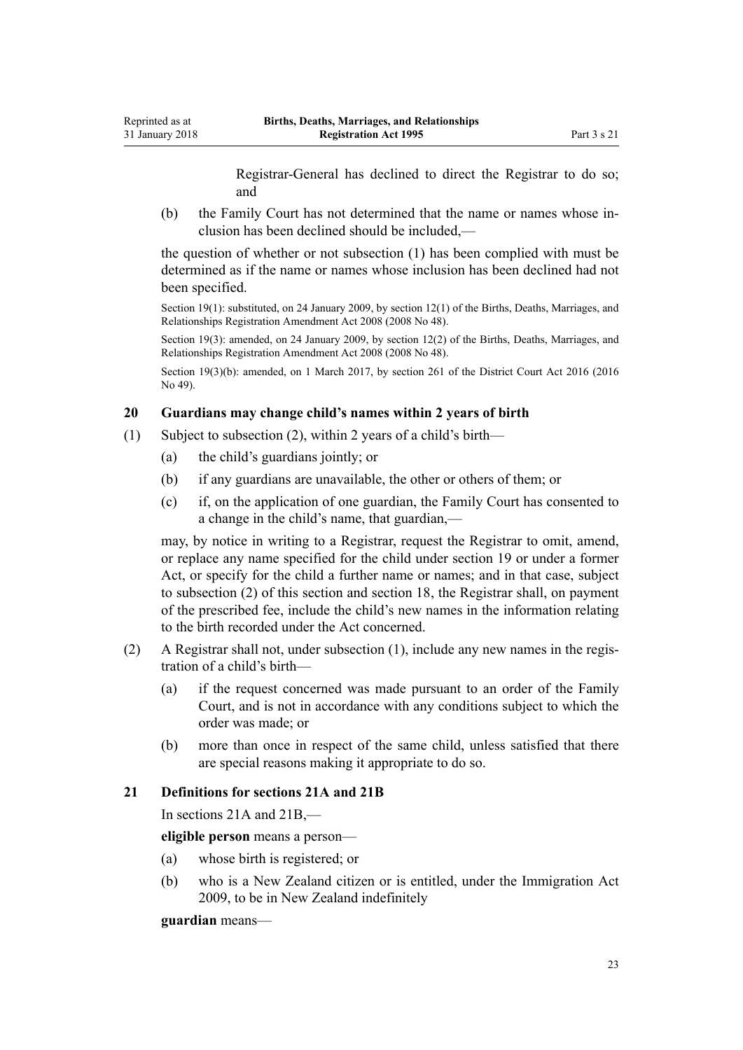Registrar-General has declined to direct the Registrar to do so; and

(b) the Family Court has not determined that the name or names whose inclusion has been declined should be included,—

the question of whether or not subsection (1) has been complied with must be determined as if the name or names whose inclusion has been declined had not been specified.

Section 19(1): substituted, on 24 January 2009, by section 12(1) of the Births, Deaths, Marriages, and Relationships Registration Amendment Act 2008 (2008 No 48).

Section 19(3): amended, on 24 January 2009, by section 12(2) of the Births, Deaths, Marriages, and Relationships Registration Amendment Act 2008 (2008 No 48).

Section 19(3)(b): amended, on 1 March 2017, by section 261 of the District Court Act 2016 (2016 No 49).

### 20 Guardians may change child's names within 2 years of birth

(1) Subject to subsection (2), within 2 years of a child's birth—

(a) the child's guardians jointly; or

(b) if any guardians are unavailable, the other or others of them; or

(c) if, on the application of one guardian, the Family Court has consented to a change in the child's name, that guardian,—

may, by notice in writing to a Registrar, request the Registrar to omit, amend, or replace any name specified for the child under section 19 or under a former Act, or specify for the child a further name or names; and in that case, subject to subsection (2) of this section and section 18, the Registrar shall, on payment of the prescribed fee, include the child's new names in the information relating to the birth recorded under the Act concerned.

(2) A Registrar shall not, under subsection (1), include any new names in the registration of a child's birth—

(a) if the request concerned was made pursuant to an order of the Family Court, and is not in accordance with any conditions subject to which the order was made; or

(b) more than once in respect of the same child, unless satisfied that there are special reasons making it appropriate to do so.

### 21 Definitions for sections 21A and 21B

In sections 21A and 21B,—

**eligible person** means a person—

(a) whose birth is registered; or

(b) who is a New Zealand citizen or is entitled, under the Immigration Act 2009, to be in New Zealand indefinitely

**guardian** means—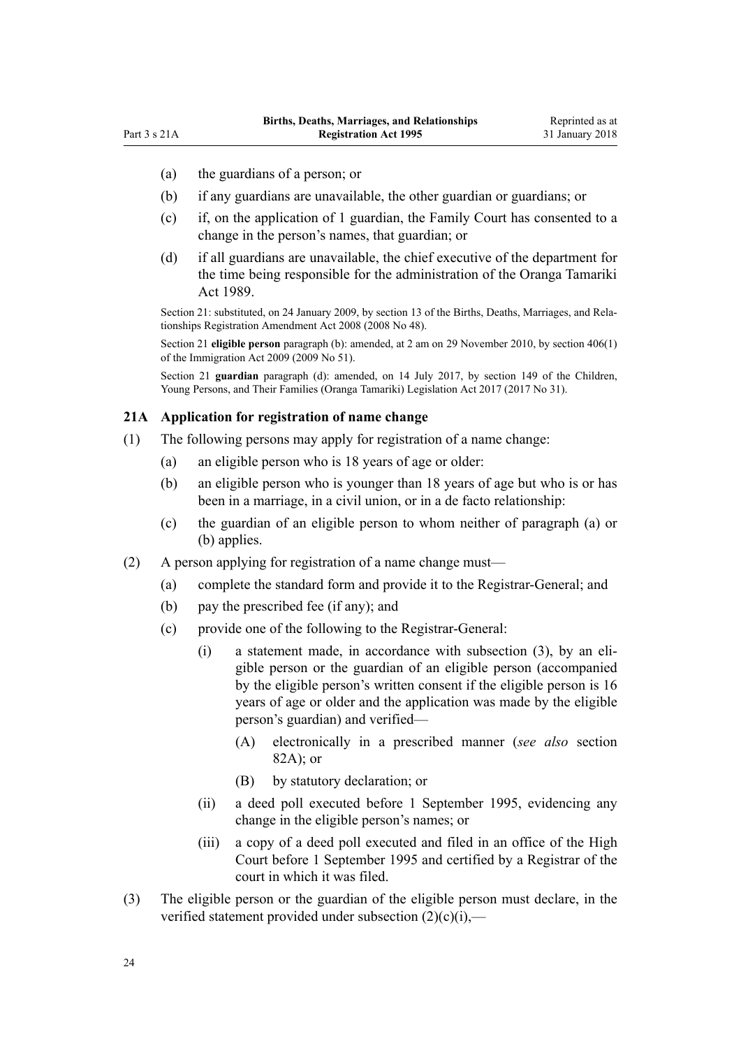(a) the guardians of a person; or

(b) if any guardians are unavailable, the other guardian or guardians; or

(c) if, on the application of 1 guardian, the Family Court has consented to a change in the person's names, that guardian; or

(d) if all guardians are unavailable, the chief executive of the department for the time being responsible for the administration of the Oranga Tamariki Act 1989.

Section 21: substituted, on 24 January 2009, by section 13 of the Births, Deaths, Marriages, and Relationships Registration Amendment Act 2008 (2008 No 48).

Section 21 **eligible person** paragraph (b): amended, at 2 am on 29 November 2010, by section 406(1) of the Immigration Act 2009 (2009 No 51).

Section 21 **guardian** paragraph (d): amended, on 14 July 2017, by section 149 of the Children, Young Persons, and Their Families (Oranga Tamariki) Legislation Act 2017 (2017 No 31).

### 21A Application for registration of name change

(1) The following persons may apply for registration of a name change:

(a) an eligible person who is 18 years of age or older:

(b) an eligible person who is younger than 18 years of age but who is or has been in a marriage, in a civil union, or in a de facto relationship:

(c) the guardian of an eligible person to whom neither of paragraph (a) or (b) applies.

(2) A person applying for registration of a name change must—

(a) complete the standard form and provide it to the Registrar-General; and

(b) pay the prescribed fee (if any); and

(c) provide one of the following to the Registrar-General:

(i) a statement made, in accordance with subsection (3), by an eligible person or the guardian of an eligible person (accompanied by the eligible person's written consent if the eligible person is 16 years of age or older and the application was made by the eligible person's guardian) and verified—

(A) electronically in a prescribed manner (*see also* section 82A); or

(B) by statutory declaration; or

(ii) a deed poll executed before 1 September 1995, evidencing any change in the eligible person's names; or

(iii) a copy of a deed poll executed and filed in an office of the High Court before 1 September 1995 and certified by a Registrar of the court in which it was filed.

(3) The eligible person or the guardian of the eligible person must declare, in the verified statement provided under subsection (2)(c)(i),—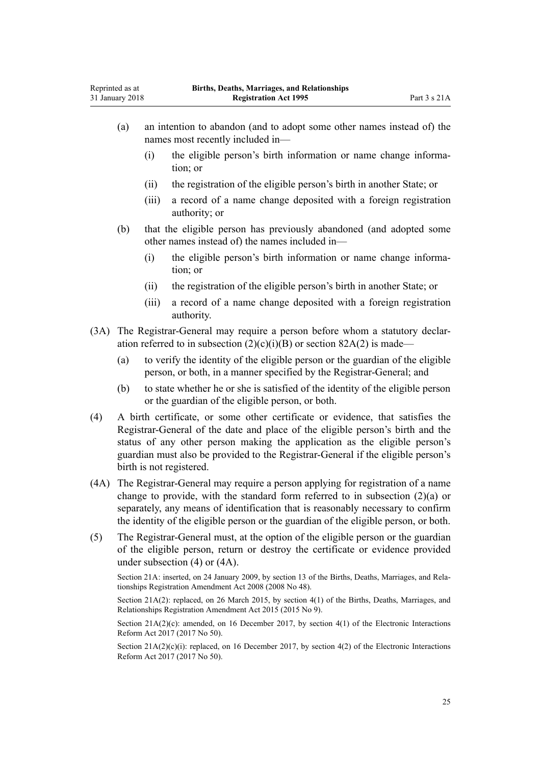(a) an intention to abandon (and to adopt some other names instead of) the names most recently included in—

   (i) the eligible person's birth information or name change information; or

   (ii) the registration of the eligible person's birth in another State; or

   (iii) a record of a name change deposited with a foreign registration authority; or

(b) that the eligible person has previously abandoned (and adopted some other names instead of) the names included in—

   (i) the eligible person's birth information or name change information; or

   (ii) the registration of the eligible person's birth in another State; or

   (iii) a record of a name change deposited with a foreign registration authority.

(3A) The Registrar-General may require a person before whom a statutory declaration referred to in subsection (2)(c)(i)(B) or section 82A(2) is made—

(a) to verify the identity of the eligible person or the guardian of the eligible person, or both, in a manner specified by the Registrar-General; and

(b) to state whether he or she is satisfied of the identity of the eligible person or the guardian of the eligible person, or both.

(4) A birth certificate, or some other certificate or evidence, that satisfies the Registrar-General of the date and place of the eligible person's birth and the status of any other person making the application as the eligible person's guardian must also be provided to the Registrar-General if the eligible person's birth is not registered.

(4A) The Registrar-General may require a person applying for registration of a name change to provide, with the standard form referred to in subsection (2)(a) or separately, any means of identification that is reasonably necessary to confirm the identity of the eligible person or the guardian of the eligible person, or both.

(5) The Registrar-General must, at the option of the eligible person or the guardian of the eligible person, return or destroy the certificate or evidence provided under subsection (4) or (4A).

Section 21A: inserted, on 24 January 2009, by section 13 of the Births, Deaths, Marriages, and Relationships Registration Amendment Act 2008 (2008 No 48).

Section 21A(2): replaced, on 26 March 2015, by section 4(1) of the Births, Deaths, Marriages, and Relationships Registration Amendment Act 2015 (2015 No 9).

Section 21A(2)(c): amended, on 16 December 2017, by section 4(1) of the Electronic Interactions Reform Act 2017 (2017 No 50).

Section 21A(2)(c)(i): replaced, on 16 December 2017, by section 4(2) of the Electronic Interactions Reform Act 2017 (2017 No 50).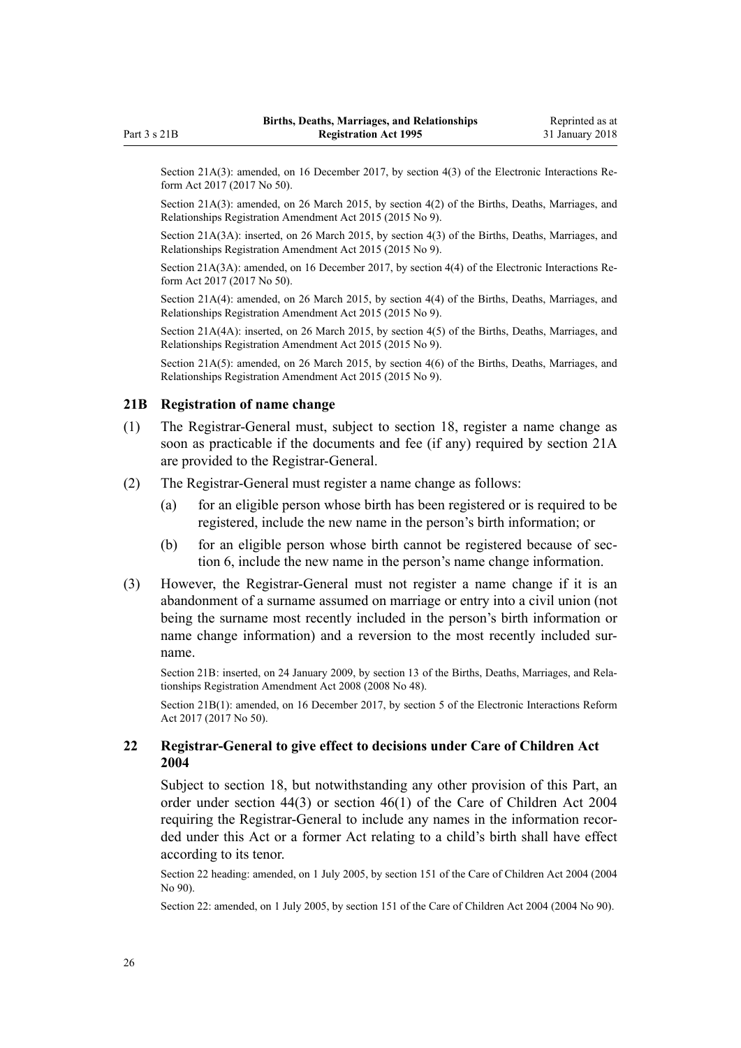Section 21A(3): amended, on 16 December 2017, by section 4(3) of the Electronic Interactions Reform Act 2017 (2017 No 50).

Section 21A(3): amended, on 26 March 2015, by section 4(2) of the Births, Deaths, Marriages, and Relationships Registration Amendment Act 2015 (2015 No 9).

Section 21A(3A): inserted, on 26 March 2015, by section 4(3) of the Births, Deaths, Marriages, and Relationships Registration Amendment Act 2015 (2015 No 9).

Section 21A(3A): amended, on 16 December 2017, by section 4(4) of the Electronic Interactions Reform Act 2017 (2017 No 50).

Section 21A(4): amended, on 26 March 2015, by section 4(4) of the Births, Deaths, Marriages, and Relationships Registration Amendment Act 2015 (2015 No 9).

Section 21A(4A): inserted, on 26 March 2015, by section 4(5) of the Births, Deaths, Marriages, and Relationships Registration Amendment Act 2015 (2015 No 9).

Section 21A(5): amended, on 26 March 2015, by section 4(6) of the Births, Deaths, Marriages, and Relationships Registration Amendment Act 2015 (2015 No 9).

### 21B Registration of name change

(1) The Registrar-General must, subject to section 18, register a name change as soon as practicable if the documents and fee (if any) required by section 21A are provided to the Registrar-General.

(2) The Registrar-General must register a name change as follows:

(a) for an eligible person whose birth has been registered or is required to be registered, include the new name in the person's birth information; or

(b) for an eligible person whose birth cannot be registered because of section 6, include the new name in the person's name change information.

(3) However, the Registrar-General must not register a name change if it is an abandonment of a surname assumed on marriage or entry into a civil union (not being the surname most recently included in the person's birth information or name change information) and a reversion to the most recently included surname.

Section 21B: inserted, on 24 January 2009, by section 13 of the Births, Deaths, Marriages, and Relationships Registration Amendment Act 2008 (2008 No 48).

Section 21B(1): amended, on 16 December 2017, by section 5 of the Electronic Interactions Reform Act 2017 (2017 No 50).

### 22 Registrar-General to give effect to decisions under Care of Children Act 2004

Subject to section 18, but notwithstanding any other provision of this Part, an order under section 44(3) or section 46(1) of the Care of Children Act 2004 requiring the Registrar-General to include any names in the information recorded under this Act or a former Act relating to a child's birth shall have effect according to its tenor.

Section 22 heading: amended, on 1 July 2005, by section 151 of the Care of Children Act 2004 (2004 No 90).

Section 22: amended, on 1 July 2005, by section 151 of the Care of Children Act 2004 (2004 No 90).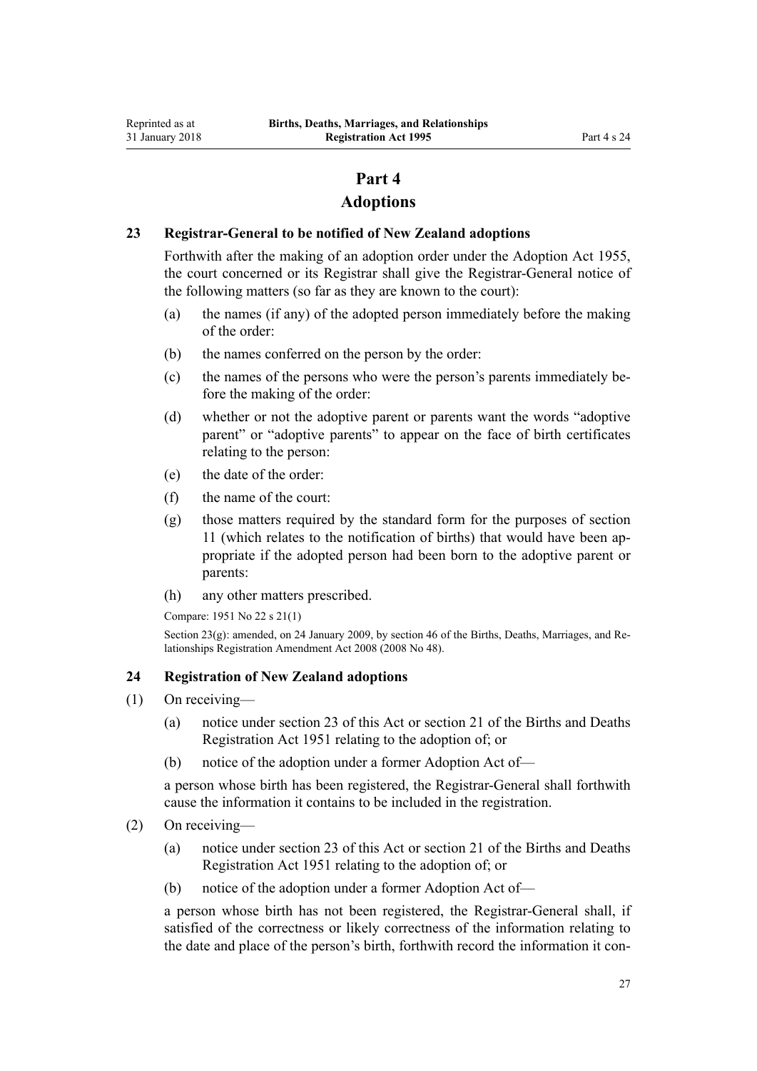# Part 4
# Adoptions

### 23 Registrar-General to be notified of New Zealand adoptions

Forthwith after the making of an adoption order under the Adoption Act 1955, the court concerned or its Registrar shall give the Registrar-General notice of the following matters (so far as they are known to the court):

(a) the names (if any) of the adopted person immediately before the making of the order:

(b) the names conferred on the person by the order:

(c) the names of the persons who were the person's parents immediately before the making of the order:

(d) whether or not the adoptive parent or parents want the words "adoptive parent" or "adoptive parents" to appear on the face of birth certificates relating to the person:

(e) the date of the order:

(f) the name of the court:

(g) those matters required by the standard form for the purposes of section 11 (which relates to the notification of births) that would have been appropriate if the adopted person had been born to the adoptive parent or parents:

(h) any other matters prescribed.

Compare: 1951 No 22 s 21(1)

Section 23(g): amended, on 24 January 2009, by section 46 of the Births, Deaths, Marriages, and Relationships Registration Amendment Act 2008 (2008 No 48).

### 24 Registration of New Zealand adoptions

(1) On receiving—

(a) notice under section 23 of this Act or section 21 of the Births and Deaths Registration Act 1951 relating to the adoption of; or

(b) notice of the adoption under a former Adoption Act of—

a person whose birth has been registered, the Registrar-General shall forthwith cause the information it contains to be included in the registration.

(2) On receiving—

(a) notice under section 23 of this Act or section 21 of the Births and Deaths Registration Act 1951 relating to the adoption of; or

(b) notice of the adoption under a former Adoption Act of—

a person whose birth has not been registered, the Registrar-General shall, if satisfied of the correctness or likely correctness of the information relating to the date and place of the person's birth, forthwith record the information it con-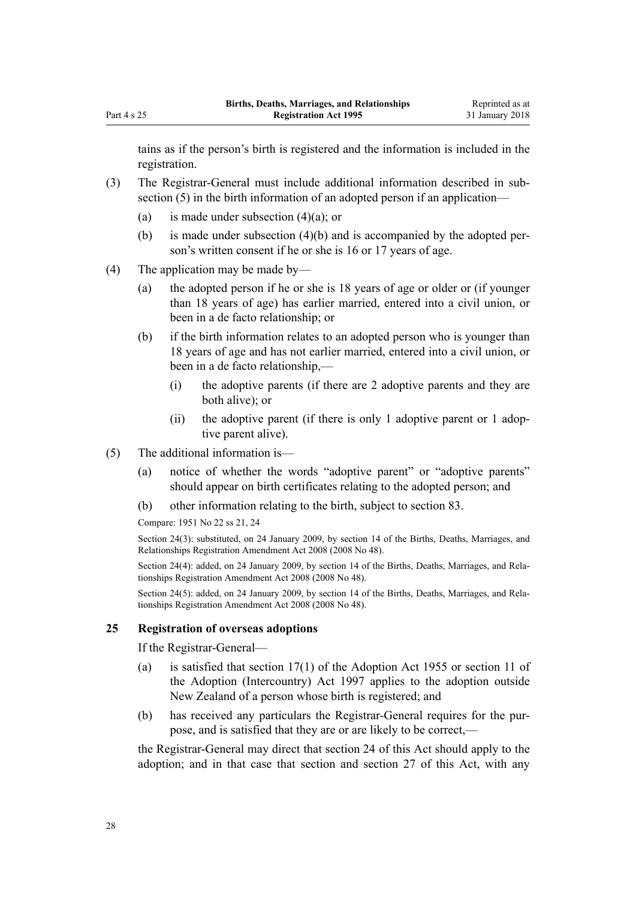tains as if the person's birth is registered and the information is included in the registration.

(3) The Registrar-General must include additional information described in subsection (5) in the birth information of an adopted person if an application—

(a) is made under subsection (4)(a); or

(b) is made under subsection (4)(b) and is accompanied by the adopted person's written consent if he or she is 16 or 17 years of age.

(4) The application may be made by—

(a) the adopted person if he or she is 18 years of age or older or (if younger than 18 years of age) has earlier married, entered into a civil union, or been in a de facto relationship; or

(b) if the birth information relates to an adopted person who is younger than 18 years of age and has not earlier married, entered into a civil union, or been in a de facto relationship,—

(i) the adoptive parents (if there are 2 adoptive parents and they are both alive); or

(ii) the adoptive parent (if there is only 1 adoptive parent or 1 adoptive parent alive).

(5) The additional information is—

(a) notice of whether the words "adoptive parent" or "adoptive parents" should appear on birth certificates relating to the adopted person; and

(b) other information relating to the birth, subject to section 83.

Compare: 1951 No 22 ss 21, 24

Section 24(3): substituted, on 24 January 2009, by section 14 of the Births, Deaths, Marriages, and Relationships Registration Amendment Act 2008 (2008 No 48).

Section 24(4): added, on 24 January 2009, by section 14 of the Births, Deaths, Marriages, and Relationships Registration Amendment Act 2008 (2008 No 48).

Section 24(5): added, on 24 January 2009, by section 14 of the Births, Deaths, Marriages, and Relationships Registration Amendment Act 2008 (2008 No 48).

### 25 Registration of overseas adoptions

If the Registrar-General—

(a) is satisfied that section 17(1) of the Adoption Act 1955 or section 11 of the Adoption (Intercountry) Act 1997 applies to the adoption outside New Zealand of a person whose birth is registered; and

(b) has received any particulars the Registrar-General requires for the purpose, and is satisfied that they are or are likely to be correct,—

the Registrar-General may direct that section 24 of this Act should apply to the adoption; and in that case that section and section 27 of this Act, with any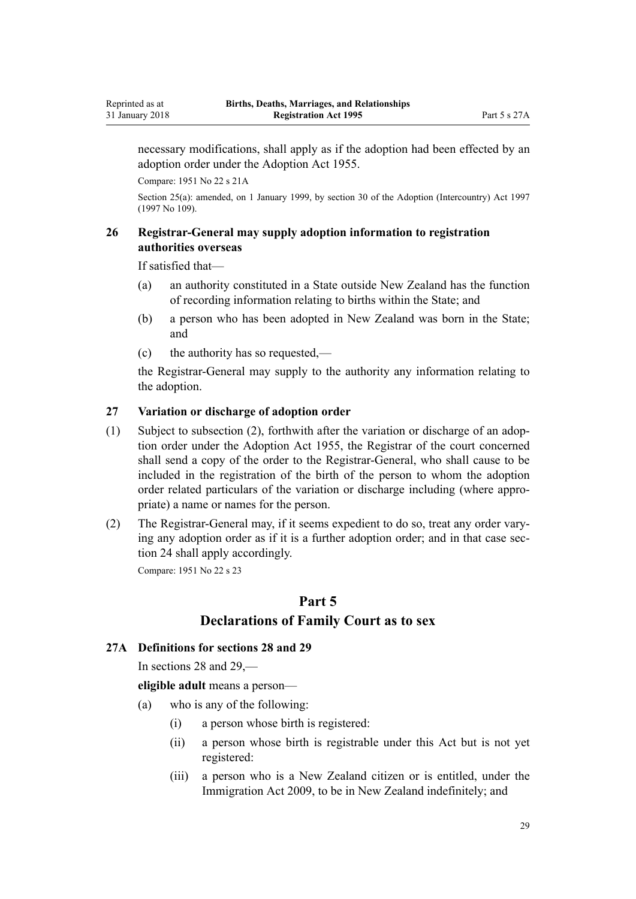necessary modifications, shall apply as if the adoption had been effected by an adoption order under the Adoption Act 1955.

Compare: 1951 No 22 s 21A

Section 25(a): amended, on 1 January 1999, by section 30 of the Adoption (Intercountry) Act 1997 (1997 No 109).

### 26 Registrar-General may supply adoption information to registration authorities overseas

If satisfied that—

(a) an authority constituted in a State outside New Zealand has the function of recording information relating to births within the State; and

(b) a person who has been adopted in New Zealand was born in the State; and

(c) the authority has so requested,—

the Registrar-General may supply to the authority any information relating to the adoption.

### 27 Variation or discharge of adoption order

(1) Subject to subsection (2), forthwith after the variation or discharge of an adoption order under the Adoption Act 1955, the Registrar of the court concerned shall send a copy of the order to the Registrar-General, who shall cause to be included in the registration of the birth of the person to whom the adoption order related particulars of the variation or discharge including (where appropriate) a name or names for the person.

(2) The Registrar-General may, if it seems expedient to do so, treat any order varying any adoption order as if it is a further adoption order; and in that case section 24 shall apply accordingly.

Compare: 1951 No 22 s 23

## Part 5
## Declarations of Family Court as to sex

### 27A Definitions for sections 28 and 29

In sections 28 and 29,—

**eligible adult** means a person—

(a) who is any of the following:

  (i) a person whose birth is registered:

  (ii) a person whose birth is registrable under this Act but is not yet registered:

  (iii) a person who is a New Zealand citizen or is entitled, under the Immigration Act 2009, to be in New Zealand indefinitely; and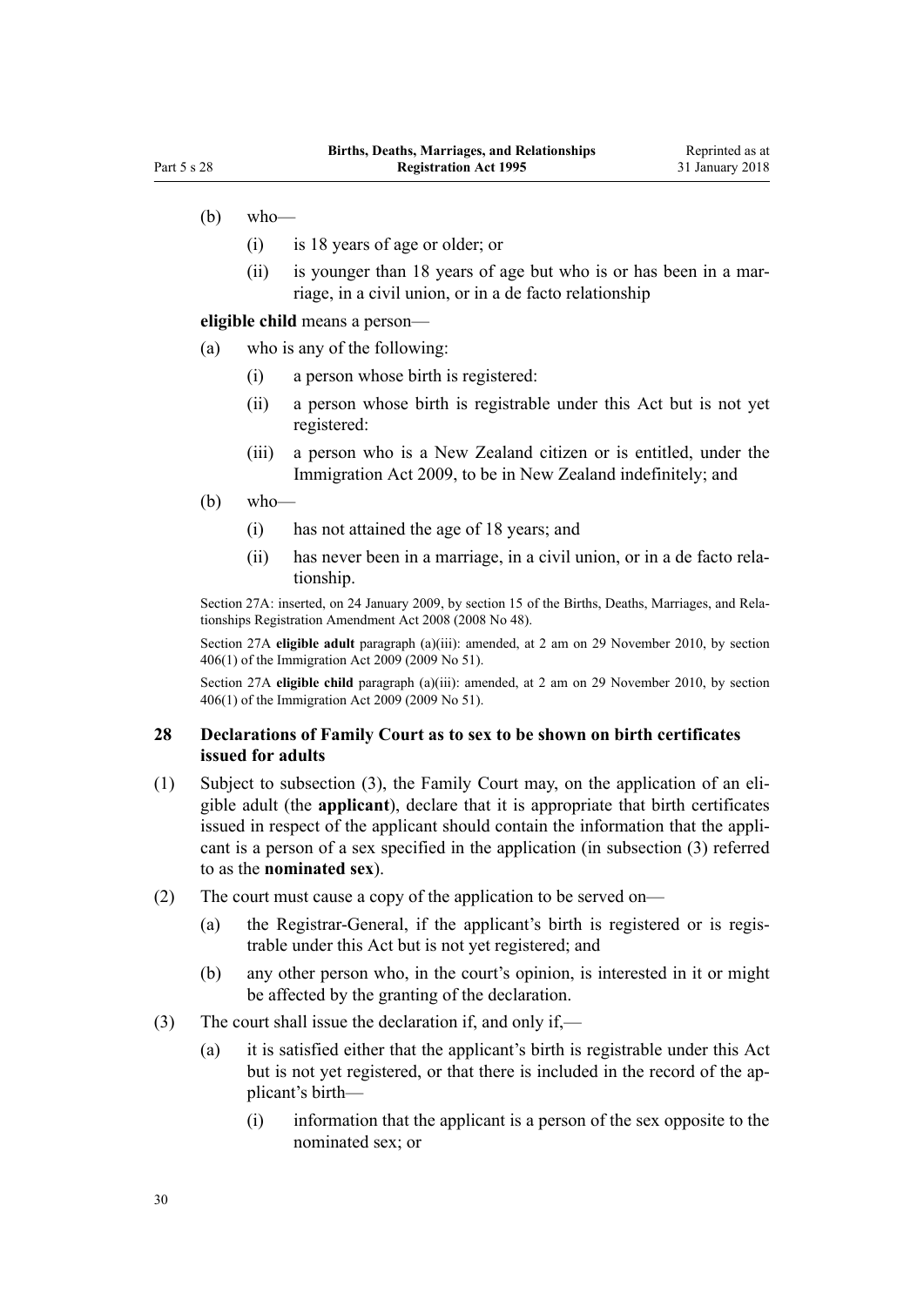(b) who—

  (i) is 18 years of age or older; or

  (ii) is younger than 18 years of age but who is or has been in a marriage, in a civil union, or in a de facto relationship

**eligible child** means a person—

(a) who is any of the following:

  (i) a person whose birth is registered:

  (ii) a person whose birth is registrable under this Act but is not yet registered:

  (iii) a person who is a New Zealand citizen or is entitled, under the Immigration Act 2009, to be in New Zealand indefinitely; and

(b) who—

  (i) has not attained the age of 18 years; and

  (ii) has never been in a marriage, in a civil union, or in a de facto relationship.

Section 27A: inserted, on 24 January 2009, by section 15 of the Births, Deaths, Marriages, and Relationships Registration Amendment Act 2008 (2008 No 48).

Section 27A **eligible adult** paragraph (a)(iii): amended, at 2 am on 29 November 2010, by section 406(1) of the Immigration Act 2009 (2009 No 51).

Section 27A **eligible child** paragraph (a)(iii): amended, at 2 am on 29 November 2010, by section 406(1) of the Immigration Act 2009 (2009 No 51).

### 28 Declarations of Family Court as to sex to be shown on birth certificates issued for adults

(1) Subject to subsection (3), the Family Court may, on the application of an eligible adult (the **applicant**), declare that it is appropriate that birth certificates issued in respect of the applicant should contain the information that the applicant is a person of a sex specified in the application (in subsection (3) referred to as the **nominated sex**).

(2) The court must cause a copy of the application to be served on—

  (a) the Registrar-General, if the applicant's birth is registered or is registrable under this Act but is not yet registered; and

  (b) any other person who, in the court's opinion, is interested in it or might be affected by the granting of the declaration.

(3) The court shall issue the declaration if, and only if,—

  (a) it is satisfied either that the applicant's birth is registrable under this Act but is not yet registered, or that there is included in the record of the applicant's birth—

    (i) information that the applicant is a person of the sex opposite to the nominated sex; or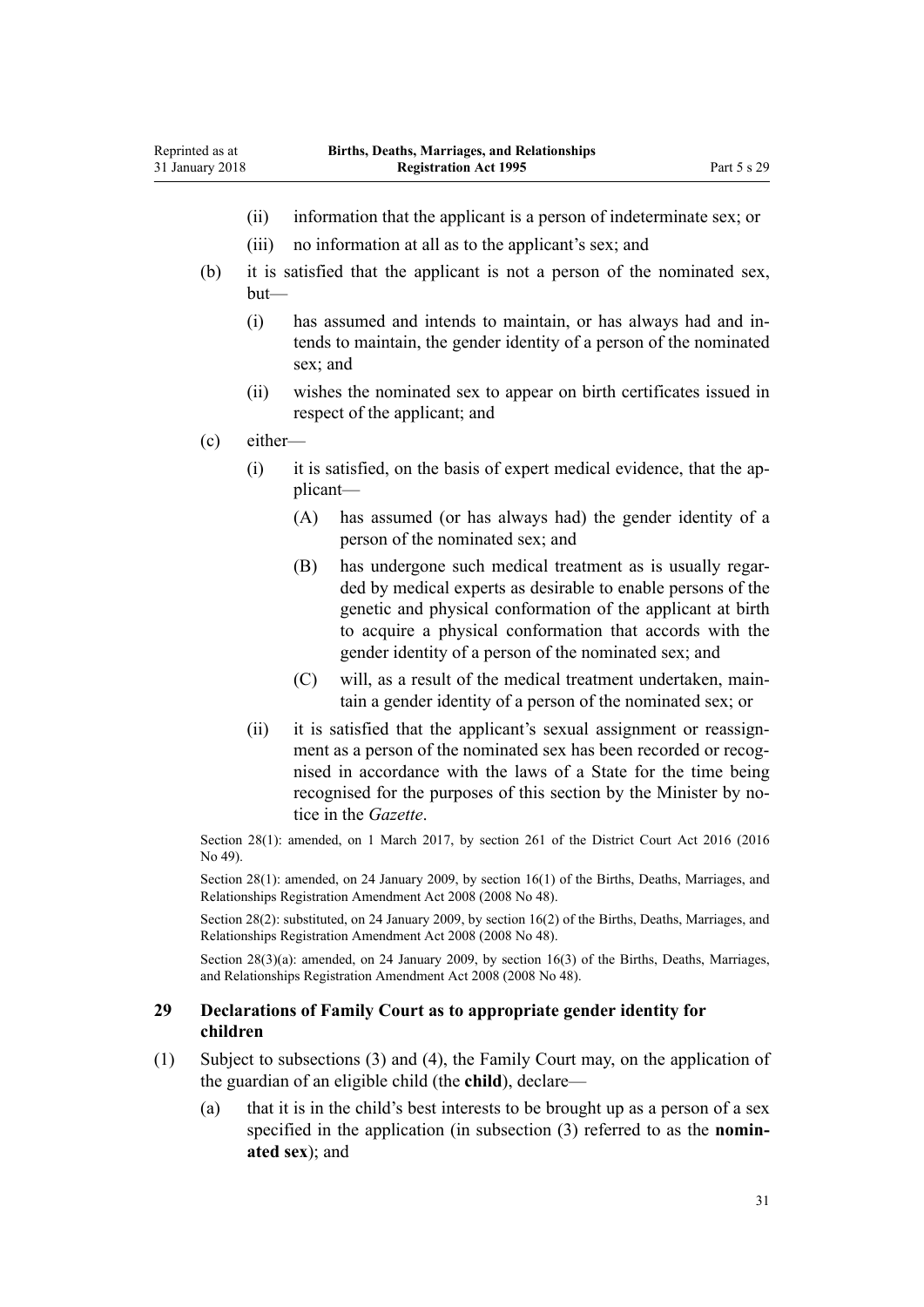(ii) information that the applicant is a person of indeterminate sex; or

(iii) no information at all as to the applicant's sex; and

(b) it is satisfied that the applicant is not a person of the nominated sex, but—

(i) has assumed and intends to maintain, or has always had and intends to maintain, the gender identity of a person of the nominated sex; and

(ii) wishes the nominated sex to appear on birth certificates issued in respect of the applicant; and

(c) either—

(i) it is satisfied, on the basis of expert medical evidence, that the applicant—

(A) has assumed (or has always had) the gender identity of a person of the nominated sex; and

(B) has undergone such medical treatment as is usually regarded by medical experts as desirable to enable persons of the genetic and physical conformation of the applicant at birth to acquire a physical conformation that accords with the gender identity of a person of the nominated sex; and

(C) will, as a result of the medical treatment undertaken, maintain a gender identity of a person of the nominated sex; or

(ii) it is satisfied that the applicant's sexual assignment or reassignment as a person of the nominated sex has been recorded or recognised in accordance with the laws of a State for the time being recognised for the purposes of this section by the Minister by notice in the *Gazette*.

Section 28(1): amended, on 1 March 2017, by section 261 of the District Court Act 2016 (2016 No 49).

Section 28(1): amended, on 24 January 2009, by section 16(1) of the Births, Deaths, Marriages, and Relationships Registration Amendment Act 2008 (2008 No 48).

Section 28(2): substituted, on 24 January 2009, by section 16(2) of the Births, Deaths, Marriages, and Relationships Registration Amendment Act 2008 (2008 No 48).

Section 28(3)(a): amended, on 24 January 2009, by section 16(3) of the Births, Deaths, Marriages, and Relationships Registration Amendment Act 2008 (2008 No 48).

### 29 Declarations of Family Court as to appropriate gender identity for children

(1) Subject to subsections (3) and (4), the Family Court may, on the application of the guardian of an eligible child (the **child**), declare—

(a) that it is in the child's best interests to be brought up as a person of a sex specified in the application (in subsection (3) referred to as the **nominated sex**); and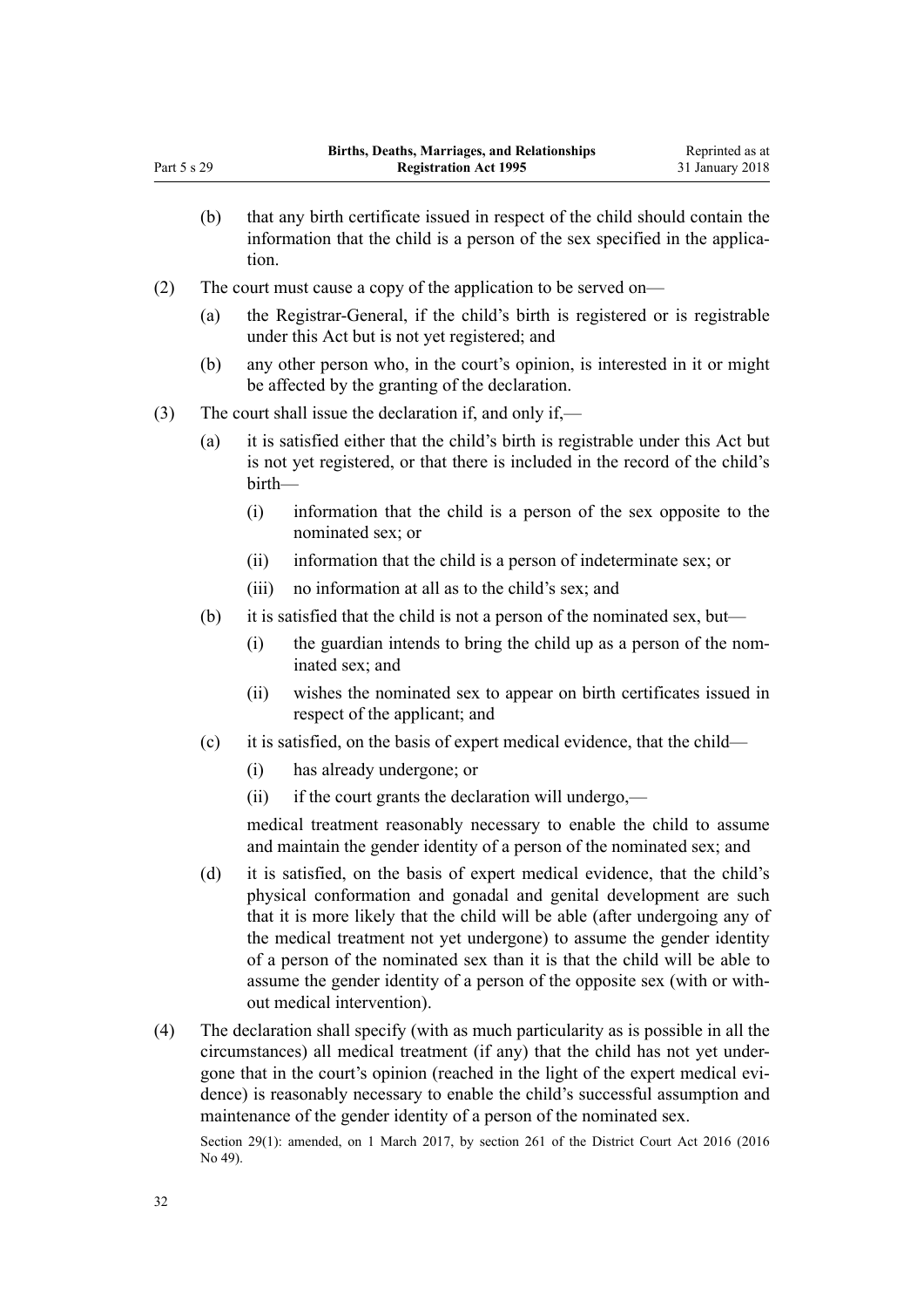(b) that any birth certificate issued in respect of the child should contain the information that the child is a person of the sex specified in the application.

(2) The court must cause a copy of the application to be served on—

(a) the Registrar-General, if the child's birth is registered or is registrable under this Act but is not yet registered; and

(b) any other person who, in the court's opinion, is interested in it or might be affected by the granting of the declaration.

(3) The court shall issue the declaration if, and only if,—

(a) it is satisfied either that the child's birth is registrable under this Act but is not yet registered, or that there is included in the record of the child's birth—

(i) information that the child is a person of the sex opposite to the nominated sex; or

(ii) information that the child is a person of indeterminate sex; or

(iii) no information at all as to the child's sex; and

(b) it is satisfied that the child is not a person of the nominated sex, but—

(i) the guardian intends to bring the child up as a person of the nominated sex; and

(ii) wishes the nominated sex to appear on birth certificates issued in respect of the applicant; and

(c) it is satisfied, on the basis of expert medical evidence, that the child—

(i) has already undergone; or

(ii) if the court grants the declaration will undergo,—

medical treatment reasonably necessary to enable the child to assume and maintain the gender identity of a person of the nominated sex; and

(d) it is satisfied, on the basis of expert medical evidence, that the child's physical conformation and gonadal and genital development are such that it is more likely that the child will be able (after undergoing any of the medical treatment not yet undergone) to assume the gender identity of a person of the nominated sex than it is that the child will be able to assume the gender identity of a person of the opposite sex (with or without medical intervention).

(4) The declaration shall specify (with as much particularity as is possible in all the circumstances) all medical treatment (if any) that the child has not yet undergone that in the court's opinion (reached in the light of the expert medical evidence) is reasonably necessary to enable the child's successful assumption and maintenance of the gender identity of a person of the nominated sex.

Section 29(1): amended, on 1 March 2017, by section 261 of the District Court Act 2016 (2016 No 49).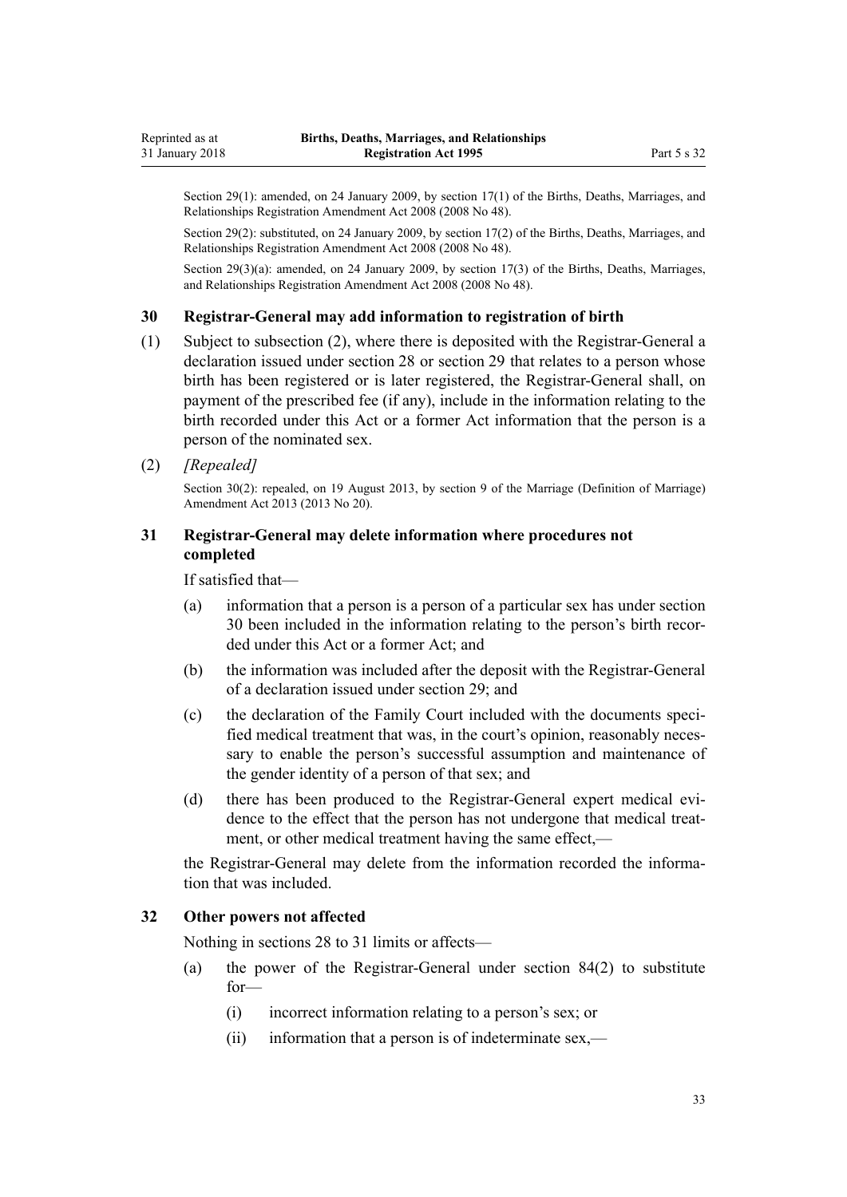Section 29(1): amended, on 24 January 2009, by section 17(1) of the Births, Deaths, Marriages, and Relationships Registration Amendment Act 2008 (2008 No 48).

Section 29(2): substituted, on 24 January 2009, by section 17(2) of the Births, Deaths, Marriages, and Relationships Registration Amendment Act 2008 (2008 No 48).

Section 29(3)(a): amended, on 24 January 2009, by section 17(3) of the Births, Deaths, Marriages, and Relationships Registration Amendment Act 2008 (2008 No 48).

### 30 Registrar-General may add information to registration of birth

(1) Subject to subsection (2), where there is deposited with the Registrar-General a declaration issued under section 28 or section 29 that relates to a person whose birth has been registered or is later registered, the Registrar-General shall, on payment of the prescribed fee (if any), include in the information relating to the birth recorded under this Act or a former Act information that the person is a person of the nominated sex.

(2) *[Repealed]*

Section 30(2): repealed, on 19 August 2013, by section 9 of the Marriage (Definition of Marriage) Amendment Act 2013 (2013 No 20).

### 31 Registrar-General may delete information where procedures not completed

If satisfied that—

(a) information that a person is a person of a particular sex has under section 30 been included in the information relating to the person's birth recorded under this Act or a former Act; and

(b) the information was included after the deposit with the Registrar-General of a declaration issued under section 29; and

(c) the declaration of the Family Court included with the documents specified medical treatment that was, in the court's opinion, reasonably necessary to enable the person's successful assumption and maintenance of the gender identity of a person of that sex; and

(d) there has been produced to the Registrar-General expert medical evidence to the effect that the person has not undergone that medical treatment, or other medical treatment having the same effect,—

the Registrar-General may delete from the information recorded the information that was included.

### 32 Other powers not affected

Nothing in sections 28 to 31 limits or affects—

(a) the power of the Registrar-General under section 84(2) to substitute for—

  (i) incorrect information relating to a person's sex; or

  (ii) information that a person is of indeterminate sex,—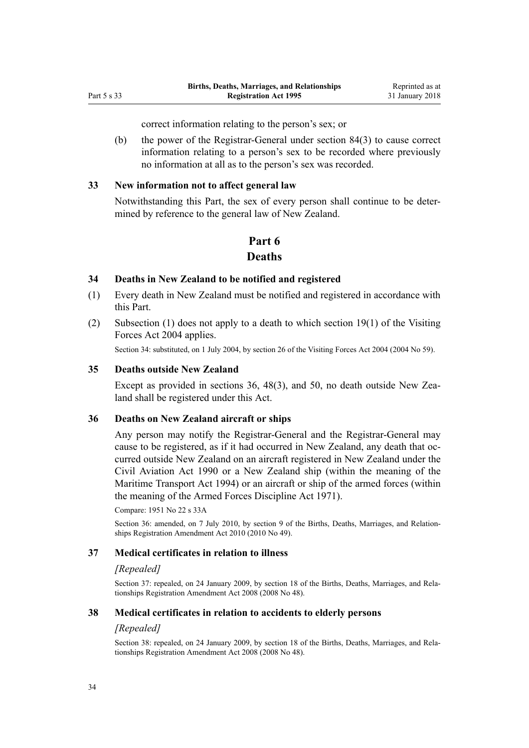correct information relating to the person's sex; or

(b) the power of the Registrar-General under section 84(3) to cause correct information relating to a person's sex to be recorded where previously no information at all as to the person's sex was recorded.

### 33 New information not to affect general law

Notwithstanding this Part, the sex of every person shall continue to be determined by reference to the general law of New Zealand.

## Part 6
## Deaths

### 34 Deaths in New Zealand to be notified and registered

(1) Every death in New Zealand must be notified and registered in accordance with this Part.

(2) Subsection (1) does not apply to a death to which section 19(1) of the Visiting Forces Act 2004 applies.

Section 34: substituted, on 1 July 2004, by section 26 of the Visiting Forces Act 2004 (2004 No 59).

### 35 Deaths outside New Zealand

Except as provided in sections 36, 48(3), and 50, no death outside New Zealand shall be registered under this Act.

### 36 Deaths on New Zealand aircraft or ships

Any person may notify the Registrar-General and the Registrar-General may cause to be registered, as if it had occurred in New Zealand, any death that occurred outside New Zealand on an aircraft registered in New Zealand under the Civil Aviation Act 1990 or a New Zealand ship (within the meaning of the Maritime Transport Act 1994) or an aircraft or ship of the armed forces (within the meaning of the Armed Forces Discipline Act 1971).

Compare: 1951 No 22 s 33A

Section 36: amended, on 7 July 2010, by section 9 of the Births, Deaths, Marriages, and Relationships Registration Amendment Act 2010 (2010 No 49).

### 37 Medical certificates in relation to illness

*[Repealed]*

Section 37: repealed, on 24 January 2009, by section 18 of the Births, Deaths, Marriages, and Relationships Registration Amendment Act 2008 (2008 No 48).

### 38 Medical certificates in relation to accidents to elderly persons

*[Repealed]*

Section 38: repealed, on 24 January 2009, by section 18 of the Births, Deaths, Marriages, and Relationships Registration Amendment Act 2008 (2008 No 48).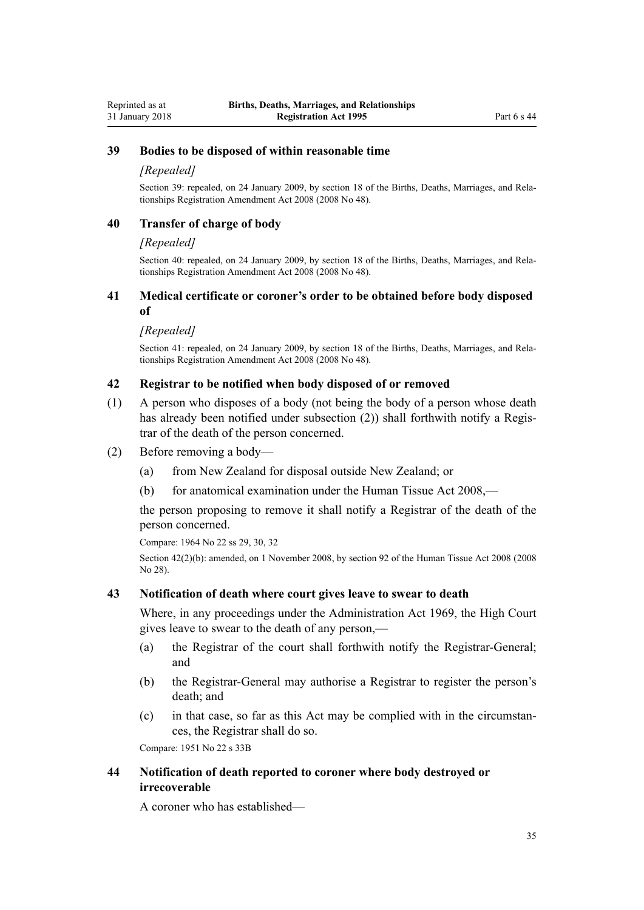### 39 Bodies to be disposed of within reasonable time

*[Repealed]*

Section 39: repealed, on 24 January 2009, by section 18 of the Births, Deaths, Marriages, and Relationships Registration Amendment Act 2008 (2008 No 48).

### 40 Transfer of charge of body

*[Repealed]*

Section 40: repealed, on 24 January 2009, by section 18 of the Births, Deaths, Marriages, and Relationships Registration Amendment Act 2008 (2008 No 48).

### 41 Medical certificate or coroner's order to be obtained before body disposed of

*[Repealed]*

Section 41: repealed, on 24 January 2009, by section 18 of the Births, Deaths, Marriages, and Relationships Registration Amendment Act 2008 (2008 No 48).

### 42 Registrar to be notified when body disposed of or removed

(1) A person who disposes of a body (not being the body of a person whose death has already been notified under subsection (2)) shall forthwith notify a Registrar of the death of the person concerned.

(2) Before removing a body—

(a) from New Zealand for disposal outside New Zealand; or

(b) for anatomical examination under the Human Tissue Act 2008,—

the person proposing to remove it shall notify a Registrar of the death of the person concerned.

Compare: 1964 No 22 ss 29, 30, 32

Section 42(2)(b): amended, on 1 November 2008, by section 92 of the Human Tissue Act 2008 (2008 No 28).

### 43 Notification of death where court gives leave to swear to death

Where, in any proceedings under the Administration Act 1969, the High Court gives leave to swear to the death of any person,—

(a) the Registrar of the court shall forthwith notify the Registrar-General; and

(b) the Registrar-General may authorise a Registrar to register the person's death; and

(c) in that case, so far as this Act may be complied with in the circumstances, the Registrar shall do so.

Compare: 1951 No 22 s 33B

### 44 Notification of death reported to coroner where body destroyed or irrecoverable

A coroner who has established—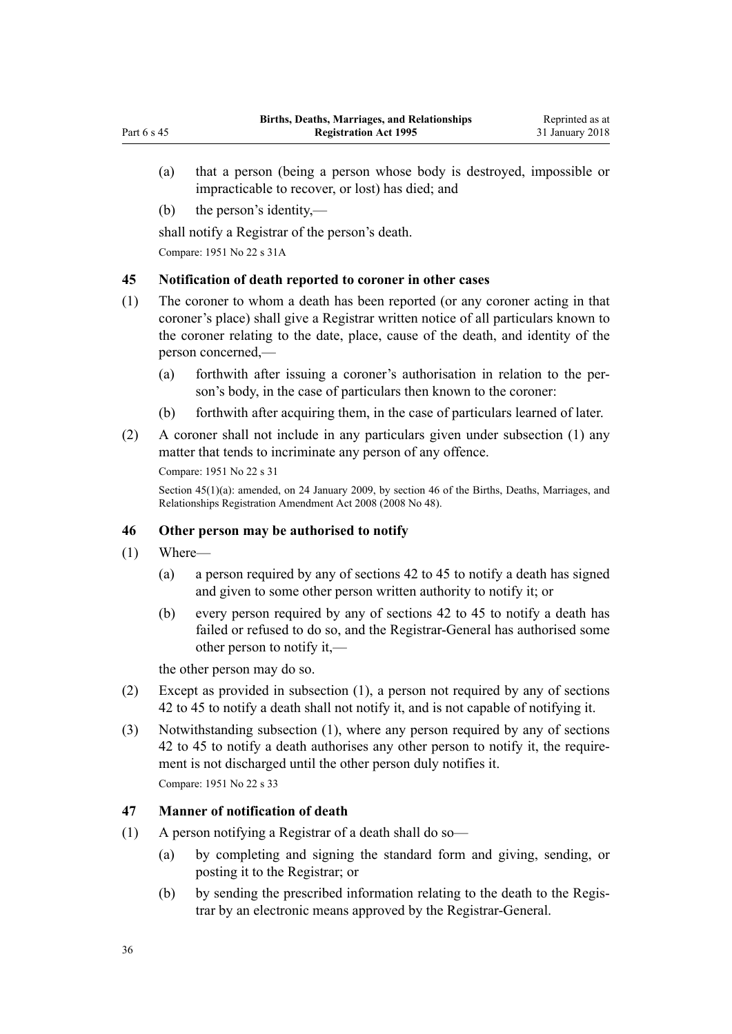(a) that a person (being a person whose body is destroyed, impossible or impracticable to recover, or lost) has died; and

(b) the person's identity,—

shall notify a Registrar of the person's death.

Compare: 1951 No 22 s 31A

### 45 Notification of death reported to coroner in other cases

(1) The coroner to whom a death has been reported (or any coroner acting in that coroner's place) shall give a Registrar written notice of all particulars known to the coroner relating to the date, place, cause of the death, and identity of the person concerned,—

(a) forthwith after issuing a coroner's authorisation in relation to the person's body, in the case of particulars then known to the coroner:

(b) forthwith after acquiring them, in the case of particulars learned of later.

(2) A coroner shall not include in any particulars given under subsection (1) any matter that tends to incriminate any person of any offence.

Compare: 1951 No 22 s 31

Section 45(1)(a): amended, on 24 January 2009, by section 46 of the Births, Deaths, Marriages, and Relationships Registration Amendment Act 2008 (2008 No 48).

### 46 Other person may be authorised to notify

(1) Where—

(a) a person required by any of sections 42 to 45 to notify a death has signed and given to some other person written authority to notify it; or

(b) every person required by any of sections 42 to 45 to notify a death has failed or refused to do so, and the Registrar-General has authorised some other person to notify it,—

the other person may do so.

(2) Except as provided in subsection (1), a person not required by any of sections 42 to 45 to notify a death shall not notify it, and is not capable of notifying it.

(3) Notwithstanding subsection (1), where any person required by any of sections 42 to 45 to notify a death authorises any other person to notify it, the requirement is not discharged until the other person duly notifies it.

Compare: 1951 No 22 s 33

### 47 Manner of notification of death

(1) A person notifying a Registrar of a death shall do so—

(a) by completing and signing the standard form and giving, sending, or posting it to the Registrar; or

(b) by sending the prescribed information relating to the death to the Registrar by an electronic means approved by the Registrar-General.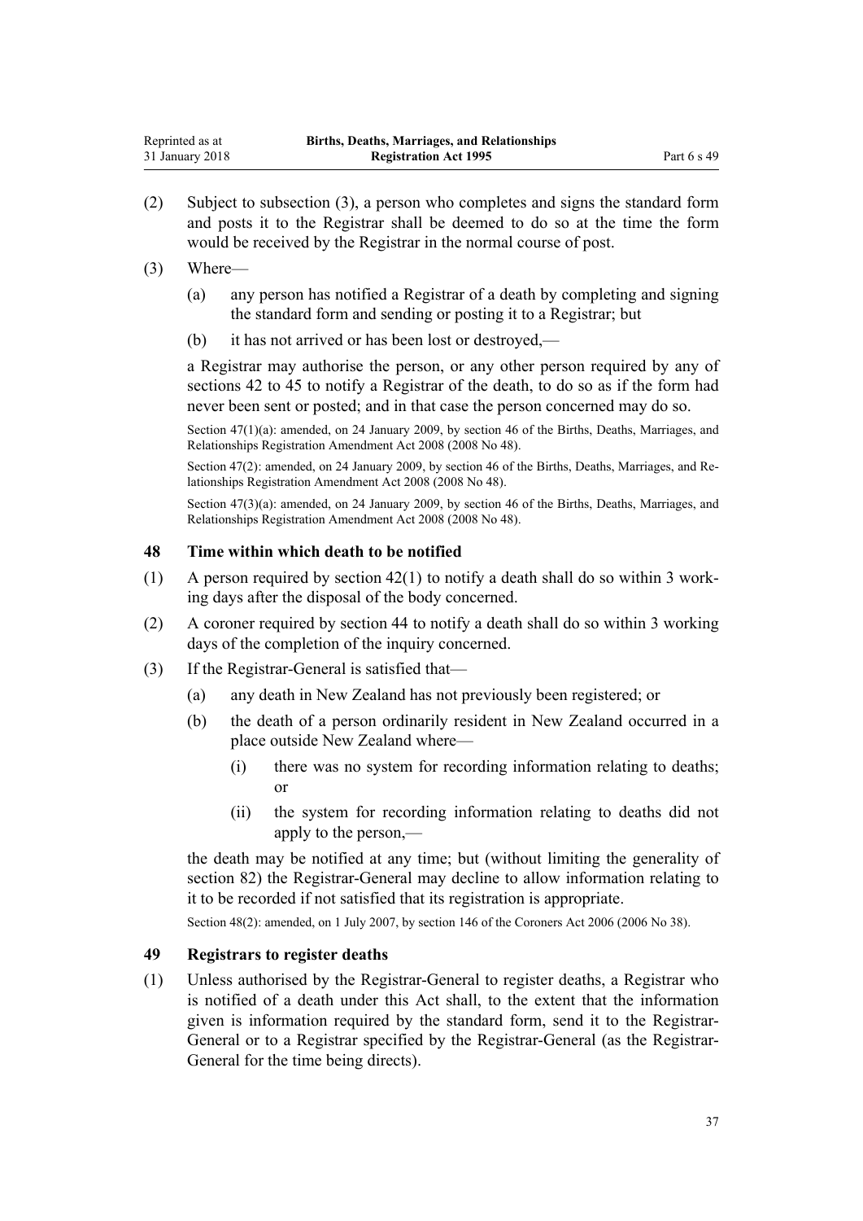(2) Subject to subsection (3), a person who completes and signs the standard form and posts it to the Registrar shall be deemed to do so at the time the form would be received by the Registrar in the normal course of post.

(3) Where—

(a) any person has notified a Registrar of a death by completing and signing the standard form and sending or posting it to a Registrar; but

(b) it has not arrived or has been lost or destroyed,—

a Registrar may authorise the person, or any other person required by any of sections 42 to 45 to notify a Registrar of the death, to do so as if the form had never been sent or posted; and in that case the person concerned may do so.

Section 47(1)(a): amended, on 24 January 2009, by section 46 of the Births, Deaths, Marriages, and Relationships Registration Amendment Act 2008 (2008 No 48).

Section 47(2): amended, on 24 January 2009, by section 46 of the Births, Deaths, Marriages, and Relationships Registration Amendment Act 2008 (2008 No 48).

Section 47(3)(a): amended, on 24 January 2009, by section 46 of the Births, Deaths, Marriages, and Relationships Registration Amendment Act 2008 (2008 No 48).

### 48 Time within which death to be notified

(1) A person required by section 42(1) to notify a death shall do so within 3 working days after the disposal of the body concerned.

(2) A coroner required by section 44 to notify a death shall do so within 3 working days of the completion of the inquiry concerned.

(3) If the Registrar-General is satisfied that—

(a) any death in New Zealand has not previously been registered; or

(b) the death of a person ordinarily resident in New Zealand occurred in a place outside New Zealand where—

(i) there was no system for recording information relating to deaths; or

(ii) the system for recording information relating to deaths did not apply to the person,—

the death may be notified at any time; but (without limiting the generality of section 82) the Registrar-General may decline to allow information relating to it to be recorded if not satisfied that its registration is appropriate.

Section 48(2): amended, on 1 July 2007, by section 146 of the Coroners Act 2006 (2006 No 38).

### 49 Registrars to register deaths

(1) Unless authorised by the Registrar-General to register deaths, a Registrar who is notified of a death under this Act shall, to the extent that the information given is information required by the standard form, send it to the Registrar-General or to a Registrar specified by the Registrar-General (as the Registrar-General for the time being directs).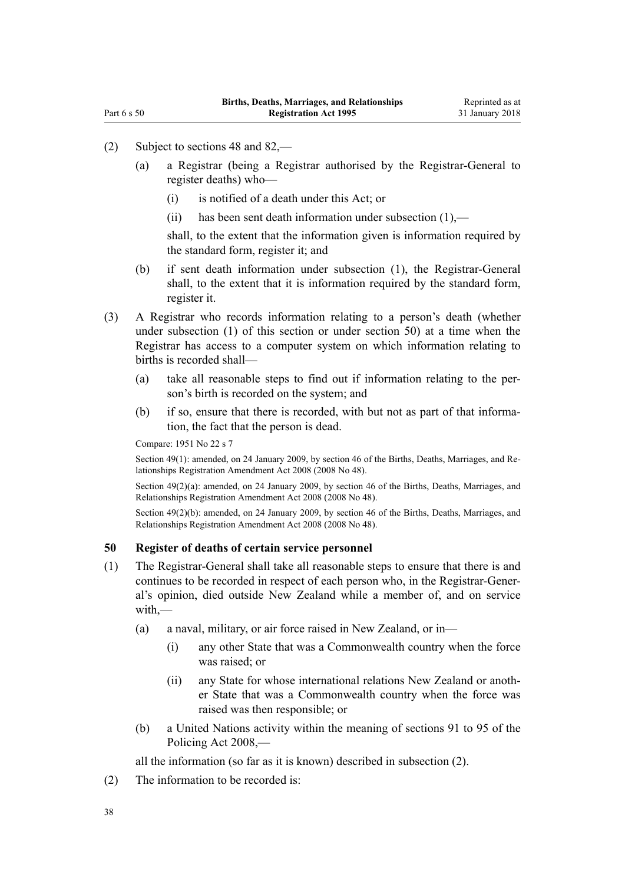(2) Subject to sections 48 and 82,—

(a) a Registrar (being a Registrar authorised by the Registrar-General to register deaths) who—

(i) is notified of a death under this Act; or

(ii) has been sent death information under subsection (1),—

shall, to the extent that the information given is information required by the standard form, register it; and

(b) if sent death information under subsection (1), the Registrar-General shall, to the extent that it is information required by the standard form, register it.

(3) A Registrar who records information relating to a person's death (whether under subsection (1) of this section or under section 50) at a time when the Registrar has access to a computer system on which information relating to births is recorded shall—

(a) take all reasonable steps to find out if information relating to the person's birth is recorded on the system; and

(b) if so, ensure that there is recorded, with but not as part of that information, the fact that the person is dead.

Compare: 1951 No 22 s 7

Section 49(1): amended, on 24 January 2009, by section 46 of the Births, Deaths, Marriages, and Relationships Registration Amendment Act 2008 (2008 No 48).

Section 49(2)(a): amended, on 24 January 2009, by section 46 of the Births, Deaths, Marriages, and Relationships Registration Amendment Act 2008 (2008 No 48).

Section 49(2)(b): amended, on 24 January 2009, by section 46 of the Births, Deaths, Marriages, and Relationships Registration Amendment Act 2008 (2008 No 48).

### 50 Register of deaths of certain service personnel

(1) The Registrar-General shall take all reasonable steps to ensure that there is and continues to be recorded in respect of each person who, in the Registrar-General's opinion, died outside New Zealand while a member of, and on service with,—

(a) a naval, military, or air force raised in New Zealand, or in—

(i) any other State that was a Commonwealth country when the force was raised; or

(ii) any State for whose international relations New Zealand or another State that was a Commonwealth country when the force was raised was then responsible; or

(b) a United Nations activity within the meaning of sections 91 to 95 of the Policing Act 2008,—

all the information (so far as it is known) described in subsection (2).

(2) The information to be recorded is: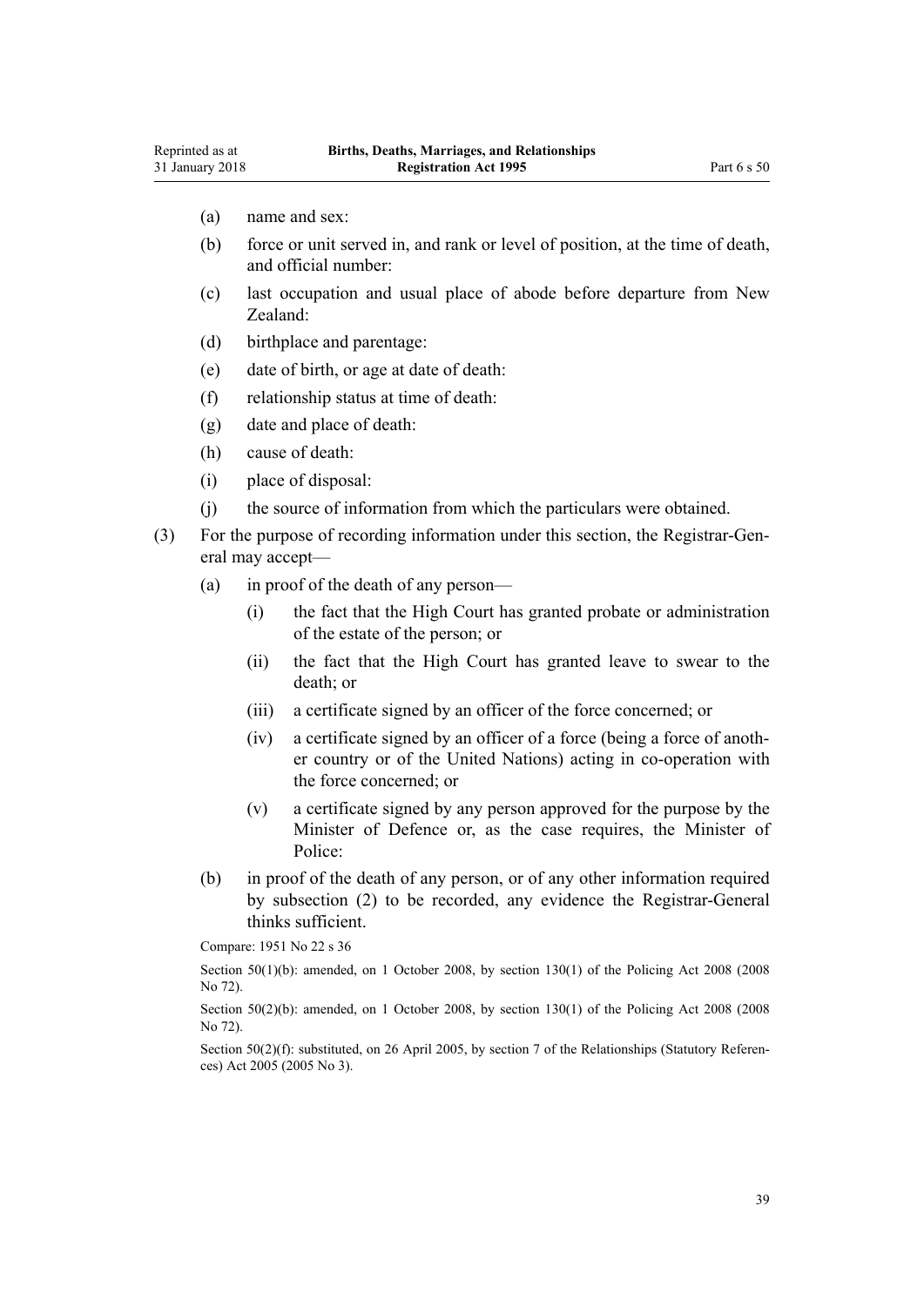(a) name and sex:

(b) force or unit served in, and rank or level of position, at the time of death, and official number:

(c) last occupation and usual place of abode before departure from New Zealand:

(d) birthplace and parentage:

(e) date of birth, or age at date of death:

(f) relationship status at time of death:

(g) date and place of death:

(h) cause of death:

(i) place of disposal:

(j) the source of information from which the particulars were obtained.

(3) For the purpose of recording information under this section, the Registrar-General may accept—

(a) in proof of the death of any person—

(i) the fact that the High Court has granted probate or administration of the estate of the person; or

(ii) the fact that the High Court has granted leave to swear to the death; or

(iii) a certificate signed by an officer of the force concerned; or

(iv) a certificate signed by an officer of a force (being a force of another country or of the United Nations) acting in co-operation with the force concerned; or

(v) a certificate signed by any person approved for the purpose by the Minister of Defence or, as the case requires, the Minister of Police:

(b) in proof of the death of any person, or of any other information required by subsection (2) to be recorded, any evidence the Registrar-General thinks sufficient.

Compare: 1951 No 22 s 36

Section 50(1)(b): amended, on 1 October 2008, by section 130(1) of the Policing Act 2008 (2008 No 72).

Section 50(2)(b): amended, on 1 October 2008, by section 130(1) of the Policing Act 2008 (2008 No 72).

Section 50(2)(f): substituted, on 26 April 2005, by section 7 of the Relationships (Statutory References) Act 2005 (2005 No 3).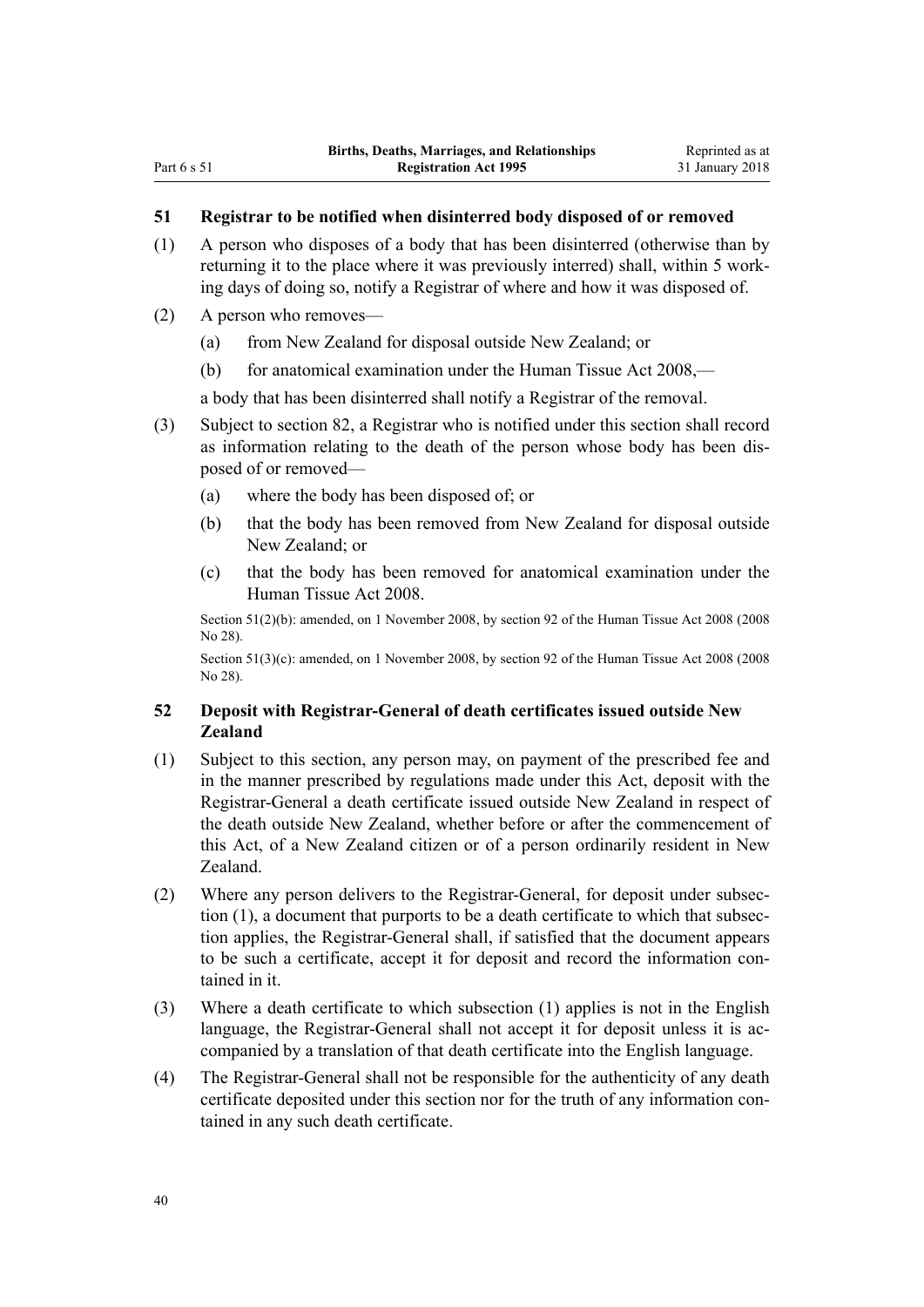### 51 Registrar to be notified when disinterred body disposed of or removed

(1) A person who disposes of a body that has been disinterred (otherwise than by returning it to the place where it was previously interred) shall, within 5 working days of doing so, notify a Registrar of where and how it was disposed of.

(2) A person who removes—

(a) from New Zealand for disposal outside New Zealand; or

(b) for anatomical examination under the Human Tissue Act 2008,—

a body that has been disinterred shall notify a Registrar of the removal.

(3) Subject to section 82, a Registrar who is notified under this section shall record as information relating to the death of the person whose body has been disposed of or removed—

(a) where the body has been disposed of; or

(b) that the body has been removed from New Zealand for disposal outside New Zealand; or

(c) that the body has been removed for anatomical examination under the Human Tissue Act 2008.

Section 51(2)(b): amended, on 1 November 2008, by section 92 of the Human Tissue Act 2008 (2008 No 28).

Section 51(3)(c): amended, on 1 November 2008, by section 92 of the Human Tissue Act 2008 (2008 No 28).

### 52 Deposit with Registrar-General of death certificates issued outside New Zealand

(1) Subject to this section, any person may, on payment of the prescribed fee and in the manner prescribed by regulations made under this Act, deposit with the Registrar-General a death certificate issued outside New Zealand in respect of the death outside New Zealand, whether before or after the commencement of this Act, of a New Zealand citizen or of a person ordinarily resident in New Zealand.

(2) Where any person delivers to the Registrar-General, for deposit under subsection (1), a document that purports to be a death certificate to which that subsection applies, the Registrar-General shall, if satisfied that the document appears to be such a certificate, accept it for deposit and record the information contained in it.

(3) Where a death certificate to which subsection (1) applies is not in the English language, the Registrar-General shall not accept it for deposit unless it is accompanied by a translation of that death certificate into the English language.

(4) The Registrar-General shall not be responsible for the authenticity of any death certificate deposited under this section nor for the truth of any information contained in any such death certificate.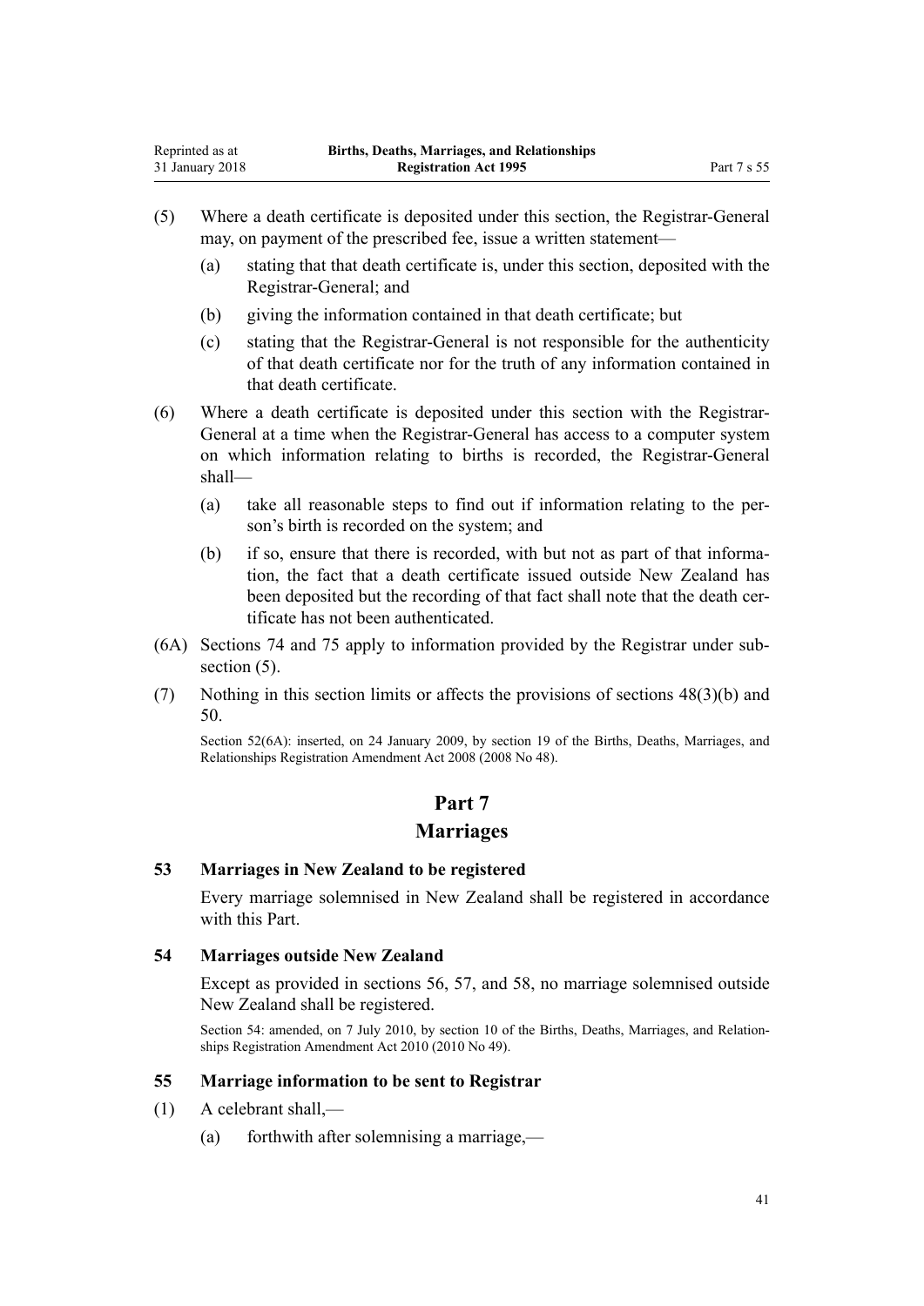(5) Where a death certificate is deposited under this section, the Registrar-General may, on payment of the prescribed fee, issue a written statement—

(a) stating that that death certificate is, under this section, deposited with the Registrar-General; and

(b) giving the information contained in that death certificate; but

(c) stating that the Registrar-General is not responsible for the authenticity of that death certificate nor for the truth of any information contained in that death certificate.

(6) Where a death certificate is deposited under this section with the Registrar-General at a time when the Registrar-General has access to a computer system on which information relating to births is recorded, the Registrar-General shall—

(a) take all reasonable steps to find out if information relating to the person's birth is recorded on the system; and

(b) if so, ensure that there is recorded, with but not as part of that information, the fact that a death certificate issued outside New Zealand has been deposited but the recording of that fact shall note that the death certificate has not been authenticated.

(6A) Sections 74 and 75 apply to information provided by the Registrar under subsection (5).

(7) Nothing in this section limits or affects the provisions of sections 48(3)(b) and 50.

Section 52(6A): inserted, on 24 January 2009, by section 19 of the Births, Deaths, Marriages, and Relationships Registration Amendment Act 2008 (2008 No 48).

# Part 7
# Marriages

### 53 Marriages in New Zealand to be registered

Every marriage solemnised in New Zealand shall be registered in accordance with this Part.

### 54 Marriages outside New Zealand

Except as provided in sections 56, 57, and 58, no marriage solemnised outside New Zealand shall be registered.

Section 54: amended, on 7 July 2010, by section 10 of the Births, Deaths, Marriages, and Relationships Registration Amendment Act 2010 (2010 No 49).

### 55 Marriage information to be sent to Registrar

(1) A celebrant shall,—

(a) forthwith after solemnising a marriage,—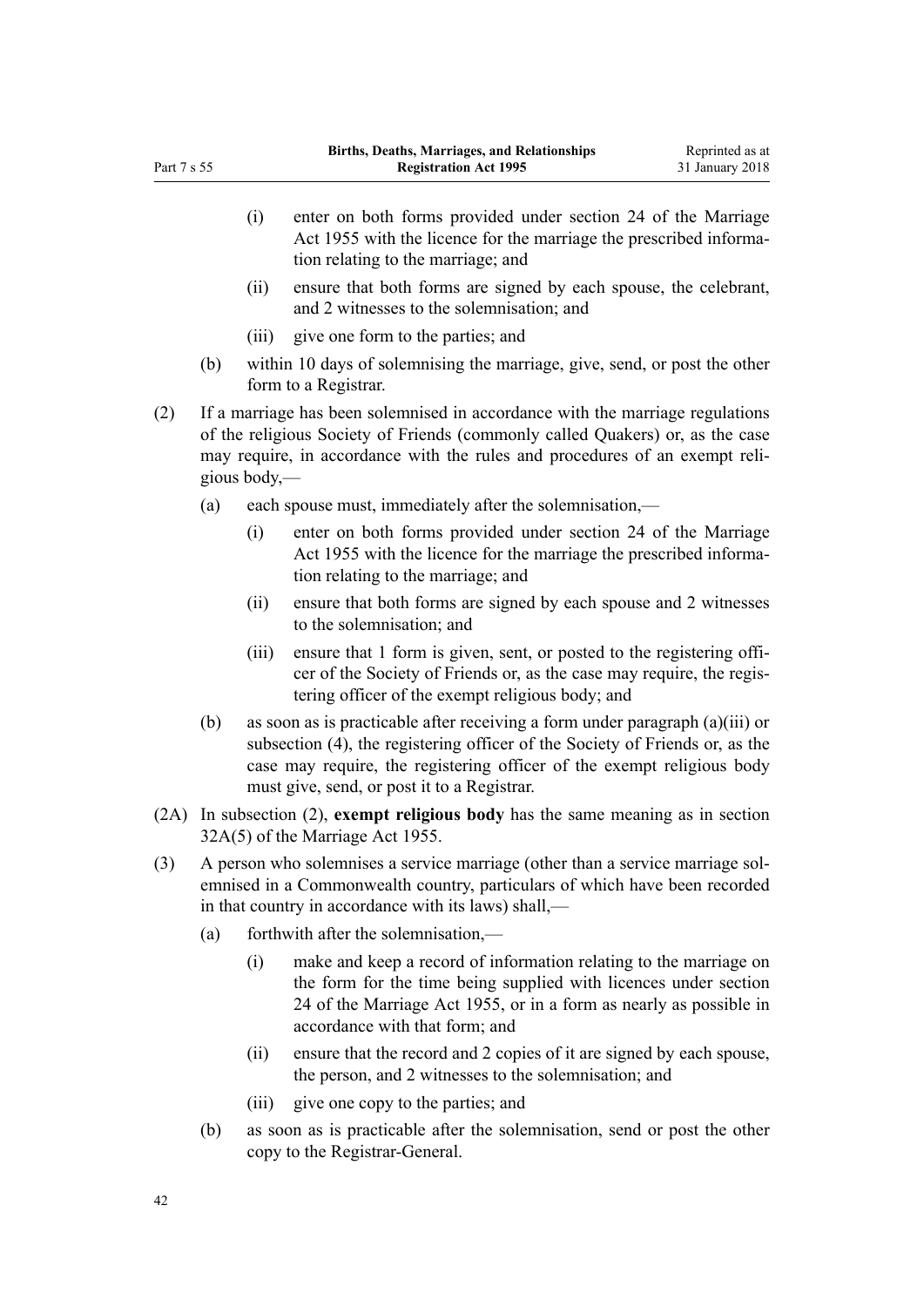- (i) enter on both forms provided under section 24 of the Marriage Act 1955 with the licence for the marriage the prescribed information relating to the marriage; and
- (ii) ensure that both forms are signed by each spouse, the celebrant, and 2 witnesses to the solemnisation; and
- (iii) give one form to the parties; and
- (b) within 10 days of solemnising the marriage, give, send, or post the other form to a Registrar.

(2) If a marriage has been solemnised in accordance with the marriage regulations of the religious Society of Friends (commonly called Quakers) or, as the case may require, in accordance with the rules and procedures of an exempt religious body,—

- (a) each spouse must, immediately after the solemnisation,—
  - (i) enter on both forms provided under section 24 of the Marriage Act 1955 with the licence for the marriage the prescribed information relating to the marriage; and
  - (ii) ensure that both forms are signed by each spouse and 2 witnesses to the solemnisation; and
  - (iii) ensure that 1 form is given, sent, or posted to the registering officer of the Society of Friends or, as the case may require, the registering officer of the exempt religious body; and
- (b) as soon as is practicable after receiving a form under paragraph (a)(iii) or subsection (4), the registering officer of the Society of Friends or, as the case may require, the registering officer of the exempt religious body must give, send, or post it to a Registrar.

(2A) In subsection (2), **exempt religious body** has the same meaning as in section 32A(5) of the Marriage Act 1955.

(3) A person who solemnises a service marriage (other than a service marriage solemnised in a Commonwealth country, particulars of which have been recorded in that country in accordance with its laws) shall,—

- (a) forthwith after the solemnisation,—
  - (i) make and keep a record of information relating to the marriage on the form for the time being supplied with licences under section 24 of the Marriage Act 1955, or in a form as nearly as possible in accordance with that form; and
  - (ii) ensure that the record and 2 copies of it are signed by each spouse, the person, and 2 witnesses to the solemnisation; and
  - (iii) give one copy to the parties; and
- (b) as soon as is practicable after the solemnisation, send or post the other copy to the Registrar-General.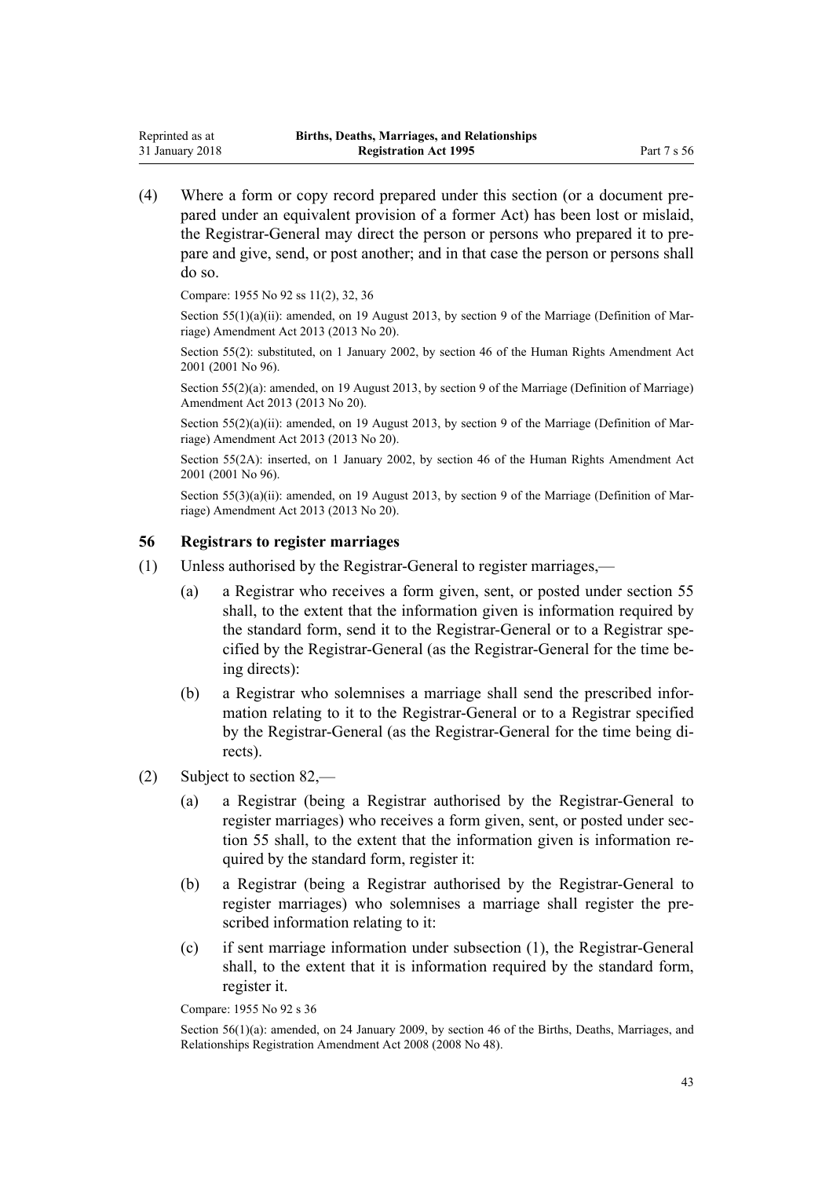(4) Where a form or copy record prepared under this section (or a document prepared under an equivalent provision of a former Act) has been lost or mislaid, the Registrar-General may direct the person or persons who prepared it to prepare and give, send, or post another; and in that case the person or persons shall do so.

Compare: 1955 No 92 ss 11(2), 32, 36

Section 55(1)(a)(ii): amended, on 19 August 2013, by section 9 of the Marriage (Definition of Marriage) Amendment Act 2013 (2013 No 20).

Section 55(2): substituted, on 1 January 2002, by section 46 of the Human Rights Amendment Act 2001 (2001 No 96).

Section 55(2)(a): amended, on 19 August 2013, by section 9 of the Marriage (Definition of Marriage) Amendment Act 2013 (2013 No 20).

Section 55(2)(a)(ii): amended, on 19 August 2013, by section 9 of the Marriage (Definition of Marriage) Amendment Act 2013 (2013 No 20).

Section 55(2A): inserted, on 1 January 2002, by section 46 of the Human Rights Amendment Act 2001 (2001 No 96).

Section 55(3)(a)(ii): amended, on 19 August 2013, by section 9 of the Marriage (Definition of Marriage) Amendment Act 2013 (2013 No 20).

### 56 Registrars to register marriages

(1) Unless authorised by the Registrar-General to register marriages,—

(a) a Registrar who receives a form given, sent, or posted under section 55 shall, to the extent that the information given is information required by the standard form, send it to the Registrar-General or to a Registrar specified by the Registrar-General (as the Registrar-General for the time being directs):

(b) a Registrar who solemnises a marriage shall send the prescribed information relating to it to the Registrar-General or to a Registrar specified by the Registrar-General (as the Registrar-General for the time being directs).

(2) Subject to section 82,—

(a) a Registrar (being a Registrar authorised by the Registrar-General to register marriages) who receives a form given, sent, or posted under section 55 shall, to the extent that the information given is information required by the standard form, register it:

(b) a Registrar (being a Registrar authorised by the Registrar-General to register marriages) who solemnises a marriage shall register the prescribed information relating to it:

(c) if sent marriage information under subsection (1), the Registrar-General shall, to the extent that it is information required by the standard form, register it.

Compare: 1955 No 92 s 36

Section 56(1)(a): amended, on 24 January 2009, by section 46 of the Births, Deaths, Marriages, and Relationships Registration Amendment Act 2008 (2008 No 48).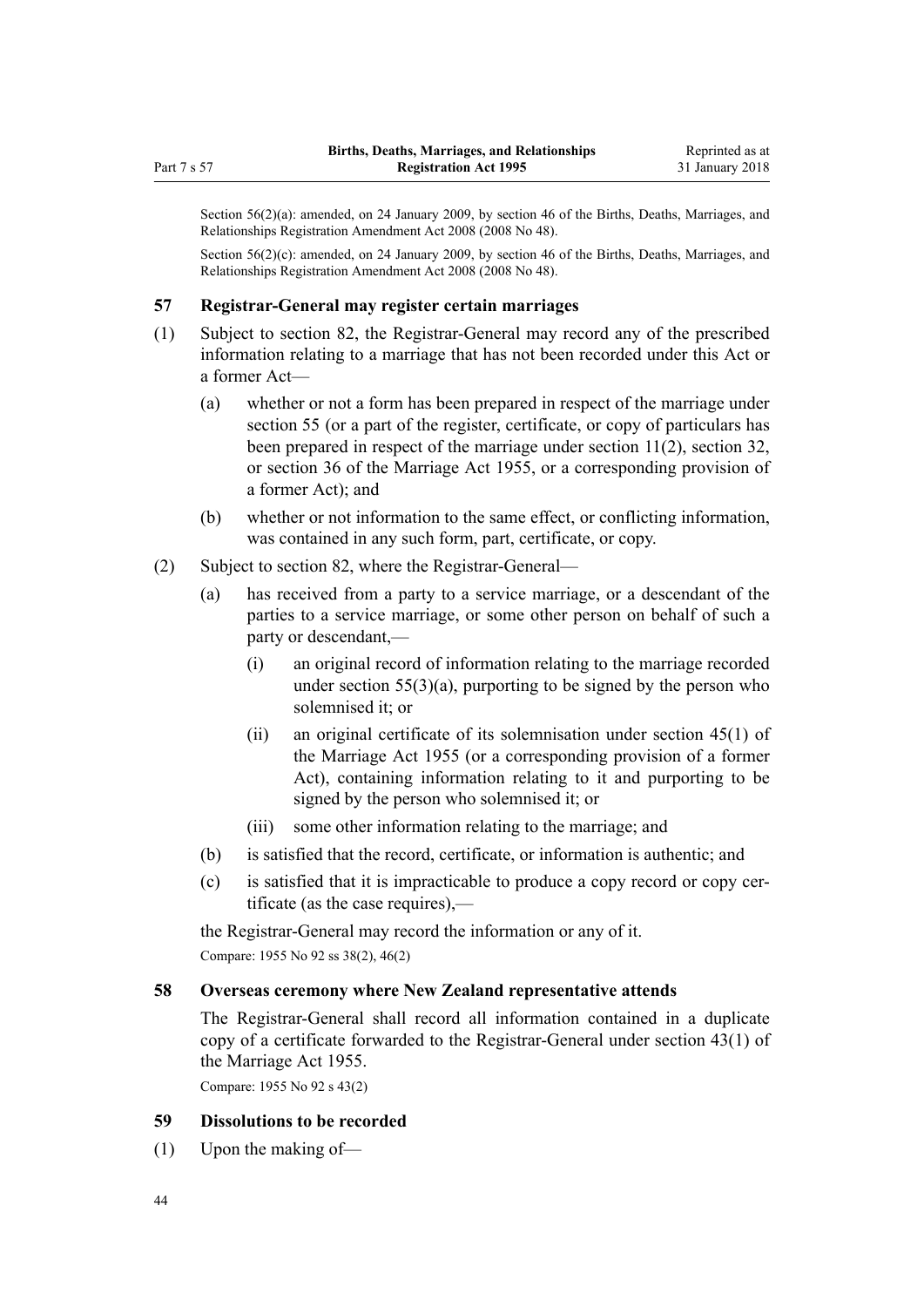Section 56(2)(a): amended, on 24 January 2009, by section 46 of the Births, Deaths, Marriages, and Relationships Registration Amendment Act 2008 (2008 No 48).

Section 56(2)(c): amended, on 24 January 2009, by section 46 of the Births, Deaths, Marriages, and Relationships Registration Amendment Act 2008 (2008 No 48).

### 57 Registrar-General may register certain marriages

(1) Subject to section 82, the Registrar-General may record any of the prescribed information relating to a marriage that has not been recorded under this Act or a former Act—

- (a) whether or not a form has been prepared in respect of the marriage under section 55 (or a part of the register, certificate, or copy of particulars has been prepared in respect of the marriage under section 11(2), section 32, or section 36 of the Marriage Act 1955, or a corresponding provision of a former Act); and
- (b) whether or not information to the same effect, or conflicting information, was contained in any such form, part, certificate, or copy.

(2) Subject to section 82, where the Registrar-General—

- (a) has received from a party to a service marriage, or a descendant of the parties to a service marriage, or some other person on behalf of such a party or descendant,—
  - (i) an original record of information relating to the marriage recorded under section 55(3)(a), purporting to be signed by the person who solemnised it; or
  - (ii) an original certificate of its solemnisation under section 45(1) of the Marriage Act 1955 (or a corresponding provision of a former Act), containing information relating to it and purporting to be signed by the person who solemnised it; or
  - (iii) some other information relating to the marriage; and
- (b) is satisfied that the record, certificate, or information is authentic; and
- (c) is satisfied that it is impracticable to produce a copy record or copy certificate (as the case requires),—

the Registrar-General may record the information or any of it.

Compare: 1955 No 92 ss 38(2), 46(2)

### 58 Overseas ceremony where New Zealand representative attends

The Registrar-General shall record all information contained in a duplicate copy of a certificate forwarded to the Registrar-General under section 43(1) of the Marriage Act 1955.

Compare: 1955 No 92 s 43(2)

### 59 Dissolutions to be recorded

(1) Upon the making of—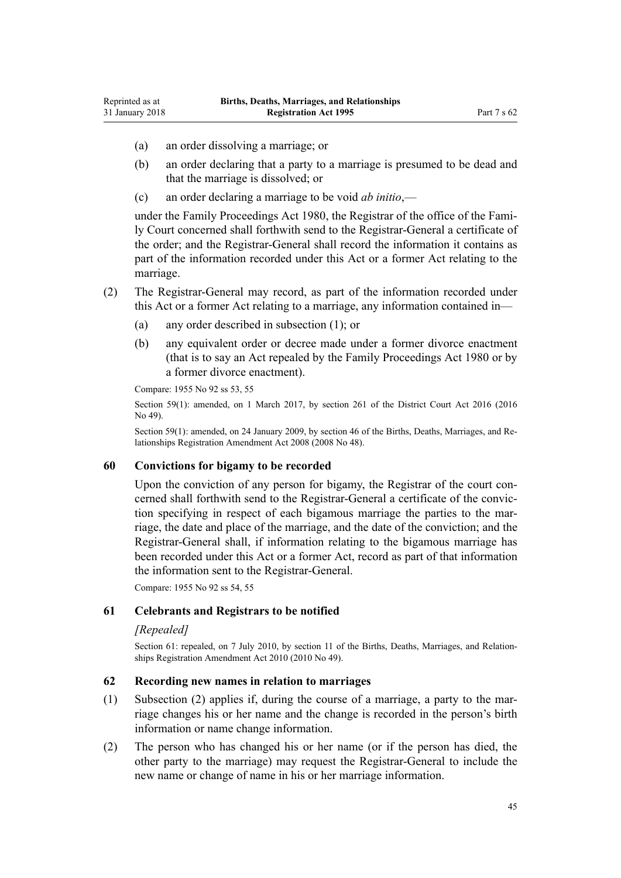(a) an order dissolving a marriage; or

(b) an order declaring that a party to a marriage is presumed to be dead and that the marriage is dissolved; or

(c) an order declaring a marriage to be void *ab initio*,—

under the Family Proceedings Act 1980, the Registrar of the office of the Family Court concerned shall forthwith send to the Registrar-General a certificate of the order; and the Registrar-General shall record the information it contains as part of the information recorded under this Act or a former Act relating to the marriage.

(2) The Registrar-General may record, as part of the information recorded under this Act or a former Act relating to a marriage, any information contained in—

(a) any order described in subsection (1); or

(b) any equivalent order or decree made under a former divorce enactment (that is to say an Act repealed by the Family Proceedings Act 1980 or by a former divorce enactment).

Compare: 1955 No 92 ss 53, 55

Section 59(1): amended, on 1 March 2017, by section 261 of the District Court Act 2016 (2016 No 49).

Section 59(1): amended, on 24 January 2009, by section 46 of the Births, Deaths, Marriages, and Relationships Registration Amendment Act 2008 (2008 No 48).

### 60 Convictions for bigamy to be recorded

Upon the conviction of any person for bigamy, the Registrar of the court concerned shall forthwith send to the Registrar-General a certificate of the conviction specifying in respect of each bigamous marriage the parties to the marriage, the date and place of the marriage, and the date of the conviction; and the Registrar-General shall, if information relating to the bigamous marriage has been recorded under this Act or a former Act, record as part of that information the information sent to the Registrar-General.

Compare: 1955 No 92 ss 54, 55

### 61 Celebrants and Registrars to be notified

*[Repealed]*

Section 61: repealed, on 7 July 2010, by section 11 of the Births, Deaths, Marriages, and Relationships Registration Amendment Act 2010 (2010 No 49).

### 62 Recording new names in relation to marriages

(1) Subsection (2) applies if, during the course of a marriage, a party to the marriage changes his or her name and the change is recorded in the person's birth information or name change information.

(2) The person who has changed his or her name (or if the person has died, the other party to the marriage) may request the Registrar-General to include the new name or change of name in his or her marriage information.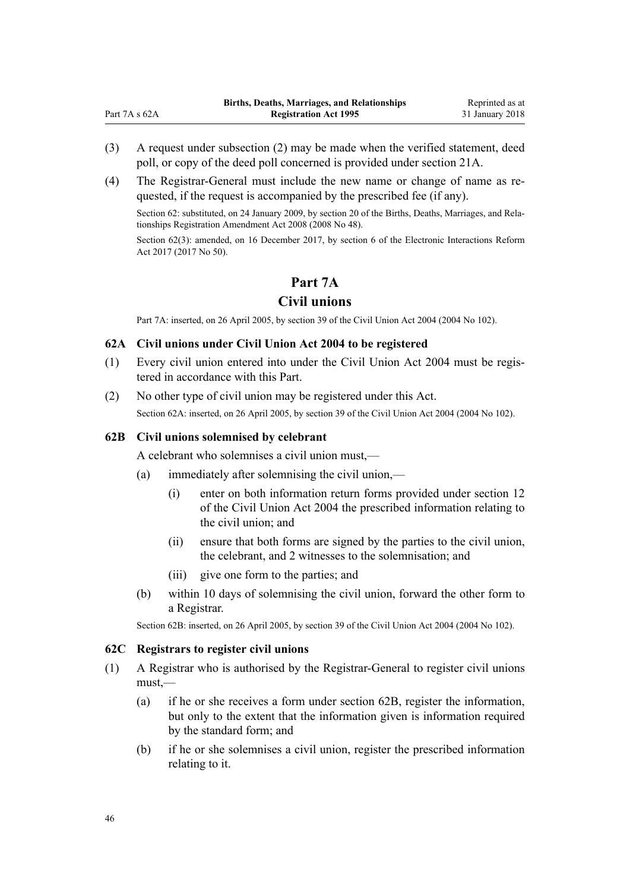(3) A request under subsection (2) may be made when the verified statement, deed poll, or copy of the deed poll concerned is provided under section 21A.

(4) The Registrar-General must include the new name or change of name as requested, if the request is accompanied by the prescribed fee (if any).

Section 62: substituted, on 24 January 2009, by section 20 of the Births, Deaths, Marriages, and Relationships Registration Amendment Act 2008 (2008 No 48).

Section 62(3): amended, on 16 December 2017, by section 6 of the Electronic Interactions Reform Act 2017 (2017 No 50).

## Part 7A
## Civil unions

Part 7A: inserted, on 26 April 2005, by section 39 of the Civil Union Act 2004 (2004 No 102).

### 62A Civil unions under Civil Union Act 2004 to be registered

(1) Every civil union entered into under the Civil Union Act 2004 must be registered in accordance with this Part.

(2) No other type of civil union may be registered under this Act.

Section 62A: inserted, on 26 April 2005, by section 39 of the Civil Union Act 2004 (2004 No 102).

### 62B Civil unions solemnised by celebrant

A celebrant who solemnises a civil union must,—

(a) immediately after solemnising the civil union,—

(i) enter on both information return forms provided under section 12 of the Civil Union Act 2004 the prescribed information relating to the civil union; and

(ii) ensure that both forms are signed by the parties to the civil union, the celebrant, and 2 witnesses to the solemnisation; and

(iii) give one form to the parties; and

(b) within 10 days of solemnising the civil union, forward the other form to a Registrar.

Section 62B: inserted, on 26 April 2005, by section 39 of the Civil Union Act 2004 (2004 No 102).

### 62C Registrars to register civil unions

(1) A Registrar who is authorised by the Registrar-General to register civil unions must,—

(a) if he or she receives a form under section 62B, register the information, but only to the extent that the information given is information required by the standard form; and

(b) if he or she solemnises a civil union, register the prescribed information relating to it.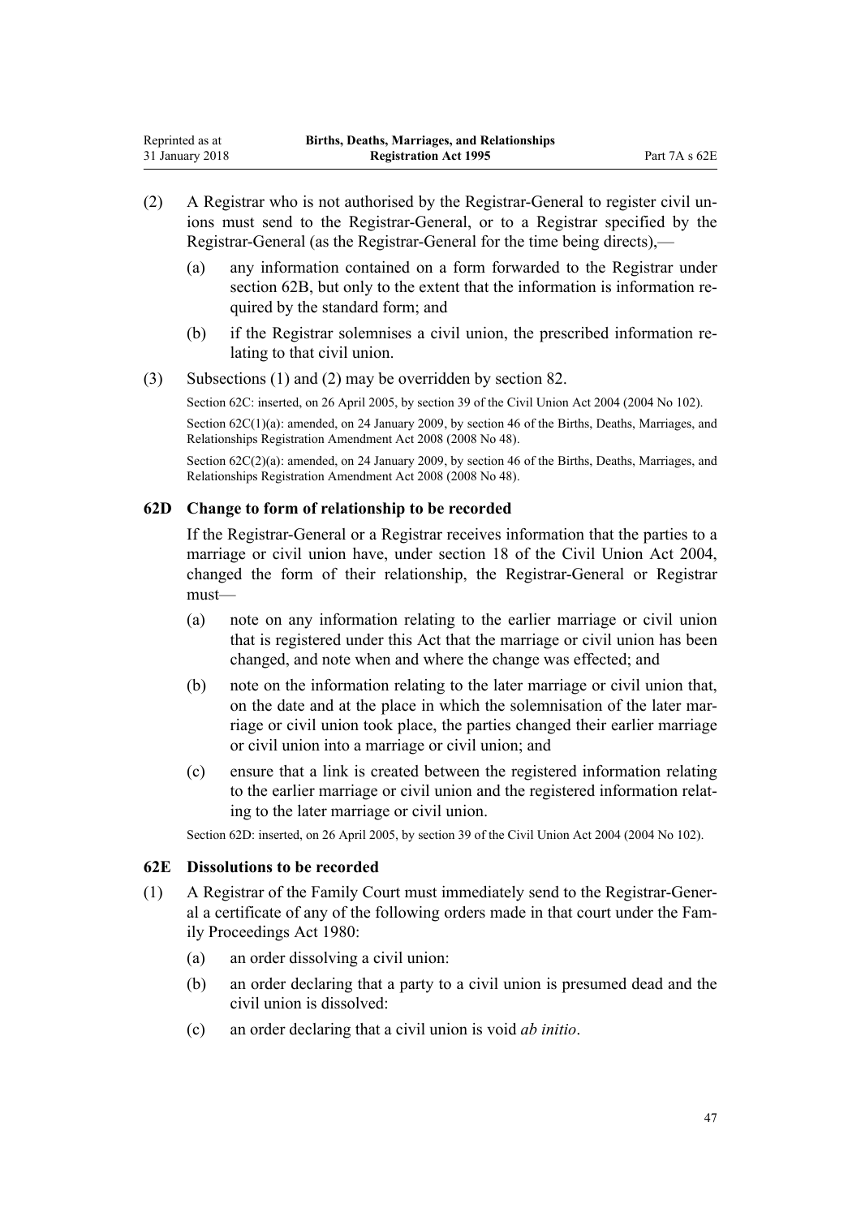(2) A Registrar who is not authorised by the Registrar-General to register civil unions must send to the Registrar-General, or to a Registrar specified by the Registrar-General (as the Registrar-General for the time being directs),—

  (a) any information contained on a form forwarded to the Registrar under section 62B, but only to the extent that the information is information required by the standard form; and

  (b) if the Registrar solemnises a civil union, the prescribed information relating to that civil union.

(3) Subsections (1) and (2) may be overridden by section 82.

Section 62C: inserted, on 26 April 2005, by section 39 of the Civil Union Act 2004 (2004 No 102).

Section 62C(1)(a): amended, on 24 January 2009, by section 46 of the Births, Deaths, Marriages, and Relationships Registration Amendment Act 2008 (2008 No 48).

Section 62C(2)(a): amended, on 24 January 2009, by section 46 of the Births, Deaths, Marriages, and Relationships Registration Amendment Act 2008 (2008 No 48).

### 62D Change to form of relationship to be recorded

If the Registrar-General or a Registrar receives information that the parties to a marriage or civil union have, under section 18 of the Civil Union Act 2004, changed the form of their relationship, the Registrar-General or Registrar must—

  (a) note on any information relating to the earlier marriage or civil union that is registered under this Act that the marriage or civil union has been changed, and note when and where the change was effected; and

  (b) note on the information relating to the later marriage or civil union that, on the date and at the place in which the solemnisation of the later marriage or civil union took place, the parties changed their earlier marriage or civil union into a marriage or civil union; and

  (c) ensure that a link is created between the registered information relating to the earlier marriage or civil union and the registered information relating to the later marriage or civil union.

Section 62D: inserted, on 26 April 2005, by section 39 of the Civil Union Act 2004 (2004 No 102).

### 62E Dissolutions to be recorded

(1) A Registrar of the Family Court must immediately send to the Registrar-General a certificate of any of the following orders made in that court under the Family Proceedings Act 1980:

  (a) an order dissolving a civil union:

  (b) an order declaring that a party to a civil union is presumed dead and the civil union is dissolved:

  (c) an order declaring that a civil union is void *ab initio*.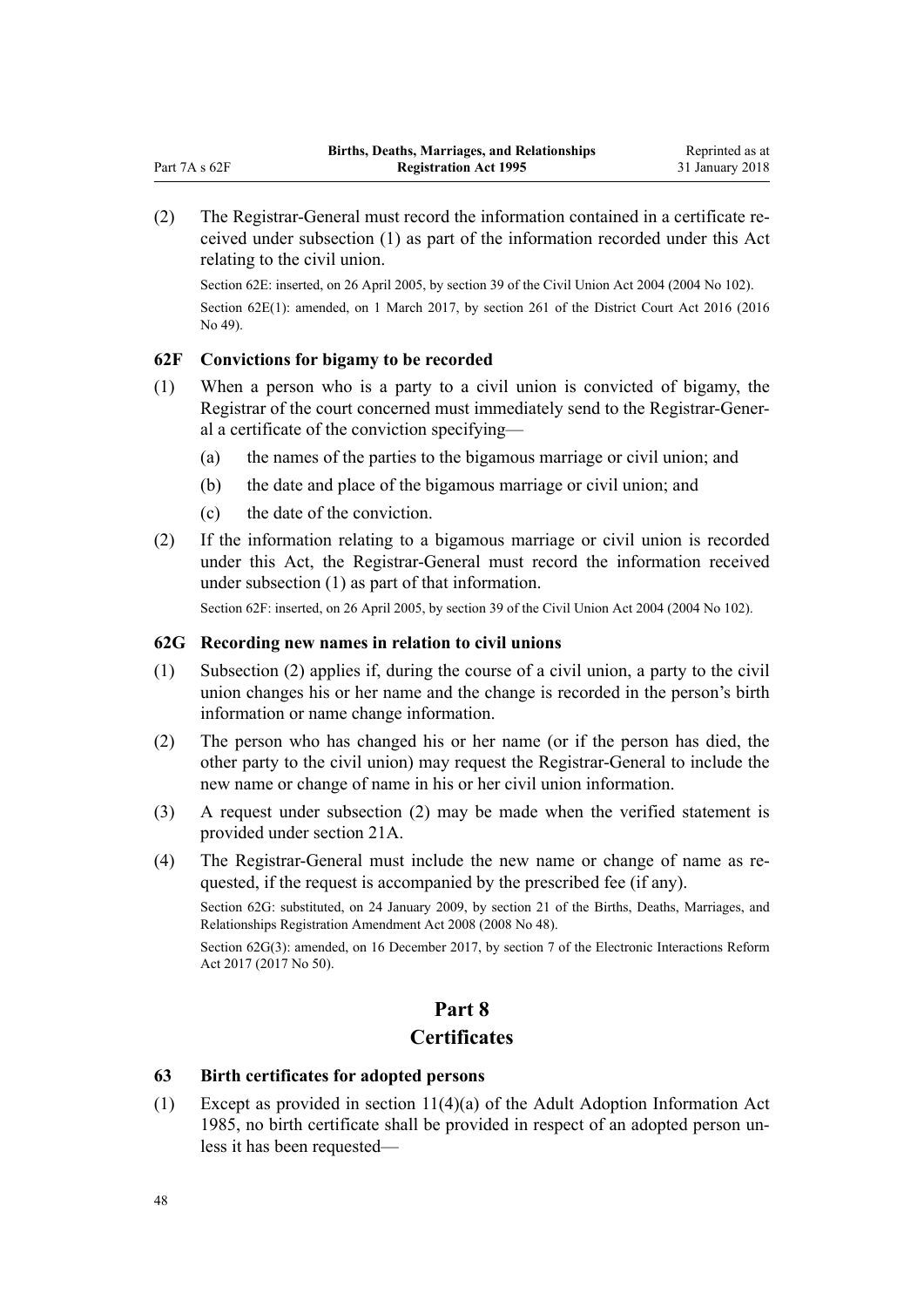(2) The Registrar-General must record the information contained in a certificate received under subsection (1) as part of the information recorded under this Act relating to the civil union.

Section 62E: inserted, on 26 April 2005, by section 39 of the Civil Union Act 2004 (2004 No 102).

Section 62E(1): amended, on 1 March 2017, by section 261 of the District Court Act 2016 (2016 No 49).

### 62F Convictions for bigamy to be recorded

(1) When a person who is a party to a civil union is convicted of bigamy, the Registrar of the court concerned must immediately send to the Registrar-General a certificate of the conviction specifying—

(a) the names of the parties to the bigamous marriage or civil union; and

(b) the date and place of the bigamous marriage or civil union; and

(c) the date of the conviction.

(2) If the information relating to a bigamous marriage or civil union is recorded under this Act, the Registrar-General must record the information received under subsection (1) as part of that information.

Section 62F: inserted, on 26 April 2005, by section 39 of the Civil Union Act 2004 (2004 No 102).

### 62G Recording new names in relation to civil unions

(1) Subsection (2) applies if, during the course of a civil union, a party to the civil union changes his or her name and the change is recorded in the person's birth information or name change information.

(2) The person who has changed his or her name (or if the person has died, the other party to the civil union) may request the Registrar-General to include the new name or change of name in his or her civil union information.

(3) A request under subsection (2) may be made when the verified statement is provided under section 21A.

(4) The Registrar-General must include the new name or change of name as requested, if the request is accompanied by the prescribed fee (if any).

Section 62G: substituted, on 24 January 2009, by section 21 of the Births, Deaths, Marriages, and Relationships Registration Amendment Act 2008 (2008 No 48).

Section 62G(3): amended, on 16 December 2017, by section 7 of the Electronic Interactions Reform Act 2017 (2017 No 50).

## Part 8
## Certificates

### 63 Birth certificates for adopted persons

(1) Except as provided in section 11(4)(a) of the Adult Adoption Information Act 1985, no birth certificate shall be provided in respect of an adopted person unless it has been requested—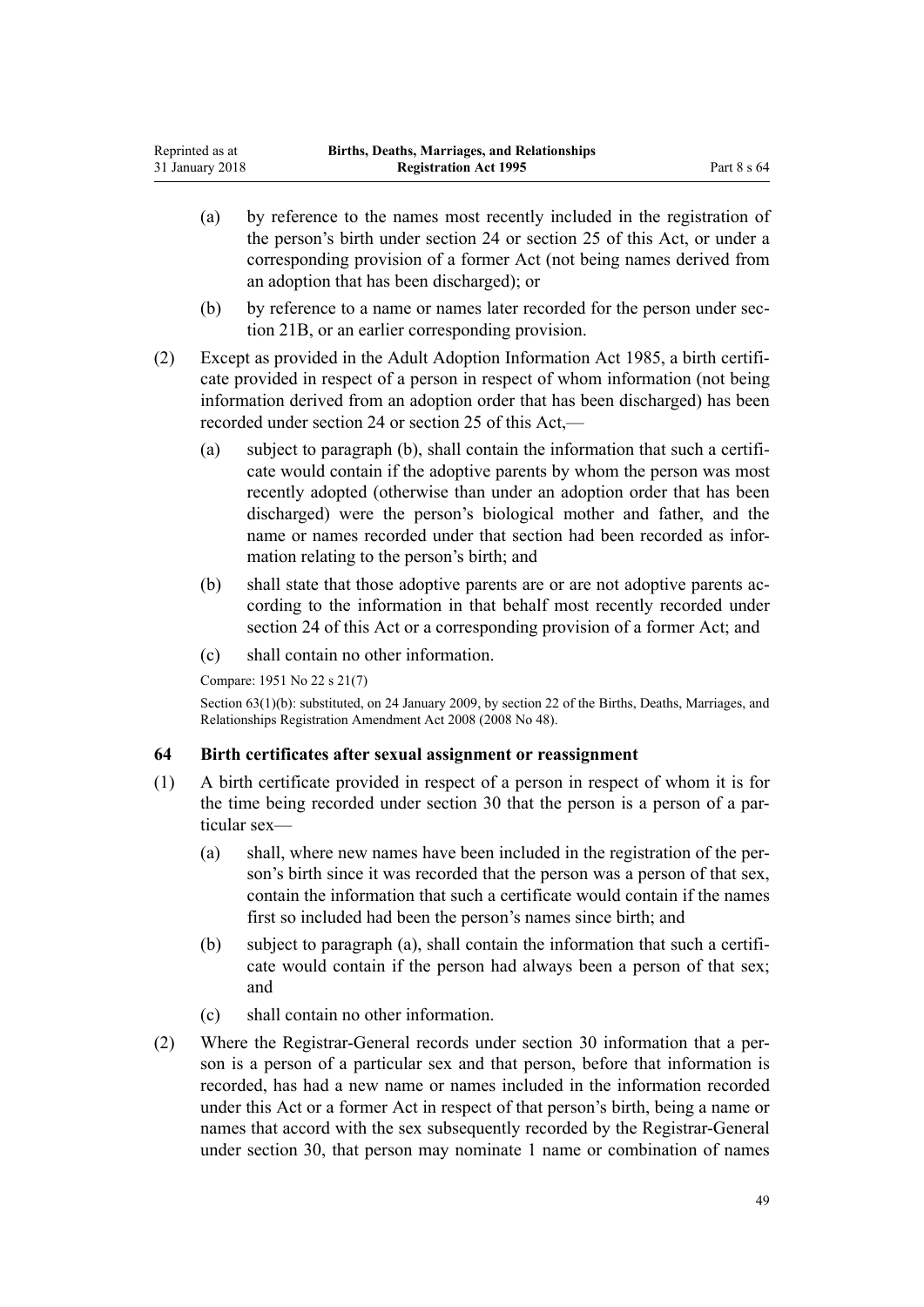(a) by reference to the names most recently included in the registration of the person's birth under section 24 or section 25 of this Act, or under a corresponding provision of a former Act (not being names derived from an adoption that has been discharged); or

(b) by reference to a name or names later recorded for the person under section 21B, or an earlier corresponding provision.

(2) Except as provided in the Adult Adoption Information Act 1985, a birth certificate provided in respect of a person in respect of whom information (not being information derived from an adoption order that has been discharged) has been recorded under section 24 or section 25 of this Act,—

(a) subject to paragraph (b), shall contain the information that such a certificate would contain if the adoptive parents by whom the person was most recently adopted (otherwise than under an adoption order that has been discharged) were the person's biological mother and father, and the name or names recorded under that section had been recorded as information relating to the person's birth; and

(b) shall state that those adoptive parents are or are not adoptive parents according to the information in that behalf most recently recorded under section 24 of this Act or a corresponding provision of a former Act; and

(c) shall contain no other information.

Compare: 1951 No 22 s 21(7)

Section 63(1)(b): substituted, on 24 January 2009, by section 22 of the Births, Deaths, Marriages, and Relationships Registration Amendment Act 2008 (2008 No 48).

### 64 Birth certificates after sexual assignment or reassignment

(1) A birth certificate provided in respect of a person in respect of whom it is for the time being recorded under section 30 that the person is a person of a particular sex—

(a) shall, where new names have been included in the registration of the person's birth since it was recorded that the person was a person of that sex, contain the information that such a certificate would contain if the names first so included had been the person's names since birth; and

(b) subject to paragraph (a), shall contain the information that such a certificate would contain if the person had always been a person of that sex; and

(c) shall contain no other information.

(2) Where the Registrar-General records under section 30 information that a person is a person of a particular sex and that person, before that information is recorded, has had a new name or names included in the information recorded under this Act or a former Act in respect of that person's birth, being a name or names that accord with the sex subsequently recorded by the Registrar-General under section 30, that person may nominate 1 name or combination of names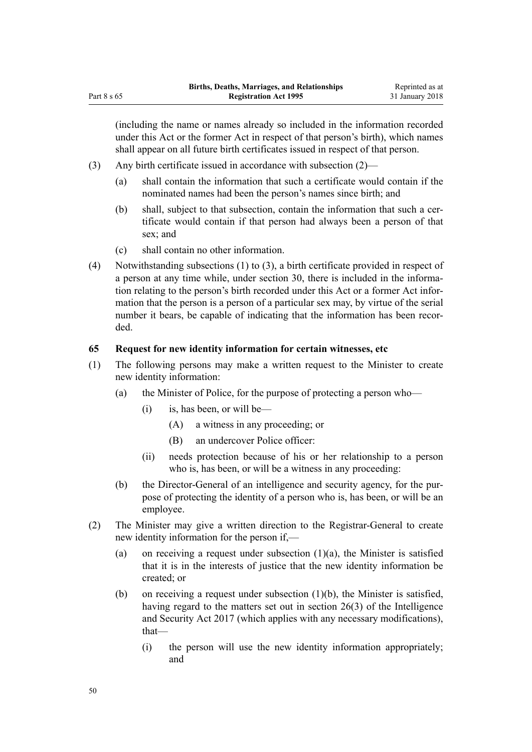(including the name or names already so included in the information recorded under this Act or the former Act in respect of that person's birth), which names shall appear on all future birth certificates issued in respect of that person.

(3) Any birth certificate issued in accordance with subsection (2)—

(a) shall contain the information that such a certificate would contain if the nominated names had been the person's names since birth; and

(b) shall, subject to that subsection, contain the information that such a certificate would contain if that person had always been a person of that sex; and

(c) shall contain no other information.

(4) Notwithstanding subsections (1) to (3), a birth certificate provided in respect of a person at any time while, under section 30, there is included in the information relating to the person's birth recorded under this Act or a former Act information that the person is a person of a particular sex may, by virtue of the serial number it bears, be capable of indicating that the information has been recorded.

### 65 Request for new identity information for certain witnesses, etc

(1) The following persons may make a written request to the Minister to create new identity information:

(a) the Minister of Police, for the purpose of protecting a person who—

(i) is, has been, or will be—

(A) a witness in any proceeding; or

(B) an undercover Police officer:

(ii) needs protection because of his or her relationship to a person who is, has been, or will be a witness in any proceeding:

(b) the Director-General of an intelligence and security agency, for the purpose of protecting the identity of a person who is, has been, or will be an employee.

(2) The Minister may give a written direction to the Registrar-General to create new identity information for the person if,—

(a) on receiving a request under subsection (1)(a), the Minister is satisfied that it is in the interests of justice that the new identity information be created; or

(b) on receiving a request under subsection (1)(b), the Minister is satisfied, having regard to the matters set out in section 26(3) of the Intelligence and Security Act 2017 (which applies with any necessary modifications), that—

(i) the person will use the new identity information appropriately; and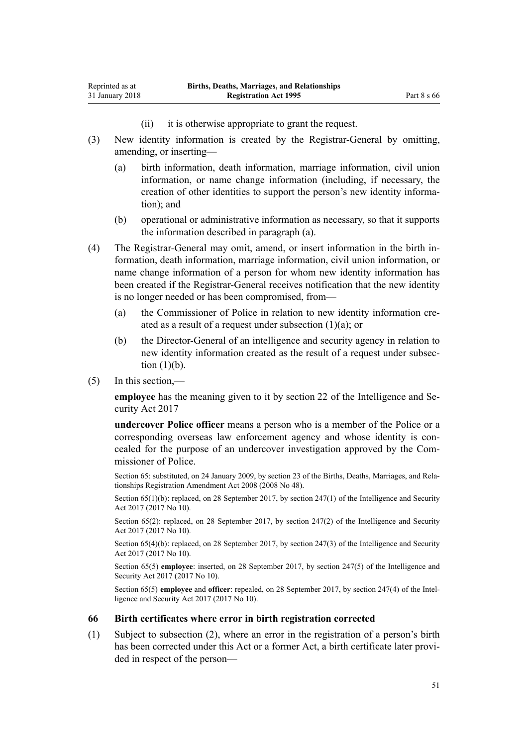(ii) it is otherwise appropriate to grant the request.

(3) New identity information is created by the Registrar-General by omitting, amending, or inserting—

(a) birth information, death information, marriage information, civil union information, or name change information (including, if necessary, the creation of other identities to support the person's new identity information); and

(b) operational or administrative information as necessary, so that it supports the information described in paragraph (a).

(4) The Registrar-General may omit, amend, or insert information in the birth information, death information, marriage information, civil union information, or name change information of a person for whom new identity information has been created if the Registrar-General receives notification that the new identity is no longer needed or has been compromised, from—

(a) the Commissioner of Police in relation to new identity information created as a result of a request under subsection (1)(a); or

(b) the Director-General of an intelligence and security agency in relation to new identity information created as the result of a request under subsection (1)(b).

(5) In this section,—

**employee** has the meaning given to it by section 22 of the Intelligence and Security Act 2017

**undercover Police officer** means a person who is a member of the Police or a corresponding overseas law enforcement agency and whose identity is concealed for the purpose of an undercover investigation approved by the Commissioner of Police.

Section 65: substituted, on 24 January 2009, by section 23 of the Births, Deaths, Marriages, and Relationships Registration Amendment Act 2008 (2008 No 48).

Section 65(1)(b): replaced, on 28 September 2017, by section 247(1) of the Intelligence and Security Act 2017 (2017 No 10).

Section 65(2): replaced, on 28 September 2017, by section 247(2) of the Intelligence and Security Act 2017 (2017 No 10).

Section 65(4)(b): replaced, on 28 September 2017, by section 247(3) of the Intelligence and Security Act 2017 (2017 No 10).

Section 65(5) **employee**: inserted, on 28 September 2017, by section 247(5) of the Intelligence and Security Act 2017 (2017 No 10).

Section 65(5) **employee** and **officer**: repealed, on 28 September 2017, by section 247(4) of the Intelligence and Security Act 2017 (2017 No 10).

### 66 Birth certificates where error in birth registration corrected

(1) Subject to subsection (2), where an error in the registration of a person's birth has been corrected under this Act or a former Act, a birth certificate later provided in respect of the person—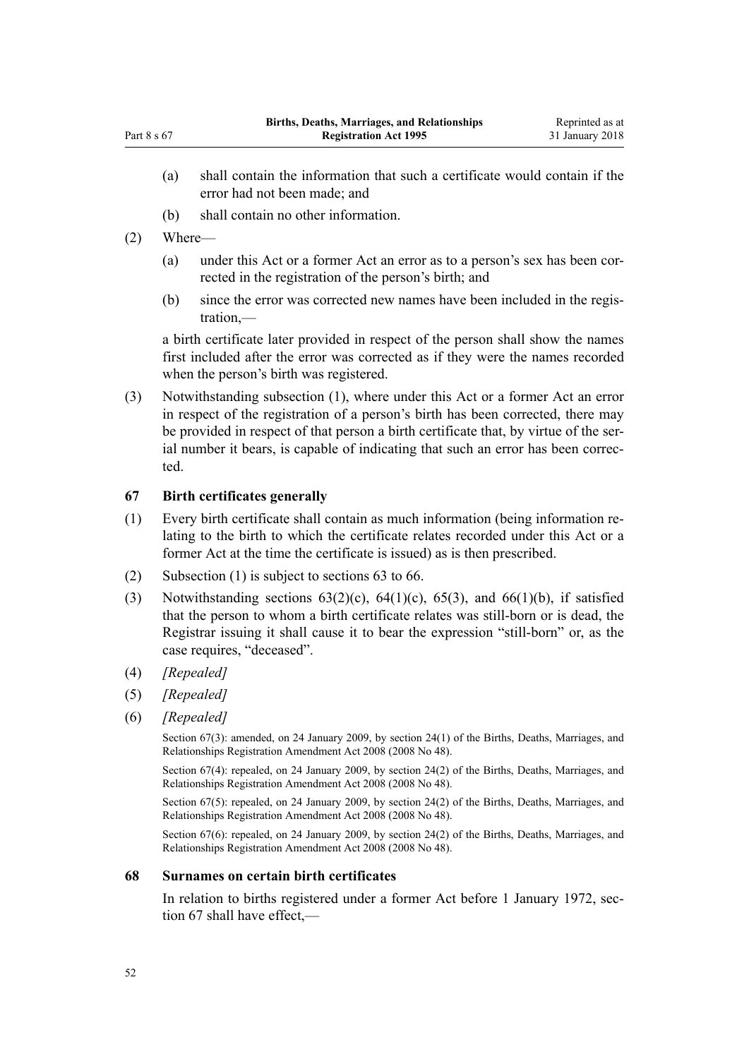(a) shall contain the information that such a certificate would contain if the error had not been made; and

(b) shall contain no other information.

(2) Where—

(a) under this Act or a former Act an error as to a person's sex has been corrected in the registration of the person's birth; and

(b) since the error was corrected new names have been included in the registration,—

a birth certificate later provided in respect of the person shall show the names first included after the error was corrected as if they were the names recorded when the person's birth was registered.

(3) Notwithstanding subsection (1), where under this Act or a former Act an error in respect of the registration of a person's birth has been corrected, there may be provided in respect of that person a birth certificate that, by virtue of the serial number it bears, is capable of indicating that such an error has been corrected.

### 67 Birth certificates generally

(1) Every birth certificate shall contain as much information (being information relating to the birth to which the certificate relates recorded under this Act or a former Act at the time the certificate is issued) as is then prescribed.

(2) Subsection (1) is subject to sections 63 to 66.

(3) Notwithstanding sections 63(2)(c), 64(1)(c), 65(3), and 66(1)(b), if satisfied that the person to whom a birth certificate relates was still-born or is dead, the Registrar issuing it shall cause it to bear the expression "still-born" or, as the case requires, "deceased".

(4) *[Repealed]*

(5) *[Repealed]*

(6) *[Repealed]*

Section 67(3): amended, on 24 January 2009, by section 24(1) of the Births, Deaths, Marriages, and Relationships Registration Amendment Act 2008 (2008 No 48).

Section 67(4): repealed, on 24 January 2009, by section 24(2) of the Births, Deaths, Marriages, and Relationships Registration Amendment Act 2008 (2008 No 48).

Section 67(5): repealed, on 24 January 2009, by section 24(2) of the Births, Deaths, Marriages, and Relationships Registration Amendment Act 2008 (2008 No 48).

Section 67(6): repealed, on 24 January 2009, by section 24(2) of the Births, Deaths, Marriages, and Relationships Registration Amendment Act 2008 (2008 No 48).

### 68 Surnames on certain birth certificates

In relation to births registered under a former Act before 1 January 1972, section 67 shall have effect,—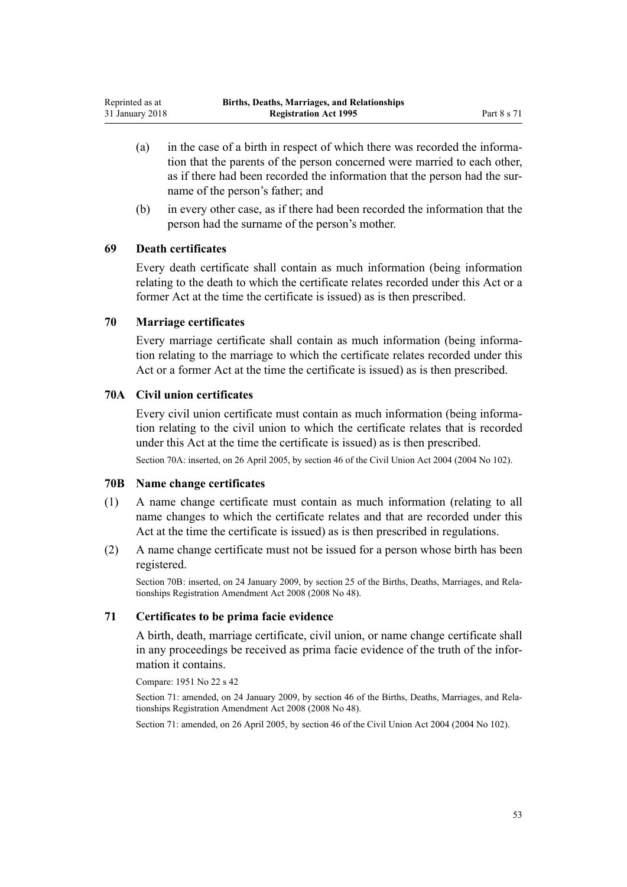(a) in the case of a birth in respect of which there was recorded the information that the parents of the person concerned were married to each other, as if there had been recorded the information that the person had the surname of the person's father; and

(b) in every other case, as if there had been recorded the information that the person had the surname of the person's mother.

### 69 Death certificates

Every death certificate shall contain as much information (being information relating to the death to which the certificate relates recorded under this Act or a former Act at the time the certificate is issued) as is then prescribed.

### 70 Marriage certificates

Every marriage certificate shall contain as much information (being information relating to the marriage to which the certificate relates recorded under this Act or a former Act at the time the certificate is issued) as is then prescribed.

### 70A Civil union certificates

Every civil union certificate must contain as much information (being information relating to the civil union to which the certificate relates that is recorded under this Act at the time the certificate is issued) as is then prescribed.

Section 70A: inserted, on 26 April 2005, by section 46 of the Civil Union Act 2004 (2004 No 102).

### 70B Name change certificates

(1) A name change certificate must contain as much information (relating to all name changes to which the certificate relates and that are recorded under this Act at the time the certificate is issued) as is then prescribed in regulations.

(2) A name change certificate must not be issued for a person whose birth has been registered.

Section 70B: inserted, on 24 January 2009, by section 25 of the Births, Deaths, Marriages, and Relationships Registration Amendment Act 2008 (2008 No 48).

### 71 Certificates to be prima facie evidence

A birth, death, marriage certificate, civil union, or name change certificate shall in any proceedings be received as prima facie evidence of the truth of the information it contains.

Compare: 1951 No 22 s 42

Section 71: amended, on 24 January 2009, by section 46 of the Births, Deaths, Marriages, and Relationships Registration Amendment Act 2008 (2008 No 48).

Section 71: amended, on 26 April 2005, by section 46 of the Civil Union Act 2004 (2004 No 102).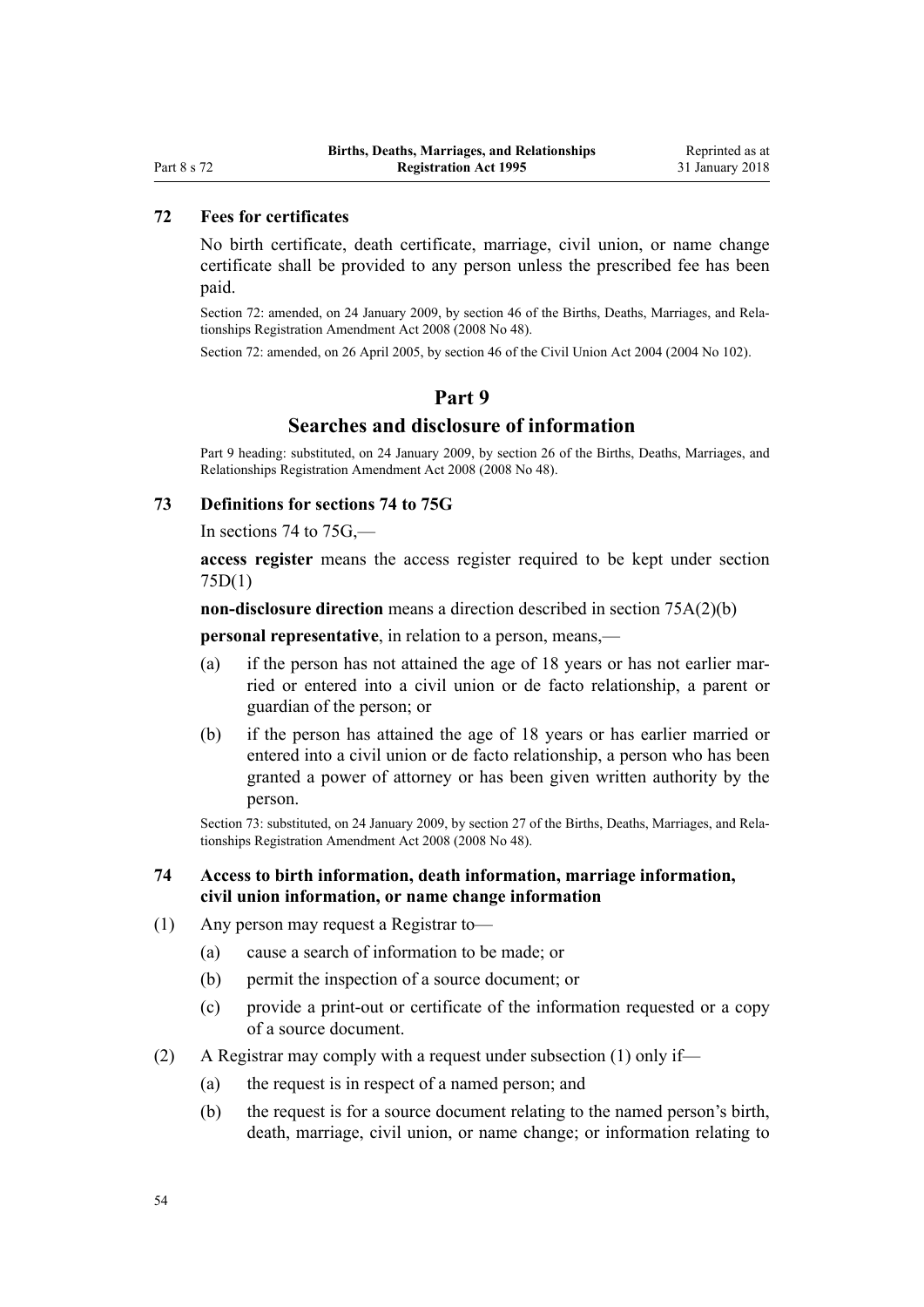### 72 Fees for certificates

No birth certificate, death certificate, marriage, civil union, or name change certificate shall be provided to any person unless the prescribed fee has been paid.

Section 72: amended, on 24 January 2009, by section 46 of the Births, Deaths, Marriages, and Relationships Registration Amendment Act 2008 (2008 No 48).

Section 72: amended, on 26 April 2005, by section 46 of the Civil Union Act 2004 (2004 No 102).

## Part 9

## Searches and disclosure of information

Part 9 heading: substituted, on 24 January 2009, by section 26 of the Births, Deaths, Marriages, and Relationships Registration Amendment Act 2008 (2008 No 48).

### 73 Definitions for sections 74 to 75G

In sections 74 to 75G,—

**access register** means the access register required to be kept under section 75D(1)

**non-disclosure direction** means a direction described in section 75A(2)(b)

**personal representative**, in relation to a person, means,—

- (a) if the person has not attained the age of 18 years or has not earlier married or entered into a civil union or de facto relationship, a parent or guardian of the person; or
- (b) if the person has attained the age of 18 years or has earlier married or entered into a civil union or de facto relationship, a person who has been granted a power of attorney or has been given written authority by the person.

Section 73: substituted, on 24 January 2009, by section 27 of the Births, Deaths, Marriages, and Relationships Registration Amendment Act 2008 (2008 No 48).

### 74 Access to birth information, death information, marriage information, civil union information, or name change information

(1) Any person may request a Registrar to—

- (a) cause a search of information to be made; or
- (b) permit the inspection of a source document; or
- (c) provide a print-out or certificate of the information requested or a copy of a source document.

(2) A Registrar may comply with a request under subsection (1) only if—

- (a) the request is in respect of a named person; and
- (b) the request is for a source document relating to the named person's birth, death, marriage, civil union, or name change; or information relating to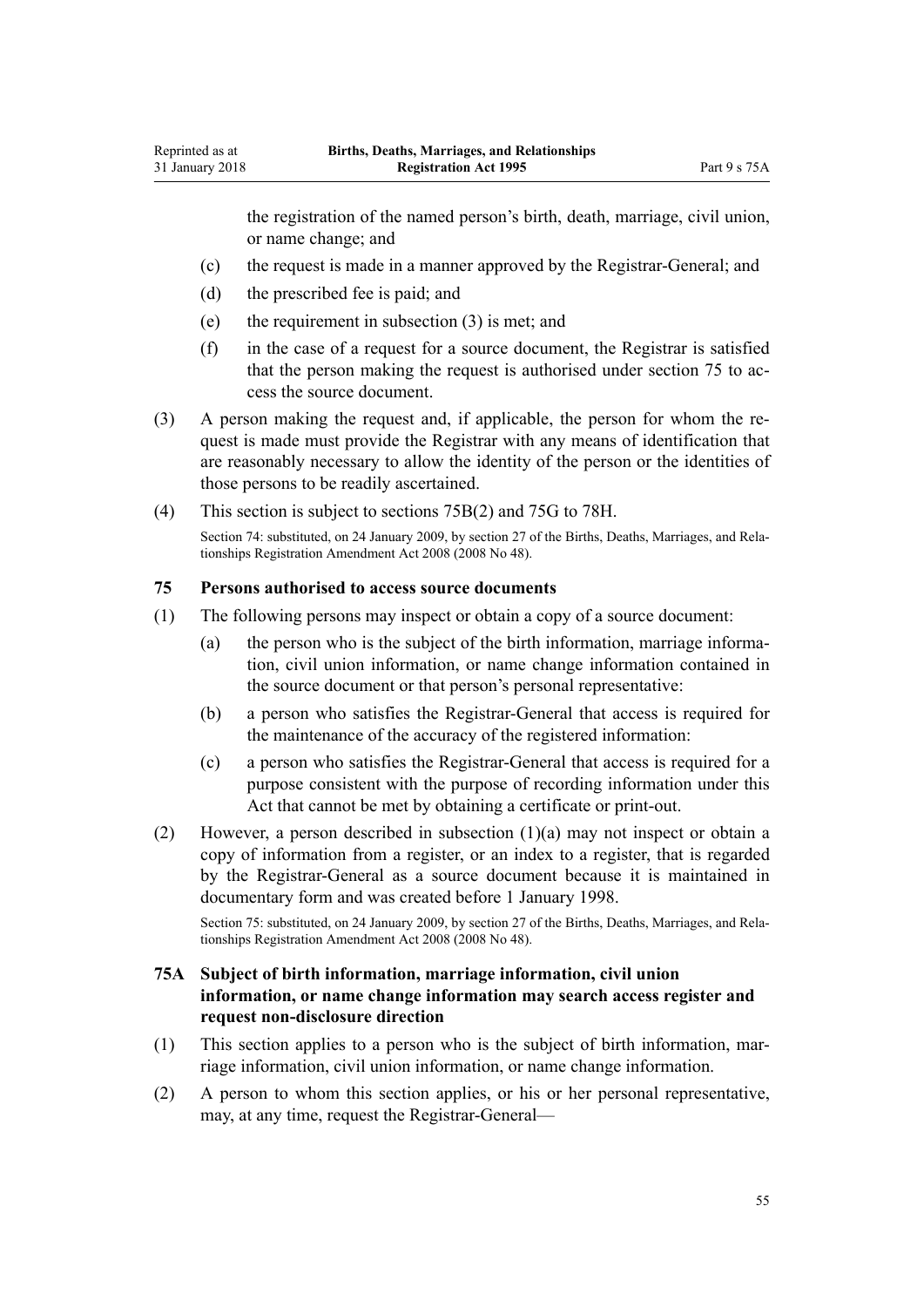the registration of the named person's birth, death, marriage, civil union, or name change; and

(c) the request is made in a manner approved by the Registrar-General; and

(d) the prescribed fee is paid; and

(e) the requirement in subsection (3) is met; and

(f) in the case of a request for a source document, the Registrar is satisfied that the person making the request is authorised under section 75 to access the source document.

(3) A person making the request and, if applicable, the person for whom the request is made must provide the Registrar with any means of identification that are reasonably necessary to allow the identity of the person or the identities of those persons to be readily ascertained.

(4) This section is subject to sections 75B(2) and 75G to 78H.

Section 74: substituted, on 24 January 2009, by section 27 of the Births, Deaths, Marriages, and Relationships Registration Amendment Act 2008 (2008 No 48).

### 75 Persons authorised to access source documents

(1) The following persons may inspect or obtain a copy of a source document:

(a) the person who is the subject of the birth information, marriage information, civil union information, or name change information contained in the source document or that person's personal representative:

(b) a person who satisfies the Registrar-General that access is required for the maintenance of the accuracy of the registered information:

(c) a person who satisfies the Registrar-General that access is required for a purpose consistent with the purpose of recording information under this Act that cannot be met by obtaining a certificate or print-out.

(2) However, a person described in subsection (1)(a) may not inspect or obtain a copy of information from a register, or an index to a register, that is regarded by the Registrar-General as a source document because it is maintained in documentary form and was created before 1 January 1998.

Section 75: substituted, on 24 January 2009, by section 27 of the Births, Deaths, Marriages, and Relationships Registration Amendment Act 2008 (2008 No 48).

### 75A Subject of birth information, marriage information, civil union information, or name change information may search access register and request non-disclosure direction

(1) This section applies to a person who is the subject of birth information, marriage information, civil union information, or name change information.

(2) A person to whom this section applies, or his or her personal representative, may, at any time, request the Registrar-General—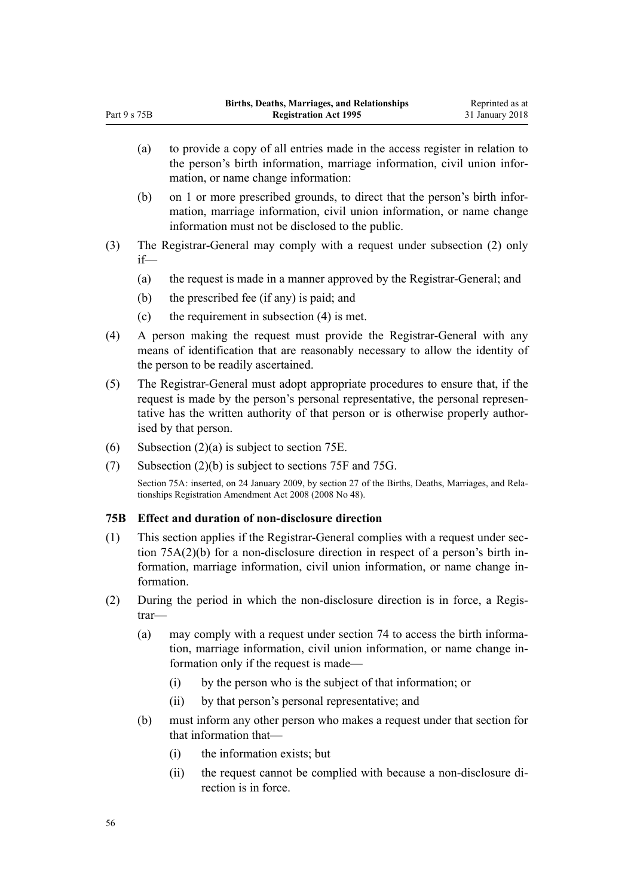(a) to provide a copy of all entries made in the access register in relation to the person's birth information, marriage information, civil union information, or name change information:

(b) on 1 or more prescribed grounds, to direct that the person's birth information, marriage information, civil union information, or name change information must not be disclosed to the public.

(3) The Registrar-General may comply with a request under subsection (2) only if—

(a) the request is made in a manner approved by the Registrar-General; and

(b) the prescribed fee (if any) is paid; and

(c) the requirement in subsection (4) is met.

(4) A person making the request must provide the Registrar-General with any means of identification that are reasonably necessary to allow the identity of the person to be readily ascertained.

(5) The Registrar-General must adopt appropriate procedures to ensure that, if the request is made by the person's personal representative, the personal representative has the written authority of that person or is otherwise properly authorised by that person.

(6) Subsection (2)(a) is subject to section 75E.

(7) Subsection (2)(b) is subject to sections 75F and 75G.

Section 75A: inserted, on 24 January 2009, by section 27 of the Births, Deaths, Marriages, and Relationships Registration Amendment Act 2008 (2008 No 48).

### 75B Effect and duration of non-disclosure direction

(1) This section applies if the Registrar-General complies with a request under section 75A(2)(b) for a non-disclosure direction in respect of a person's birth information, marriage information, civil union information, or name change information.

(2) During the period in which the non-disclosure direction is in force, a Registrar—

(a) may comply with a request under section 74 to access the birth information, marriage information, civil union information, or name change information only if the request is made—

(i) by the person who is the subject of that information; or

(ii) by that person's personal representative; and

(b) must inform any other person who makes a request under that section for that information that—

(i) the information exists; but

(ii) the request cannot be complied with because a non-disclosure direction is in force.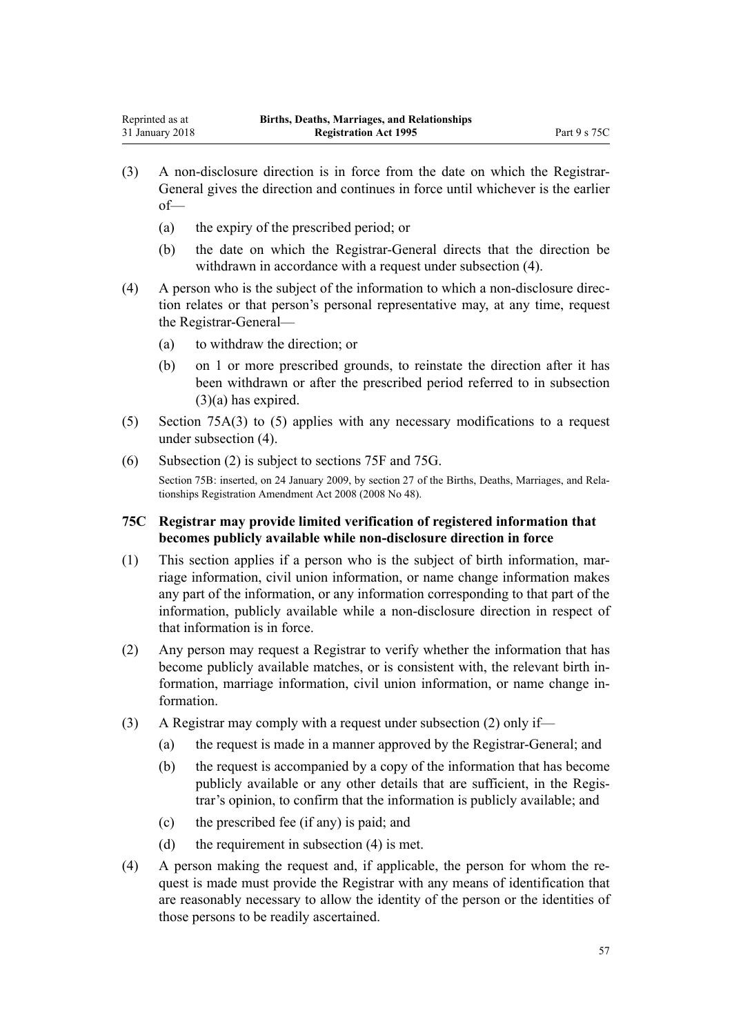(3) A non-disclosure direction is in force from the date on which the Registrar-General gives the direction and continues in force until whichever is the earlier of—

(a) the expiry of the prescribed period; or

(b) the date on which the Registrar-General directs that the direction be withdrawn in accordance with a request under subsection (4).

(4) A person who is the subject of the information to which a non-disclosure direction relates or that person's personal representative may, at any time, request the Registrar-General—

(a) to withdraw the direction; or

(b) on 1 or more prescribed grounds, to reinstate the direction after it has been withdrawn or after the prescribed period referred to in subsection (3)(a) has expired.

(5) Section 75A(3) to (5) applies with any necessary modifications to a request under subsection (4).

(6) Subsection (2) is subject to sections 75F and 75G.

Section 75B: inserted, on 24 January 2009, by section 27 of the Births, Deaths, Marriages, and Relationships Registration Amendment Act 2008 (2008 No 48).

### 75C Registrar may provide limited verification of registered information that becomes publicly available while non-disclosure direction in force

(1) This section applies if a person who is the subject of birth information, marriage information, civil union information, or name change information makes any part of the information, or any information corresponding to that part of the information, publicly available while a non-disclosure direction in respect of that information is in force.

(2) Any person may request a Registrar to verify whether the information that has become publicly available matches, or is consistent with, the relevant birth information, marriage information, civil union information, or name change information.

(3) A Registrar may comply with a request under subsection (2) only if—

(a) the request is made in a manner approved by the Registrar-General; and

(b) the request is accompanied by a copy of the information that has become publicly available or any other details that are sufficient, in the Registrar's opinion, to confirm that the information is publicly available; and

(c) the prescribed fee (if any) is paid; and

(d) the requirement in subsection (4) is met.

(4) A person making the request and, if applicable, the person for whom the request is made must provide the Registrar with any means of identification that are reasonably necessary to allow the identity of the person or the identities of those persons to be readily ascertained.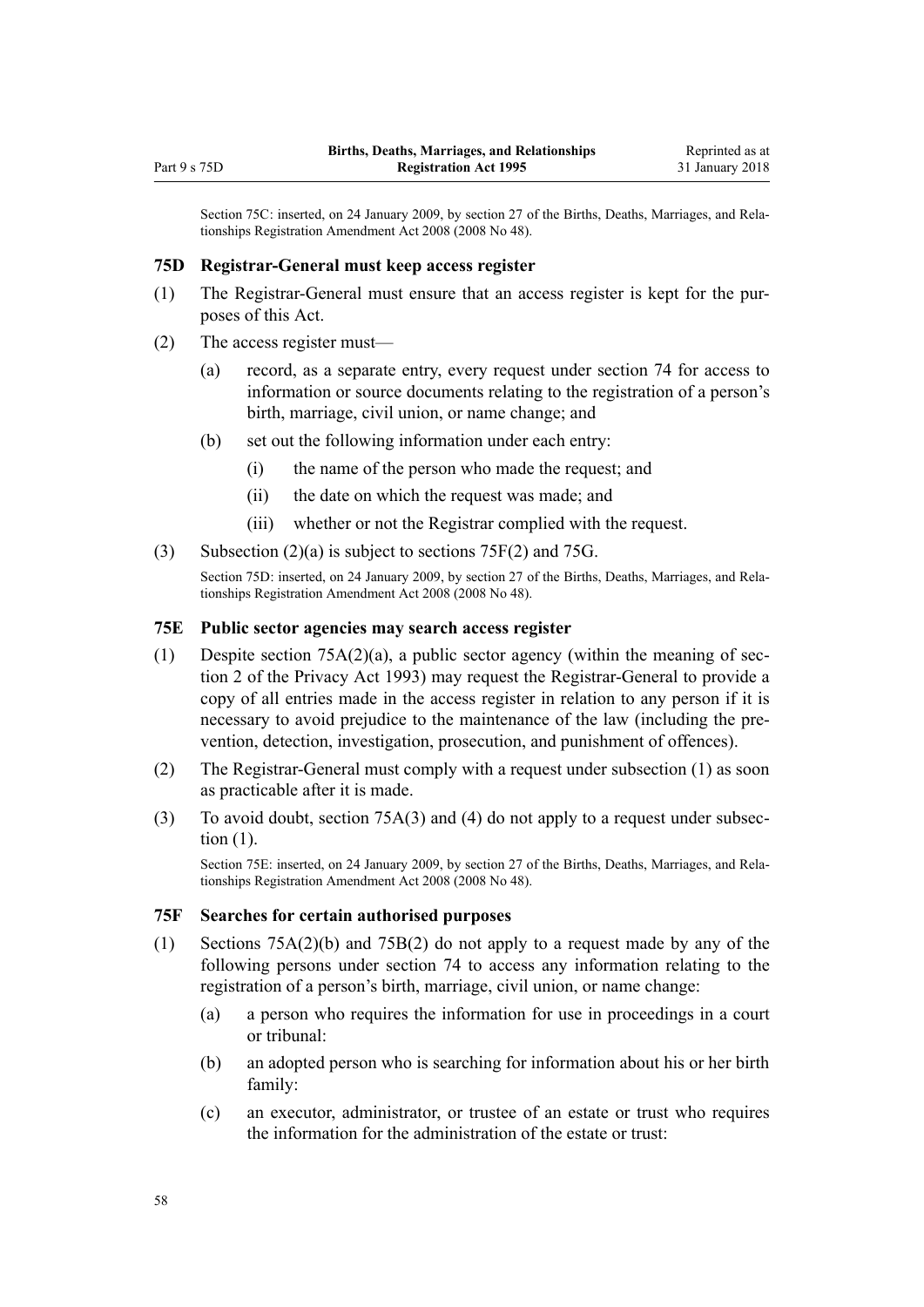Section 75C: inserted, on 24 January 2009, by section 27 of the Births, Deaths, Marriages, and Relationships Registration Amendment Act 2008 (2008 No 48).

### 75D Registrar-General must keep access register

(1) The Registrar-General must ensure that an access register is kept for the purposes of this Act.

(2) The access register must—

- (a) record, as a separate entry, every request under section 74 for access to information or source documents relating to the registration of a person's birth, marriage, civil union, or name change; and
- (b) set out the following information under each entry:
  - (i) the name of the person who made the request; and
  - (ii) the date on which the request was made; and
  - (iii) whether or not the Registrar complied with the request.

(3) Subsection (2)(a) is subject to sections 75F(2) and 75G.

Section 75D: inserted, on 24 January 2009, by section 27 of the Births, Deaths, Marriages, and Relationships Registration Amendment Act 2008 (2008 No 48).

### 75E Public sector agencies may search access register

(1) Despite section 75A(2)(a), a public sector agency (within the meaning of section 2 of the Privacy Act 1993) may request the Registrar-General to provide a copy of all entries made in the access register in relation to any person if it is necessary to avoid prejudice to the maintenance of the law (including the prevention, detection, investigation, prosecution, and punishment of offences).

(2) The Registrar-General must comply with a request under subsection (1) as soon as practicable after it is made.

(3) To avoid doubt, section 75A(3) and (4) do not apply to a request under subsection (1).

Section 75E: inserted, on 24 January 2009, by section 27 of the Births, Deaths, Marriages, and Relationships Registration Amendment Act 2008 (2008 No 48).

### 75F Searches for certain authorised purposes

(1) Sections 75A(2)(b) and 75B(2) do not apply to a request made by any of the following persons under section 74 to access any information relating to the registration of a person's birth, marriage, civil union, or name change:

- (a) a person who requires the information for use in proceedings in a court or tribunal:
- (b) an adopted person who is searching for information about his or her birth family:
- (c) an executor, administrator, or trustee of an estate or trust who requires the information for the administration of the estate or trust: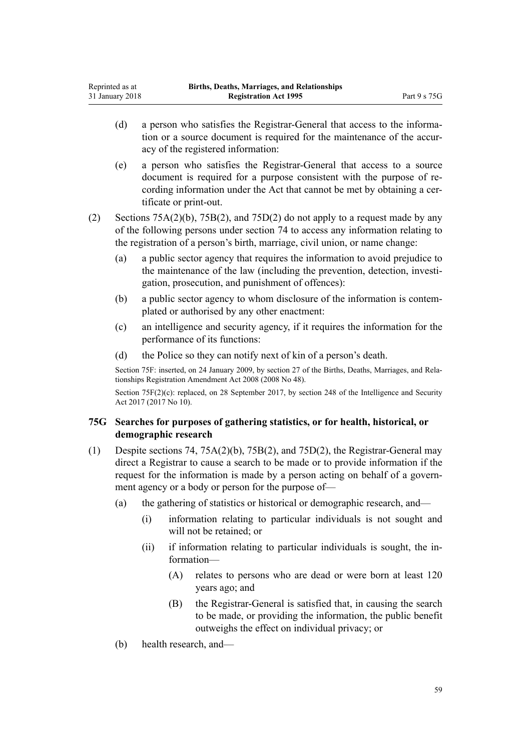(d) a person who satisfies the Registrar-General that access to the information or a source document is required for the maintenance of the accuracy of the registered information:

(e) a person who satisfies the Registrar-General that access to a source document is required for a purpose consistent with the purpose of recording information under the Act that cannot be met by obtaining a certificate or print-out.

(2) Sections 75A(2)(b), 75B(2), and 75D(2) do not apply to a request made by any of the following persons under section 74 to access any information relating to the registration of a person's birth, marriage, civil union, or name change:

(a) a public sector agency that requires the information to avoid prejudice to the maintenance of the law (including the prevention, detection, investigation, prosecution, and punishment of offences):

(b) a public sector agency to whom disclosure of the information is contemplated or authorised by any other enactment:

(c) an intelligence and security agency, if it requires the information for the performance of its functions:

(d) the Police so they can notify next of kin of a person's death.

Section 75F: inserted, on 24 January 2009, by section 27 of the Births, Deaths, Marriages, and Relationships Registration Amendment Act 2008 (2008 No 48).

Section 75F(2)(c): replaced, on 28 September 2017, by section 248 of the Intelligence and Security Act 2017 (2017 No 10).

### 75G Searches for purposes of gathering statistics, or for health, historical, or demographic research

(1) Despite sections 74, 75A(2)(b), 75B(2), and 75D(2), the Registrar-General may direct a Registrar to cause a search to be made or to provide information if the request for the information is made by a person acting on behalf of a government agency or a body or person for the purpose of—

(a) the gathering of statistics or historical or demographic research, and—

(i) information relating to particular individuals is not sought and will not be retained; or

(ii) if information relating to particular individuals is sought, the information—

(A) relates to persons who are dead or were born at least 120 years ago; and

(B) the Registrar-General is satisfied that, in causing the search to be made, or providing the information, the public benefit outweighs the effect on individual privacy; or

(b) health research, and—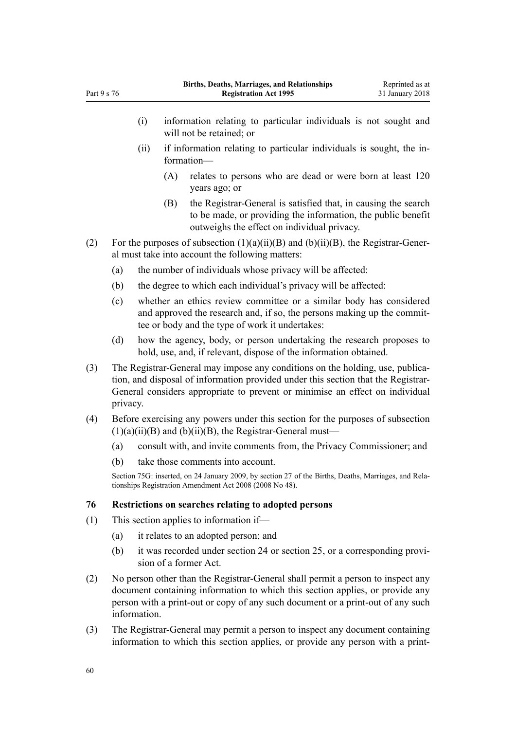(i) information relating to particular individuals is not sought and will not be retained; or

(ii) if information relating to particular individuals is sought, the information—

(A) relates to persons who are dead or were born at least 120 years ago; or

(B) the Registrar-General is satisfied that, in causing the search to be made, or providing the information, the public benefit outweighs the effect on individual privacy.

(2) For the purposes of subsection (1)(a)(ii)(B) and (b)(ii)(B), the Registrar-General must take into account the following matters:

(a) the number of individuals whose privacy will be affected:

(b) the degree to which each individual's privacy will be affected:

(c) whether an ethics review committee or a similar body has considered and approved the research and, if so, the persons making up the committee or body and the type of work it undertakes:

(d) how the agency, body, or person undertaking the research proposes to hold, use, and, if relevant, dispose of the information obtained.

(3) The Registrar-General may impose any conditions on the holding, use, publication, and disposal of information provided under this section that the Registrar-General considers appropriate to prevent or minimise an effect on individual privacy.

(4) Before exercising any powers under this section for the purposes of subsection (1)(a)(ii)(B) and (b)(ii)(B), the Registrar-General must—

(a) consult with, and invite comments from, the Privacy Commissioner; and

(b) take those comments into account.

Section 75G: inserted, on 24 January 2009, by section 27 of the Births, Deaths, Marriages, and Relationships Registration Amendment Act 2008 (2008 No 48).

### 76 Restrictions on searches relating to adopted persons

(1) This section applies to information if—

(a) it relates to an adopted person; and

(b) it was recorded under section 24 or section 25, or a corresponding provision of a former Act.

(2) No person other than the Registrar-General shall permit a person to inspect any document containing information to which this section applies, or provide any person with a print-out or copy of any such document or a print-out of any such information.

(3) The Registrar-General may permit a person to inspect any document containing information to which this section applies, or provide any person with a print-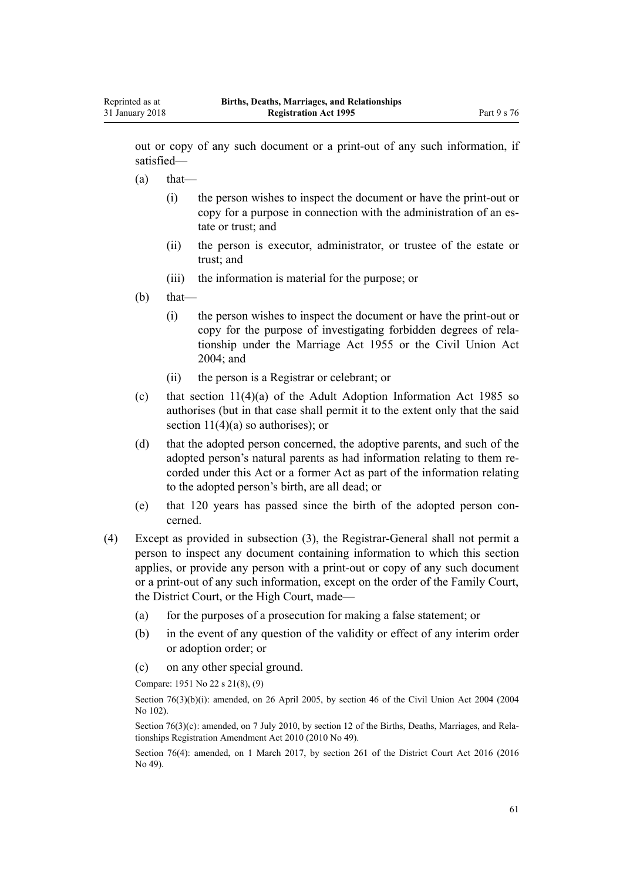out or copy of any such document or a print-out of any such information, if satisfied—

(a) that—

 (i) the person wishes to inspect the document or have the print-out or copy for a purpose in connection with the administration of an estate or trust; and

 (ii) the person is executor, administrator, or trustee of the estate or trust; and

 (iii) the information is material for the purpose; or

(b) that—

 (i) the person wishes to inspect the document or have the print-out or copy for the purpose of investigating forbidden degrees of relationship under the Marriage Act 1955 or the Civil Union Act 2004; and

 (ii) the person is a Registrar or celebrant; or

(c) that section 11(4)(a) of the Adult Adoption Information Act 1985 so authorises (but in that case shall permit it to the extent only that the said section 11(4)(a) so authorises); or

(d) that the adopted person concerned, the adoptive parents, and such of the adopted person's natural parents as had information relating to them recorded under this Act or a former Act as part of the information relating to the adopted person's birth, are all dead; or

(e) that 120 years has passed since the birth of the adopted person concerned.

(4) Except as provided in subsection (3), the Registrar-General shall not permit a person to inspect any document containing information to which this section applies, or provide any person with a print-out or copy of any such document or a print-out of any such information, except on the order of the Family Court, the District Court, or the High Court, made—

 (a) for the purposes of a prosecution for making a false statement; or

 (b) in the event of any question of the validity or effect of any interim order or adoption order; or

 (c) on any other special ground.

Compare: 1951 No 22 s 21(8), (9)

Section 76(3)(b)(i): amended, on 26 April 2005, by section 46 of the Civil Union Act 2004 (2004 No 102).

Section 76(3)(c): amended, on 7 July 2010, by section 12 of the Births, Deaths, Marriages, and Relationships Registration Amendment Act 2010 (2010 No 49).

Section 76(4): amended, on 1 March 2017, by section 261 of the District Court Act 2016 (2016 No 49).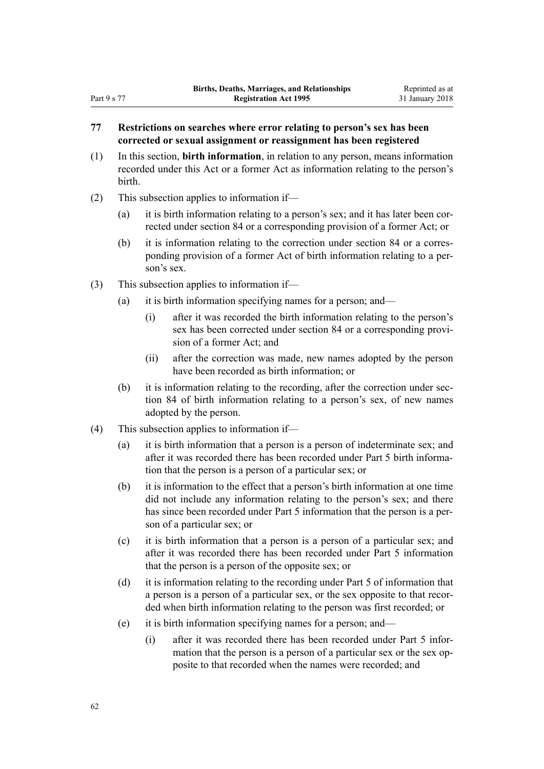### 77 Restrictions on searches where error relating to person's sex has been corrected or sexual assignment or reassignment has been registered

(1) In this section, **birth information**, in relation to any person, means information recorded under this Act or a former Act as information relating to the person's birth.

(2) This subsection applies to information if—

- (a) it is birth information relating to a person's sex; and it has later been corrected under section 84 or a corresponding provision of a former Act; or
- (b) it is information relating to the correction under section 84 or a corresponding provision of a former Act of birth information relating to a person's sex.

(3) This subsection applies to information if—

- (a) it is birth information specifying names for a person; and—
  - (i) after it was recorded the birth information relating to the person's sex has been corrected under section 84 or a corresponding provision of a former Act; and
  - (ii) after the correction was made, new names adopted by the person have been recorded as birth information; or
- (b) it is information relating to the recording, after the correction under section 84 of birth information relating to a person's sex, of new names adopted by the person.

(4) This subsection applies to information if—

- (a) it is birth information that a person is a person of indeterminate sex; and after it was recorded there has been recorded under Part 5 birth information that the person is a person of a particular sex; or
- (b) it is information to the effect that a person's birth information at one time did not include any information relating to the person's sex; and there has since been recorded under Part 5 information that the person is a person of a particular sex; or
- (c) it is birth information that a person is a person of a particular sex; and after it was recorded there has been recorded under Part 5 information that the person is a person of the opposite sex; or
- (d) it is information relating to the recording under Part 5 of information that a person is a person of a particular sex, or the sex opposite to that recorded when birth information relating to the person was first recorded; or
- (e) it is birth information specifying names for a person; and—
  - (i) after it was recorded there has been recorded under Part 5 information that the person is a person of a particular sex or the sex opposite to that recorded when the names were recorded; and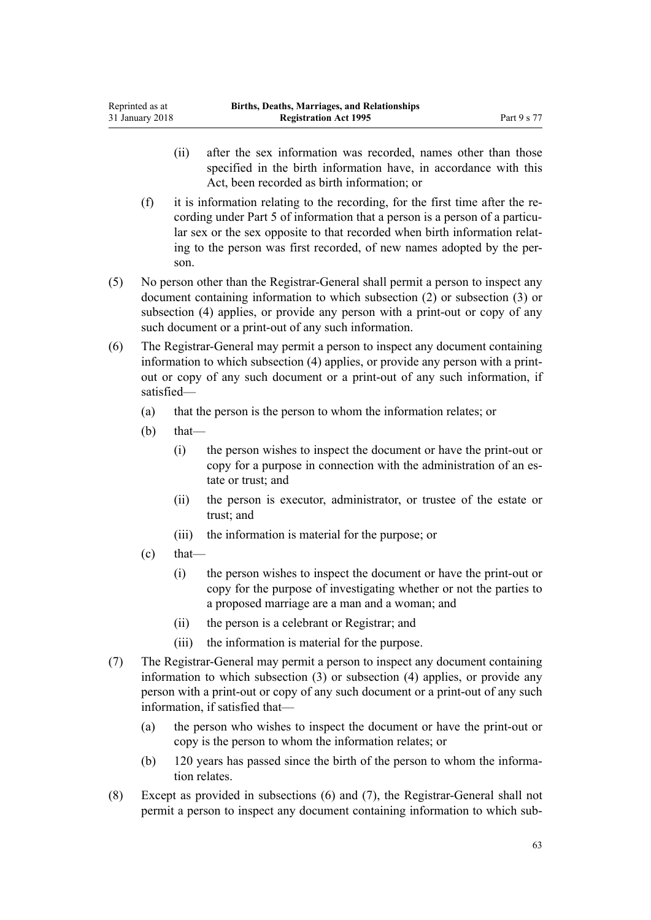(ii) after the sex information was recorded, names other than those specified in the birth information have, in accordance with this Act, been recorded as birth information; or

(f) it is information relating to the recording, for the first time after the recording under Part 5 of information that a person is a person of a particular sex or the sex opposite to that recorded when birth information relating to the person was first recorded, of new names adopted by the person.

(5) No person other than the Registrar-General shall permit a person to inspect any document containing information to which subsection (2) or subsection (3) or subsection (4) applies, or provide any person with a print-out or copy of any such document or a print-out of any such information.

(6) The Registrar-General may permit a person to inspect any document containing information to which subsection (4) applies, or provide any person with a print-out or copy of any such document or a print-out of any such information, if satisfied—

(a) that the person is the person to whom the information relates; or

(b) that—

(i) the person wishes to inspect the document or have the print-out or copy for a purpose in connection with the administration of an estate or trust; and

(ii) the person is executor, administrator, or trustee of the estate or trust; and

(iii) the information is material for the purpose; or

(c) that—

(i) the person wishes to inspect the document or have the print-out or copy for the purpose of investigating whether or not the parties to a proposed marriage are a man and a woman; and

(ii) the person is a celebrant or Registrar; and

(iii) the information is material for the purpose.

(7) The Registrar-General may permit a person to inspect any document containing information to which subsection (3) or subsection (4) applies, or provide any person with a print-out or copy of any such document or a print-out of any such information, if satisfied that—

(a) the person who wishes to inspect the document or have the print-out or copy is the person to whom the information relates; or

(b) 120 years has passed since the birth of the person to whom the information relates.

(8) Except as provided in subsections (6) and (7), the Registrar-General shall not permit a person to inspect any document containing information to which sub-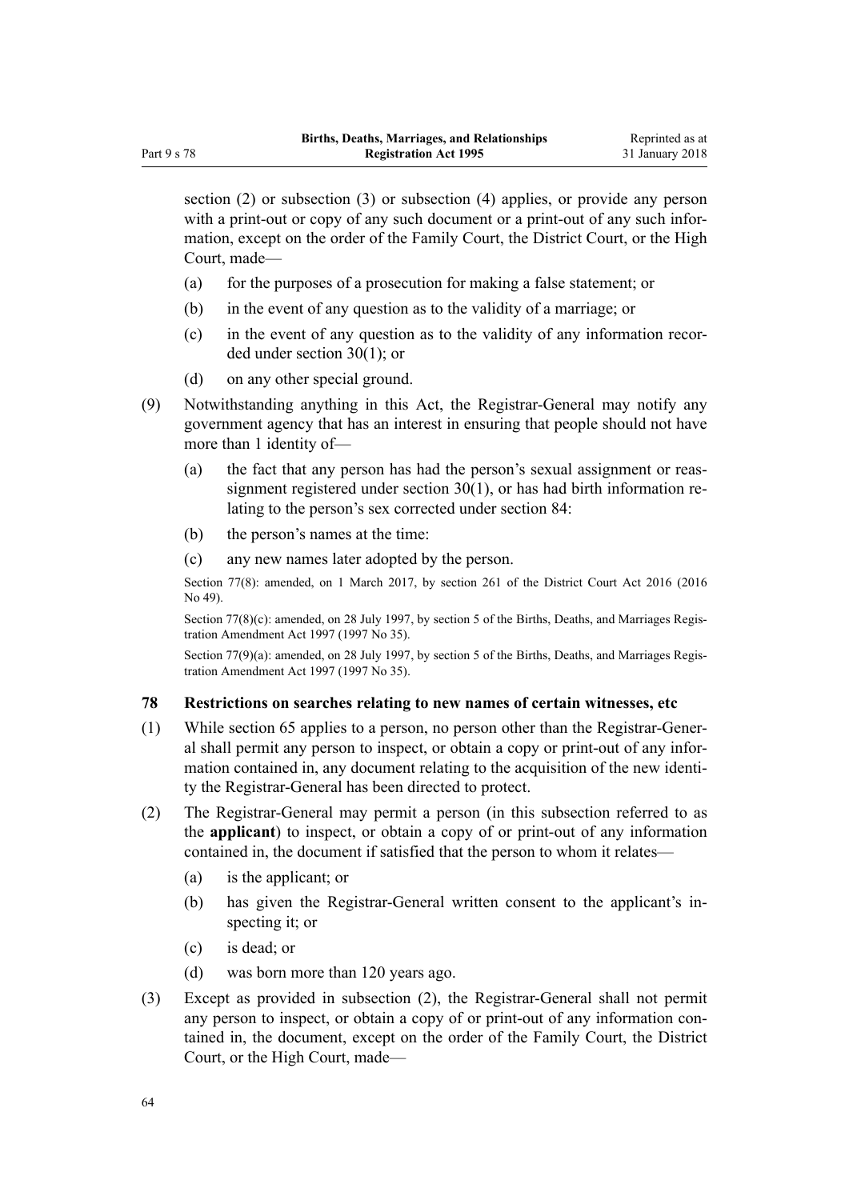section (2) or subsection (3) or subsection (4) applies, or provide any person with a print-out or copy of any such document or a print-out of any such information, except on the order of the Family Court, the District Court, or the High Court, made—

(a) for the purposes of a prosecution for making a false statement; or

(b) in the event of any question as to the validity of a marriage; or

(c) in the event of any question as to the validity of any information recorded under section 30(1); or

(d) on any other special ground.

(9) Notwithstanding anything in this Act, the Registrar-General may notify any government agency that has an interest in ensuring that people should not have more than 1 identity of—

(a) the fact that any person has had the person's sexual assignment or reassignment registered under section 30(1), or has had birth information relating to the person's sex corrected under section 84:

(b) the person's names at the time:

(c) any new names later adopted by the person.

Section 77(8): amended, on 1 March 2017, by section 261 of the District Court Act 2016 (2016 No 49).

Section 77(8)(c): amended, on 28 July 1997, by section 5 of the Births, Deaths, and Marriages Registration Amendment Act 1997 (1997 No 35).

Section 77(9)(a): amended, on 28 July 1997, by section 5 of the Births, Deaths, and Marriages Registration Amendment Act 1997 (1997 No 35).

### 78 Restrictions on searches relating to new names of certain witnesses, etc

(1) While section 65 applies to a person, no person other than the Registrar-General shall permit any person to inspect, or obtain a copy or print-out of any information contained in, any document relating to the acquisition of the new identity the Registrar-General has been directed to protect.

(2) The Registrar-General may permit a person (in this subsection referred to as the **applicant**) to inspect, or obtain a copy of or print-out of any information contained in, the document if satisfied that the person to whom it relates—

(a) is the applicant; or

(b) has given the Registrar-General written consent to the applicant's inspecting it; or

(c) is dead; or

(d) was born more than 120 years ago.

(3) Except as provided in subsection (2), the Registrar-General shall not permit any person to inspect, or obtain a copy of or print-out of any information contained in, the document, except on the order of the Family Court, the District Court, or the High Court, made—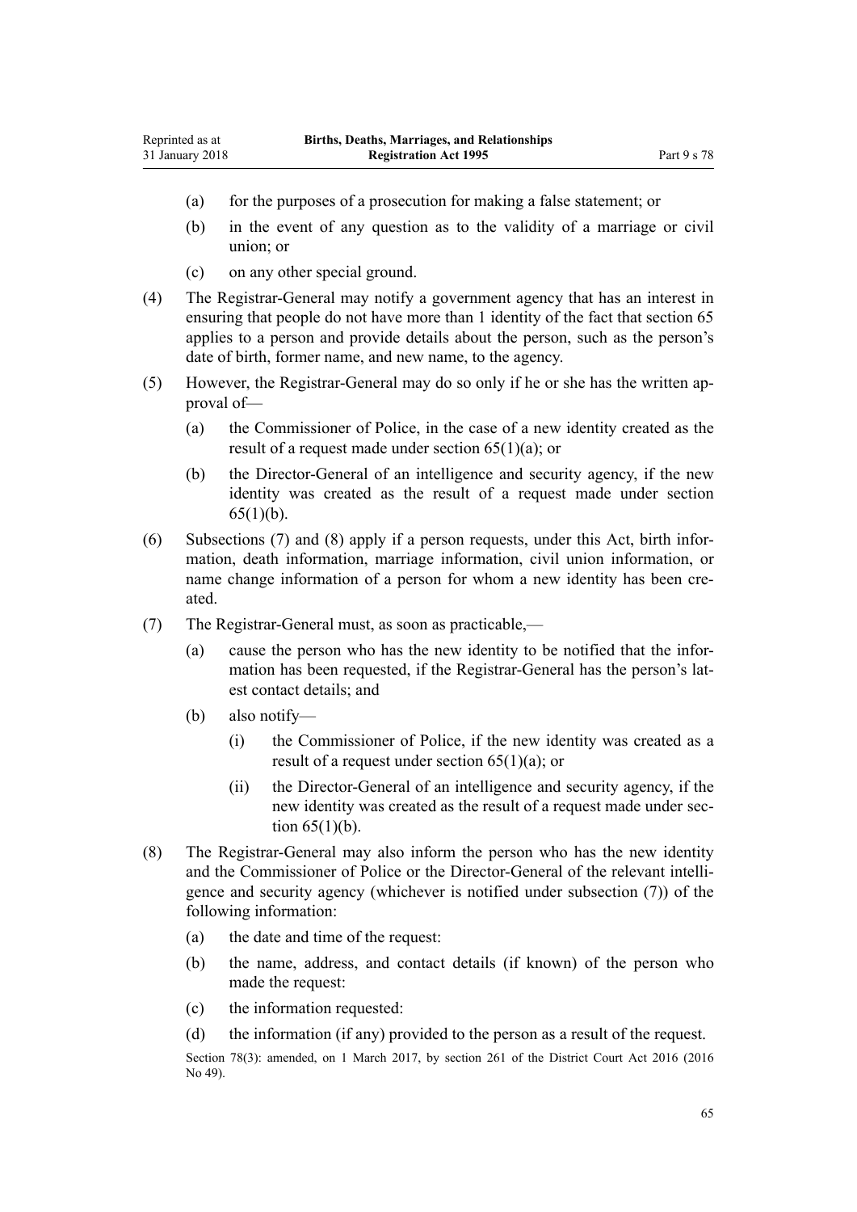(a) for the purposes of a prosecution for making a false statement; or

(b) in the event of any question as to the validity of a marriage or civil union; or

(c) on any other special ground.

(4) The Registrar-General may notify a government agency that has an interest in ensuring that people do not have more than 1 identity of the fact that section 65 applies to a person and provide details about the person, such as the person's date of birth, former name, and new name, to the agency.

(5) However, the Registrar-General may do so only if he or she has the written approval of—

(a) the Commissioner of Police, in the case of a new identity created as the result of a request made under section 65(1)(a); or

(b) the Director-General of an intelligence and security agency, if the new identity was created as the result of a request made under section 65(1)(b).

(6) Subsections (7) and (8) apply if a person requests, under this Act, birth information, death information, marriage information, civil union information, or name change information of a person for whom a new identity has been created.

(7) The Registrar-General must, as soon as practicable,—

(a) cause the person who has the new identity to be notified that the information has been requested, if the Registrar-General has the person's latest contact details; and

(b) also notify—

(i) the Commissioner of Police, if the new identity was created as a result of a request under section 65(1)(a); or

(ii) the Director-General of an intelligence and security agency, if the new identity was created as the result of a request made under section 65(1)(b).

(8) The Registrar-General may also inform the person who has the new identity and the Commissioner of Police or the Director-General of the relevant intelligence and security agency (whichever is notified under subsection (7)) of the following information:

(a) the date and time of the request:

(b) the name, address, and contact details (if known) of the person who made the request:

(c) the information requested:

(d) the information (if any) provided to the person as a result of the request.

Section 78(3): amended, on 1 March 2017, by section 261 of the District Court Act 2016 (2016 No 49).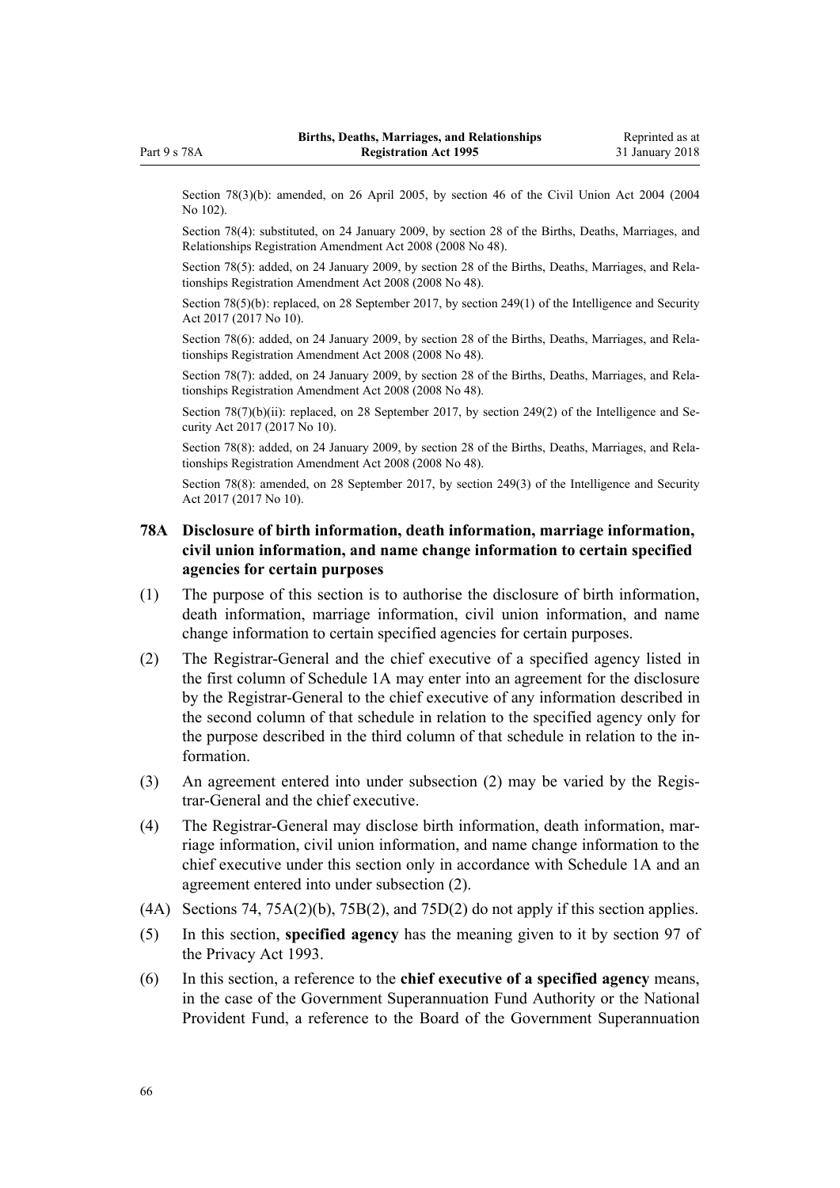Section 78(3)(b): amended, on 26 April 2005, by section 46 of the Civil Union Act 2004 (2004 No 102).

Section 78(4): substituted, on 24 January 2009, by section 28 of the Births, Deaths, Marriages, and Relationships Registration Amendment Act 2008 (2008 No 48).

Section 78(5): added, on 24 January 2009, by section 28 of the Births, Deaths, Marriages, and Relationships Registration Amendment Act 2008 (2008 No 48).

Section 78(5)(b): replaced, on 28 September 2017, by section 249(1) of the Intelligence and Security Act 2017 (2017 No 10).

Section 78(6): added, on 24 January 2009, by section 28 of the Births, Deaths, Marriages, and Relationships Registration Amendment Act 2008 (2008 No 48).

Section 78(7): added, on 24 January 2009, by section 28 of the Births, Deaths, Marriages, and Relationships Registration Amendment Act 2008 (2008 No 48).

Section 78(7)(b)(ii): replaced, on 28 September 2017, by section 249(2) of the Intelligence and Security Act 2017 (2017 No 10).

Section 78(8): added, on 24 January 2009, by section 28 of the Births, Deaths, Marriages, and Relationships Registration Amendment Act 2008 (2008 No 48).

Section 78(8): amended, on 28 September 2017, by section 249(3) of the Intelligence and Security Act 2017 (2017 No 10).

### 78A Disclosure of birth information, death information, marriage information, civil union information, and name change information to certain specified agencies for certain purposes

(1) The purpose of this section is to authorise the disclosure of birth information, death information, marriage information, civil union information, and name change information to certain specified agencies for certain purposes.

(2) The Registrar-General and the chief executive of a specified agency listed in the first column of Schedule 1A may enter into an agreement for the disclosure by the Registrar-General to the chief executive of any information described in the second column of that schedule in relation to the specified agency only for the purpose described in the third column of that schedule in relation to the information.

(3) An agreement entered into under subsection (2) may be varied by the Registrar-General and the chief executive.

(4) The Registrar-General may disclose birth information, death information, marriage information, civil union information, and name change information to the chief executive under this section only in accordance with Schedule 1A and an agreement entered into under subsection (2).

(4A) Sections 74, 75A(2)(b), 75B(2), and 75D(2) do not apply if this section applies.

(5) In this section, **specified agency** has the meaning given to it by section 97 of the Privacy Act 1993.

(6) In this section, a reference to the **chief executive of a specified agency** means, in the case of the Government Superannuation Fund Authority or the National Provident Fund, a reference to the Board of the Government Superannuation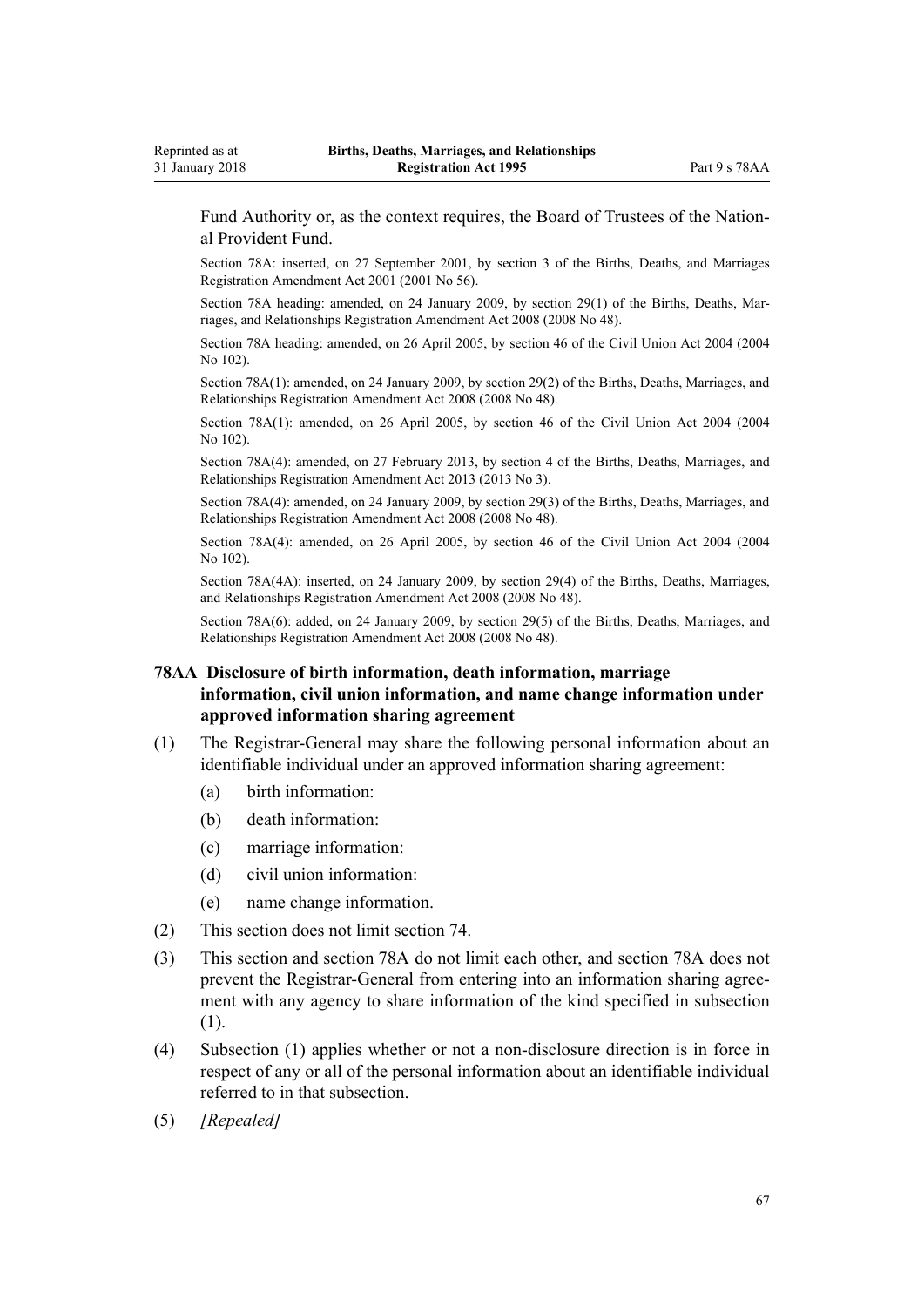Fund Authority or, as the context requires, the Board of Trustees of the National Provident Fund.

Section 78A: inserted, on 27 September 2001, by section 3 of the Births, Deaths, and Marriages Registration Amendment Act 2001 (2001 No 56).

Section 78A heading: amended, on 24 January 2009, by section 29(1) of the Births, Deaths, Marriages, and Relationships Registration Amendment Act 2008 (2008 No 48).

Section 78A heading: amended, on 26 April 2005, by section 46 of the Civil Union Act 2004 (2004 No 102).

Section 78A(1): amended, on 24 January 2009, by section 29(2) of the Births, Deaths, Marriages, and Relationships Registration Amendment Act 2008 (2008 No 48).

Section 78A(1): amended, on 26 April 2005, by section 46 of the Civil Union Act 2004 (2004 No 102).

Section 78A(4): amended, on 27 February 2013, by section 4 of the Births, Deaths, Marriages, and Relationships Registration Amendment Act 2013 (2013 No 3).

Section 78A(4): amended, on 24 January 2009, by section 29(3) of the Births, Deaths, Marriages, and Relationships Registration Amendment Act 2008 (2008 No 48).

Section 78A(4): amended, on 26 April 2005, by section 46 of the Civil Union Act 2004 (2004 No 102).

Section 78A(4A): inserted, on 24 January 2009, by section 29(4) of the Births, Deaths, Marriages, and Relationships Registration Amendment Act 2008 (2008 No 48).

Section 78A(6): added, on 24 January 2009, by section 29(5) of the Births, Deaths, Marriages, and Relationships Registration Amendment Act 2008 (2008 No 48).

### 78AA Disclosure of birth information, death information, marriage information, civil union information, and name change information under approved information sharing agreement

(1) The Registrar-General may share the following personal information about an identifiable individual under an approved information sharing agreement:

- (a) birth information:
- (b) death information:
- (c) marriage information:
- (d) civil union information:
- (e) name change information.

(2) This section does not limit section 74.

(3) This section and section 78A do not limit each other, and section 78A does not prevent the Registrar-General from entering into an information sharing agreement with any agency to share information of the kind specified in subsection (1).

(4) Subsection (1) applies whether or not a non-disclosure direction is in force in respect of any or all of the personal information about an identifiable individual referred to in that subsection.

(5) *[Repealed]*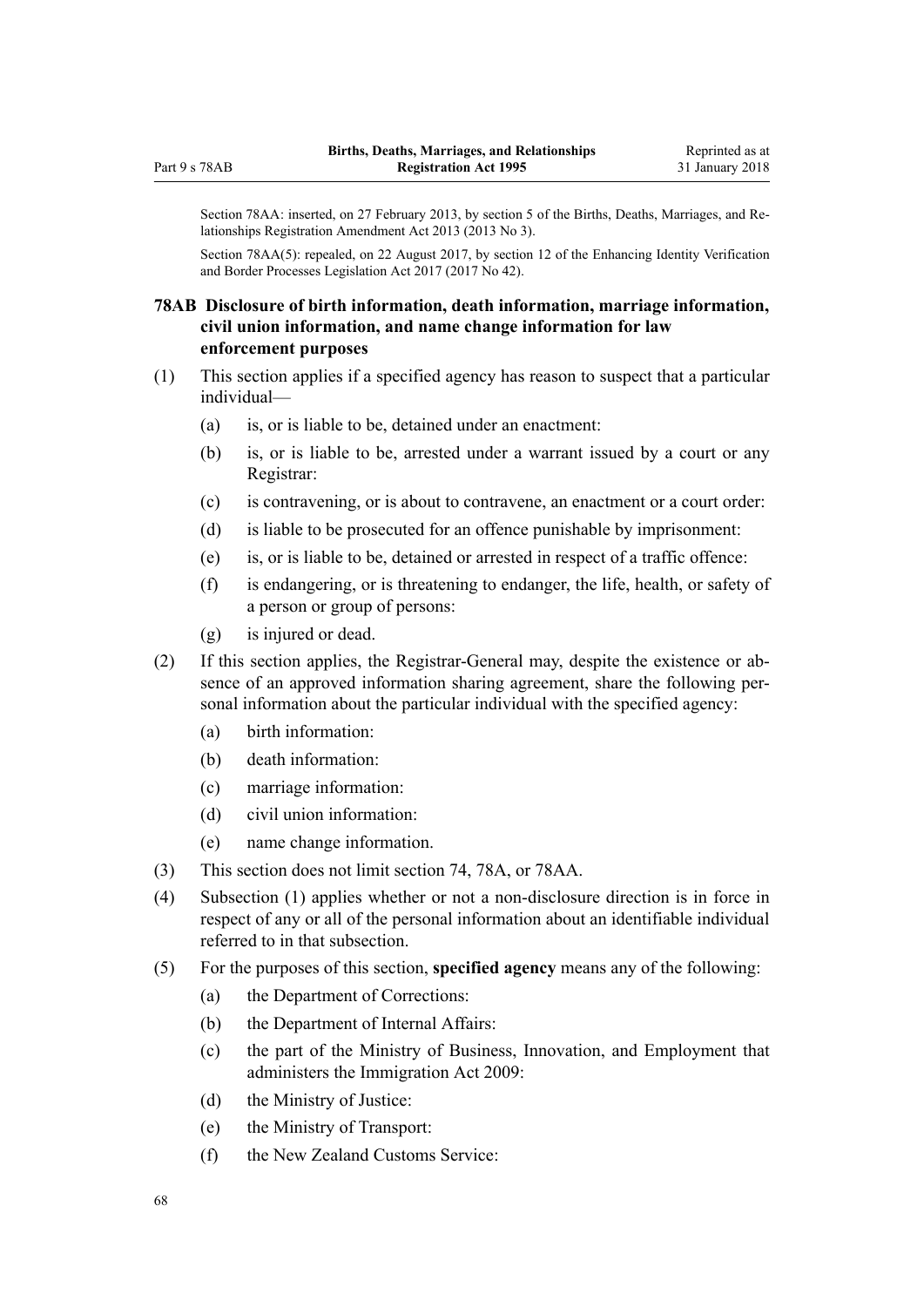Section 78AA: inserted, on 27 February 2013, by section 5 of the Births, Deaths, Marriages, and Relationships Registration Amendment Act 2013 (2013 No 3).

Section 78AA(5): repealed, on 22 August 2017, by section 12 of the Enhancing Identity Verification and Border Processes Legislation Act 2017 (2017 No 42).

### 78AB Disclosure of birth information, death information, marriage information, civil union information, and name change information for law enforcement purposes

(1) This section applies if a specified agency has reason to suspect that a particular individual—

   (a) is, or is liable to be, detained under an enactment:

   (b) is, or is liable to be, arrested under a warrant issued by a court or any Registrar:

   (c) is contravening, or is about to contravene, an enactment or a court order:

   (d) is liable to be prosecuted for an offence punishable by imprisonment:

   (e) is, or is liable to be, detained or arrested in respect of a traffic offence:

   (f) is endangering, or is threatening to endanger, the life, health, or safety of a person or group of persons:

   (g) is injured or dead.

(2) If this section applies, the Registrar-General may, despite the existence or absence of an approved information sharing agreement, share the following personal information about the particular individual with the specified agency:

   (a) birth information:

   (b) death information:

   (c) marriage information:

   (d) civil union information:

   (e) name change information.

(3) This section does not limit section 74, 78A, or 78AA.

(4) Subsection (1) applies whether or not a non-disclosure direction is in force in respect of any or all of the personal information about an identifiable individual referred to in that subsection.

(5) For the purposes of this section, **specified agency** means any of the following:

   (a) the Department of Corrections:

   (b) the Department of Internal Affairs:

   (c) the part of the Ministry of Business, Innovation, and Employment that administers the Immigration Act 2009:

   (d) the Ministry of Justice:

   (e) the Ministry of Transport:

   (f) the New Zealand Customs Service: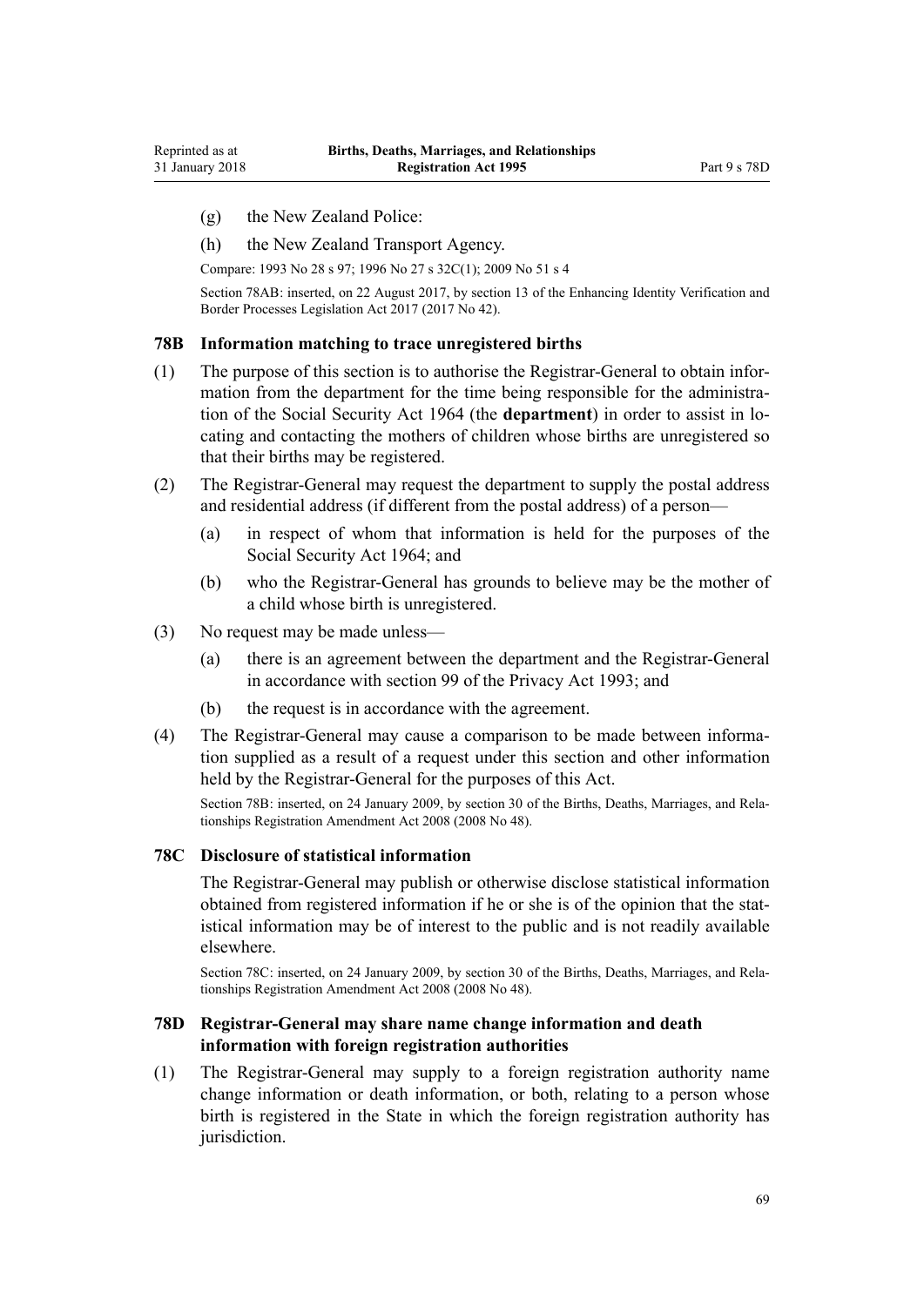(g) the New Zealand Police:

(h) the New Zealand Transport Agency.

Compare: 1993 No 28 s 97; 1996 No 27 s 32C(1); 2009 No 51 s 4

Section 78AB: inserted, on 22 August 2017, by section 13 of the Enhancing Identity Verification and Border Processes Legislation Act 2017 (2017 No 42).

### 78B Information matching to trace unregistered births

(1) The purpose of this section is to authorise the Registrar-General to obtain information from the department for the time being responsible for the administration of the Social Security Act 1964 (the **department**) in order to assist in locating and contacting the mothers of children whose births are unregistered so that their births may be registered.

(2) The Registrar-General may request the department to supply the postal address and residential address (if different from the postal address) of a person—

(a) in respect of whom that information is held for the purposes of the Social Security Act 1964; and

(b) who the Registrar-General has grounds to believe may be the mother of a child whose birth is unregistered.

(3) No request may be made unless—

(a) there is an agreement between the department and the Registrar-General in accordance with section 99 of the Privacy Act 1993; and

(b) the request is in accordance with the agreement.

(4) The Registrar-General may cause a comparison to be made between information supplied as a result of a request under this section and other information held by the Registrar-General for the purposes of this Act.

Section 78B: inserted, on 24 January 2009, by section 30 of the Births, Deaths, Marriages, and Relationships Registration Amendment Act 2008 (2008 No 48).

### 78C Disclosure of statistical information

The Registrar-General may publish or otherwise disclose statistical information obtained from registered information if he or she is of the opinion that the statistical information may be of interest to the public and is not readily available elsewhere.

Section 78C: inserted, on 24 January 2009, by section 30 of the Births, Deaths, Marriages, and Relationships Registration Amendment Act 2008 (2008 No 48).

### 78D Registrar-General may share name change information and death information with foreign registration authorities

(1) The Registrar-General may supply to a foreign registration authority name change information or death information, or both, relating to a person whose birth is registered in the State in which the foreign registration authority has jurisdiction.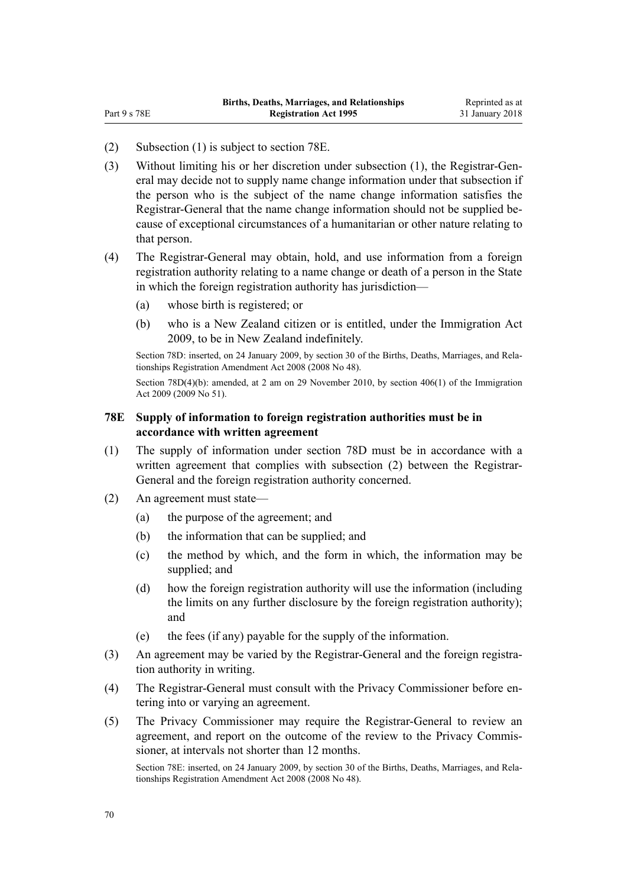(2) Subsection (1) is subject to section 78E.

(3) Without limiting his or her discretion under subsection (1), the Registrar-General may decide not to supply name change information under that subsection if the person who is the subject of the name change information satisfies the Registrar-General that the name change information should not be supplied because of exceptional circumstances of a humanitarian or other nature relating to that person.

(4) The Registrar-General may obtain, hold, and use information from a foreign registration authority relating to a name change or death of a person in the State in which the foreign registration authority has jurisdiction—

(a) whose birth is registered; or

(b) who is a New Zealand citizen or is entitled, under the Immigration Act 2009, to be in New Zealand indefinitely.

Section 78D: inserted, on 24 January 2009, by section 30 of the Births, Deaths, Marriages, and Relationships Registration Amendment Act 2008 (2008 No 48).

Section 78D(4)(b): amended, at 2 am on 29 November 2010, by section 406(1) of the Immigration Act 2009 (2009 No 51).

### 78E Supply of information to foreign registration authorities must be in accordance with written agreement

(1) The supply of information under section 78D must be in accordance with a written agreement that complies with subsection (2) between the Registrar-General and the foreign registration authority concerned.

(2) An agreement must state—

(a) the purpose of the agreement; and

(b) the information that can be supplied; and

(c) the method by which, and the form in which, the information may be supplied; and

(d) how the foreign registration authority will use the information (including the limits on any further disclosure by the foreign registration authority); and

(e) the fees (if any) payable for the supply of the information.

(3) An agreement may be varied by the Registrar-General and the foreign registration authority in writing.

(4) The Registrar-General must consult with the Privacy Commissioner before entering into or varying an agreement.

(5) The Privacy Commissioner may require the Registrar-General to review an agreement, and report on the outcome of the review to the Privacy Commissioner, at intervals not shorter than 12 months.

Section 78E: inserted, on 24 January 2009, by section 30 of the Births, Deaths, Marriages, and Relationships Registration Amendment Act 2008 (2008 No 48).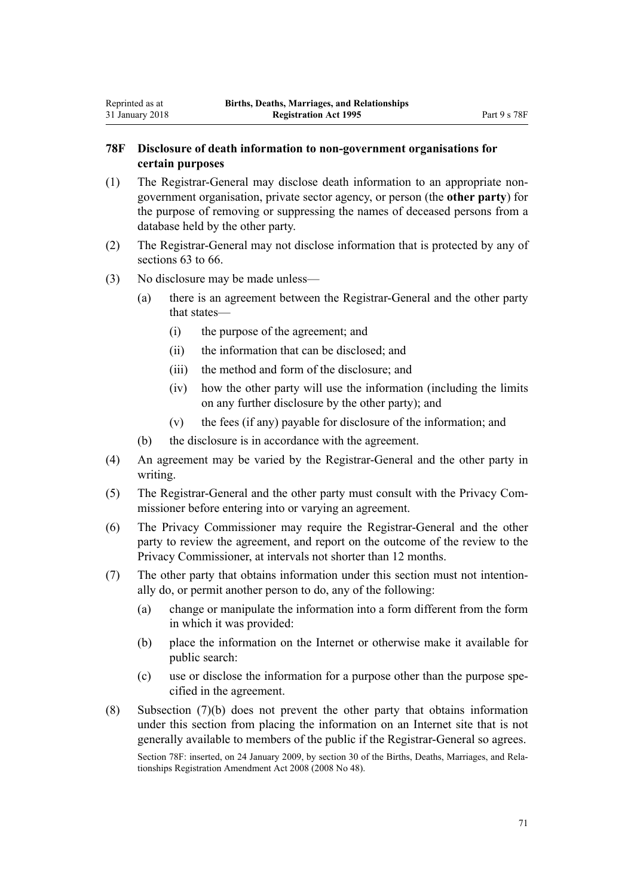### 78F Disclosure of death information to non-government organisations for certain purposes

(1) The Registrar-General may disclose death information to an appropriate non-government organisation, private sector agency, or person (the **other party**) for the purpose of removing or suppressing the names of deceased persons from a database held by the other party.

(2) The Registrar-General may not disclose information that is protected by any of sections 63 to 66.

(3) No disclosure may be made unless—

- (a) there is an agreement between the Registrar-General and the other party that states—
  - (i) the purpose of the agreement; and
  - (ii) the information that can be disclosed; and
  - (iii) the method and form of the disclosure; and
  - (iv) how the other party will use the information (including the limits on any further disclosure by the other party); and
  - (v) the fees (if any) payable for disclosure of the information; and
- (b) the disclosure is in accordance with the agreement.

(4) An agreement may be varied by the Registrar-General and the other party in writing.

(5) The Registrar-General and the other party must consult with the Privacy Commissioner before entering into or varying an agreement.

(6) The Privacy Commissioner may require the Registrar-General and the other party to review the agreement, and report on the outcome of the review to the Privacy Commissioner, at intervals not shorter than 12 months.

(7) The other party that obtains information under this section must not intentionally do, or permit another person to do, any of the following:

- (a) change or manipulate the information into a form different from the form in which it was provided:
- (b) place the information on the Internet or otherwise make it available for public search:
- (c) use or disclose the information for a purpose other than the purpose specified in the agreement.

(8) Subsection (7)(b) does not prevent the other party that obtains information under this section from placing the information on an Internet site that is not generally available to members of the public if the Registrar-General so agrees.

Section 78F: inserted, on 24 January 2009, by section 30 of the Births, Deaths, Marriages, and Relationships Registration Amendment Act 2008 (2008 No 48).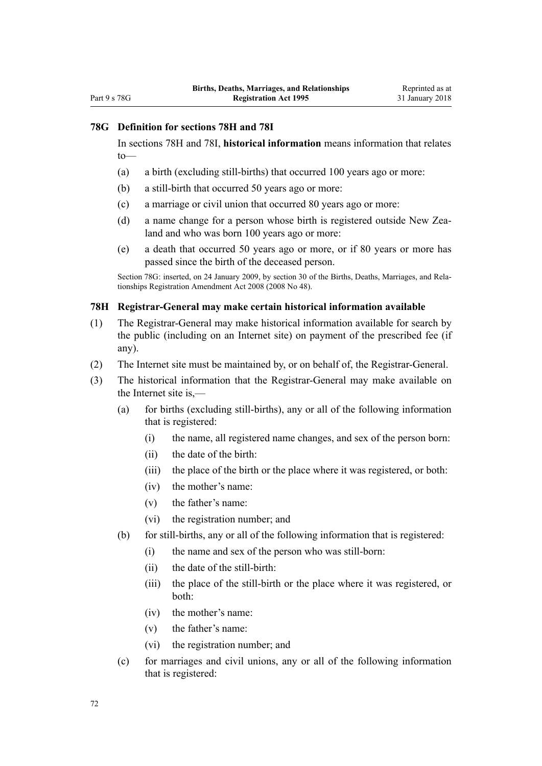### 78G Definition for sections 78H and 78I

In sections 78H and 78I, **historical information** means information that relates to—

- (a) a birth (excluding still-births) that occurred 100 years ago or more:
- (b) a still-birth that occurred 50 years ago or more:
- (c) a marriage or civil union that occurred 80 years ago or more:
- (d) a name change for a person whose birth is registered outside New Zealand and who was born 100 years ago or more:
- (e) a death that occurred 50 years ago or more, or if 80 years or more has passed since the birth of the deceased person.

Section 78G: inserted, on 24 January 2009, by section 30 of the Births, Deaths, Marriages, and Relationships Registration Amendment Act 2008 (2008 No 48).

### 78H Registrar-General may make certain historical information available

(1) The Registrar-General may make historical information available for search by the public (including on an Internet site) on payment of the prescribed fee (if any).

(2) The Internet site must be maintained by, or on behalf of, the Registrar-General.

(3) The historical information that the Registrar-General may make available on the Internet site is,—

- (a) for births (excluding still-births), any or all of the following information that is registered:
  - (i) the name, all registered name changes, and sex of the person born:
  - (ii) the date of the birth:
  - (iii) the place of the birth or the place where it was registered, or both:
  - (iv) the mother's name:
  - (v) the father's name:
  - (vi) the registration number; and
- (b) for still-births, any or all of the following information that is registered:
  - (i) the name and sex of the person who was still-born:
  - (ii) the date of the still-birth:
  - (iii) the place of the still-birth or the place where it was registered, or both:
  - (iv) the mother's name:
  - (v) the father's name:
  - (vi) the registration number; and
- (c) for marriages and civil unions, any or all of the following information that is registered: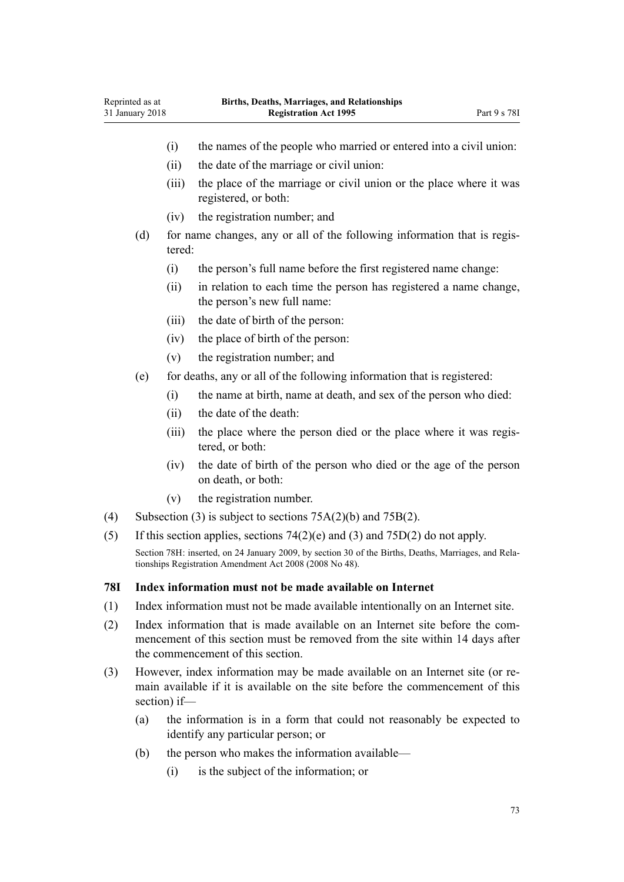- (i) the names of the people who married or entered into a civil union:
- (ii) the date of the marriage or civil union:
- (iii) the place of the marriage or civil union or the place where it was registered, or both:
- (iv) the registration number; and

(d) for name changes, any or all of the following information that is registered:

- (i) the person's full name before the first registered name change:
- (ii) in relation to each time the person has registered a name change, the person's new full name:
- (iii) the date of birth of the person:
- (iv) the place of birth of the person:
- (v) the registration number; and

(e) for deaths, any or all of the following information that is registered:

- (i) the name at birth, name at death, and sex of the person who died:
- (ii) the date of the death:
- (iii) the place where the person died or the place where it was registered, or both:
- (iv) the date of birth of the person who died or the age of the person on death, or both:
- (v) the registration number.

(4) Subsection (3) is subject to sections 75A(2)(b) and 75B(2).

(5) If this section applies, sections 74(2)(e) and (3) and 75D(2) do not apply.

Section 78H: inserted, on 24 January 2009, by section 30 of the Births, Deaths, Marriages, and Relationships Registration Amendment Act 2008 (2008 No 48).

### 78I Index information must not be made available on Internet

(1) Index information must not be made available intentionally on an Internet site.

(2) Index information that is made available on an Internet site before the commencement of this section must be removed from the site within 14 days after the commencement of this section.

(3) However, index information may be made available on an Internet site (or remain available if it is available on the site before the commencement of this section) if—

(a) the information is in a form that could not reasonably be expected to identify any particular person; or

(b) the person who makes the information available—

- (i) is the subject of the information; or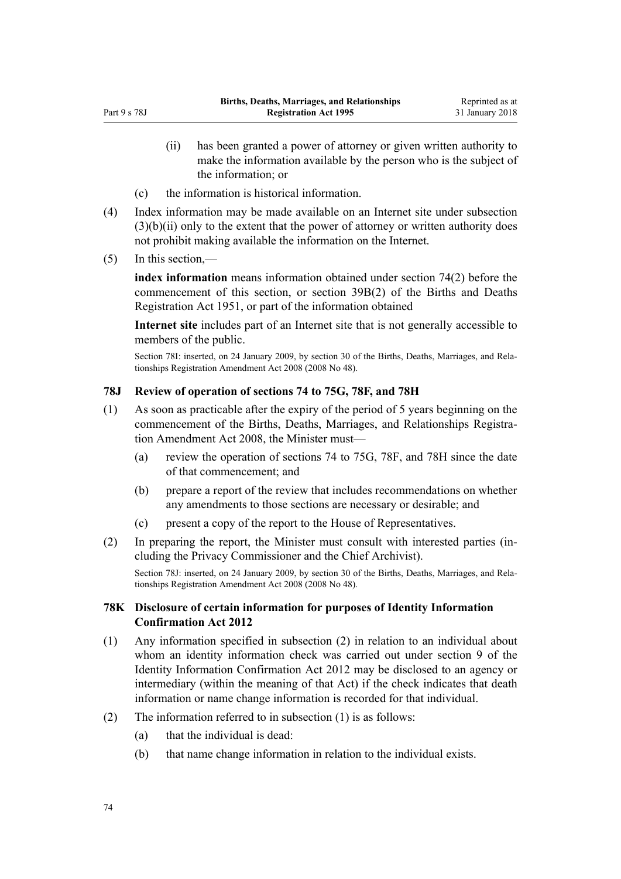(ii) has been granted a power of attorney or given written authority to make the information available by the person who is the subject of the information; or

(c) the information is historical information.

(4) Index information may be made available on an Internet site under subsection (3)(b)(ii) only to the extent that the power of attorney or written authority does not prohibit making available the information on the Internet.

(5) In this section,—

**index information** means information obtained under section 74(2) before the commencement of this section, or section 39B(2) of the Births and Deaths Registration Act 1951, or part of the information obtained

**Internet site** includes part of an Internet site that is not generally accessible to members of the public.

Section 78I: inserted, on 24 January 2009, by section 30 of the Births, Deaths, Marriages, and Relationships Registration Amendment Act 2008 (2008 No 48).

### 78J Review of operation of sections 74 to 75G, 78F, and 78H

(1) As soon as practicable after the expiry of the period of 5 years beginning on the commencement of the Births, Deaths, Marriages, and Relationships Registration Amendment Act 2008, the Minister must—

(a) review the operation of sections 74 to 75G, 78F, and 78H since the date of that commencement; and

(b) prepare a report of the review that includes recommendations on whether any amendments to those sections are necessary or desirable; and

(c) present a copy of the report to the House of Representatives.

(2) In preparing the report, the Minister must consult with interested parties (including the Privacy Commissioner and the Chief Archivist).

Section 78J: inserted, on 24 January 2009, by section 30 of the Births, Deaths, Marriages, and Relationships Registration Amendment Act 2008 (2008 No 48).

### 78K Disclosure of certain information for purposes of Identity Information Confirmation Act 2012

(1) Any information specified in subsection (2) in relation to an individual about whom an identity information check was carried out under section 9 of the Identity Information Confirmation Act 2012 may be disclosed to an agency or intermediary (within the meaning of that Act) if the check indicates that death information or name change information is recorded for that individual.

(2) The information referred to in subsection (1) is as follows:

(a) that the individual is dead:

(b) that name change information in relation to the individual exists.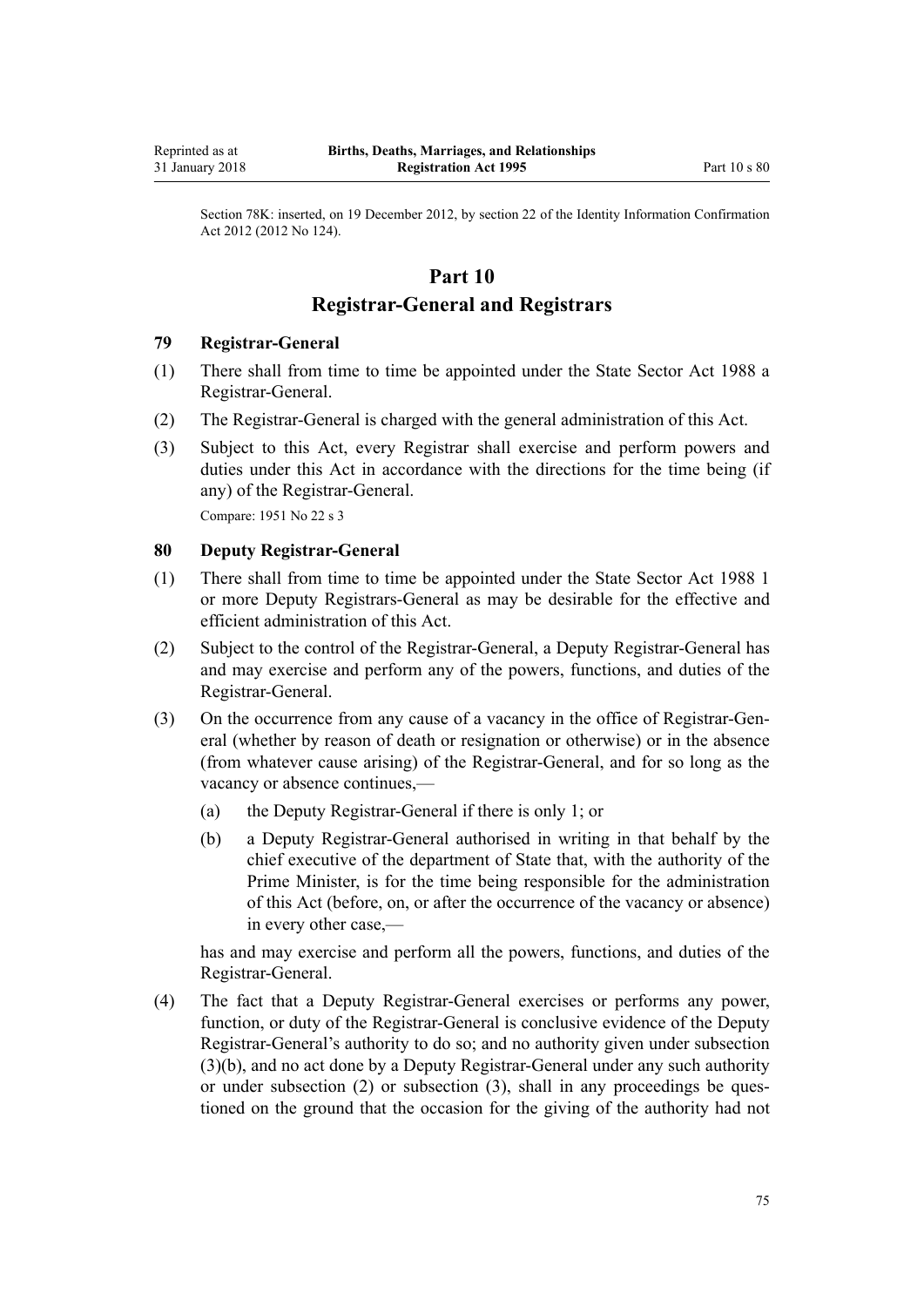Section 78K: inserted, on 19 December 2012, by section 22 of the Identity Information Confirmation Act 2012 (2012 No 124).

# Part 10
# Registrar-General and Registrars

### 79 Registrar-General

(1) There shall from time to time be appointed under the State Sector Act 1988 a Registrar-General.

(2) The Registrar-General is charged with the general administration of this Act.

(3) Subject to this Act, every Registrar shall exercise and perform powers and duties under this Act in accordance with the directions for the time being (if any) of the Registrar-General.

Compare: 1951 No 22 s 3

### 80 Deputy Registrar-General

(1) There shall from time to time be appointed under the State Sector Act 1988 1 or more Deputy Registrars-General as may be desirable for the effective and efficient administration of this Act.

(2) Subject to the control of the Registrar-General, a Deputy Registrar-General has and may exercise and perform any of the powers, functions, and duties of the Registrar-General.

(3) On the occurrence from any cause of a vacancy in the office of Registrar-General (whether by reason of death or resignation or otherwise) or in the absence (from whatever cause arising) of the Registrar-General, and for so long as the vacancy or absence continues,—

   (a) the Deputy Registrar-General if there is only 1; or

   (b) a Deputy Registrar-General authorised in writing in that behalf by the chief executive of the department of State that, with the authority of the Prime Minister, is for the time being responsible for the administration of this Act (before, on, or after the occurrence of the vacancy or absence) in every other case,—

has and may exercise and perform all the powers, functions, and duties of the Registrar-General.

(4) The fact that a Deputy Registrar-General exercises or performs any power, function, or duty of the Registrar-General is conclusive evidence of the Deputy Registrar-General's authority to do so; and no authority given under subsection (3)(b), and no act done by a Deputy Registrar-General under any such authority or under subsection (2) or subsection (3), shall in any proceedings be questioned on the ground that the occasion for the giving of the authority had not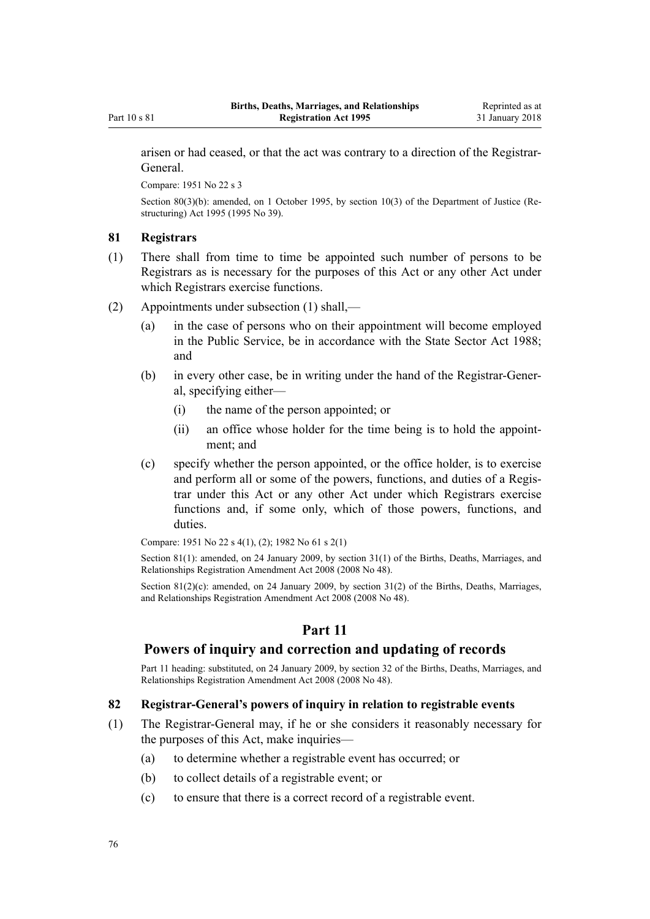arisen or had ceased, or that the act was contrary to a direction of the Registrar-General.

Compare: 1951 No 22 s 3

Section 80(3)(b): amended, on 1 October 1995, by section 10(3) of the Department of Justice (Restructuring) Act 1995 (1995 No 39).

### 81 Registrars

(1) There shall from time to time be appointed such number of persons to be Registrars as is necessary for the purposes of this Act or any other Act under which Registrars exercise functions.

(2) Appointments under subsection (1) shall,—

- (a) in the case of persons who on their appointment will become employed in the Public Service, be in accordance with the State Sector Act 1988; and
- (b) in every other case, be in writing under the hand of the Registrar-General, specifying either—
  - (i) the name of the person appointed; or
  - (ii) an office whose holder for the time being is to hold the appointment; and
- (c) specify whether the person appointed, or the office holder, is to exercise and perform all or some of the powers, functions, and duties of a Registrar under this Act or any other Act under which Registrars exercise functions and, if some only, which of those powers, functions, and duties.

Compare: 1951 No 22 s 4(1), (2); 1982 No 61 s 2(1)

Section 81(1): amended, on 24 January 2009, by section 31(1) of the Births, Deaths, Marriages, and Relationships Registration Amendment Act 2008 (2008 No 48).

Section 81(2)(c): amended, on 24 January 2009, by section 31(2) of the Births, Deaths, Marriages, and Relationships Registration Amendment Act 2008 (2008 No 48).

## Part 11

## Powers of inquiry and correction and updating of records

Part 11 heading: substituted, on 24 January 2009, by section 32 of the Births, Deaths, Marriages, and Relationships Registration Amendment Act 2008 (2008 No 48).

### 82 Registrar-General's powers of inquiry in relation to registrable events

(1) The Registrar-General may, if he or she considers it reasonably necessary for the purposes of this Act, make inquiries—

- (a) to determine whether a registrable event has occurred; or
- (b) to collect details of a registrable event; or
- (c) to ensure that there is a correct record of a registrable event.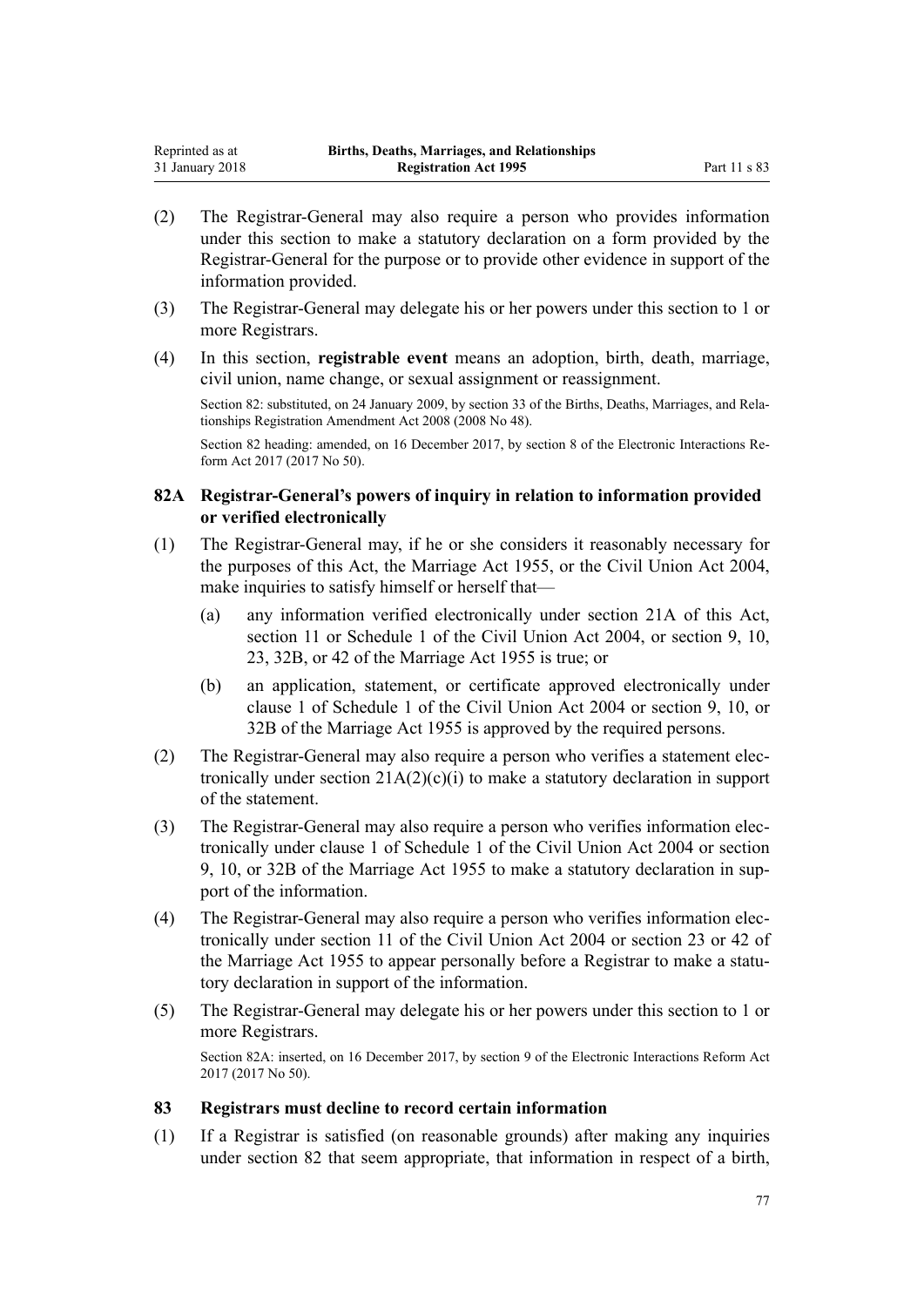(2) The Registrar-General may also require a person who provides information under this section to make a statutory declaration on a form provided by the Registrar-General for the purpose or to provide other evidence in support of the information provided.

(3) The Registrar-General may delegate his or her powers under this section to 1 or more Registrars.

(4) In this section, **registrable event** means an adoption, birth, death, marriage, civil union, name change, or sexual assignment or reassignment.

Section 82: substituted, on 24 January 2009, by section 33 of the Births, Deaths, Marriages, and Relationships Registration Amendment Act 2008 (2008 No 48).

Section 82 heading: amended, on 16 December 2017, by section 8 of the Electronic Interactions Reform Act 2017 (2017 No 50).

### 82A Registrar-General's powers of inquiry in relation to information provided or verified electronically

(1) The Registrar-General may, if he or she considers it reasonably necessary for the purposes of this Act, the Marriage Act 1955, or the Civil Union Act 2004, make inquiries to satisfy himself or herself that—

- (a) any information verified electronically under section 21A of this Act, section 11 or Schedule 1 of the Civil Union Act 2004, or section 9, 10, 23, 32B, or 42 of the Marriage Act 1955 is true; or
- (b) an application, statement, or certificate approved electronically under clause 1 of Schedule 1 of the Civil Union Act 2004 or section 9, 10, or 32B of the Marriage Act 1955 is approved by the required persons.

(2) The Registrar-General may also require a person who verifies a statement electronically under section 21A(2)(c)(i) to make a statutory declaration in support of the statement.

(3) The Registrar-General may also require a person who verifies information electronically under clause 1 of Schedule 1 of the Civil Union Act 2004 or section 9, 10, or 32B of the Marriage Act 1955 to make a statutory declaration in support of the information.

(4) The Registrar-General may also require a person who verifies information electronically under section 11 of the Civil Union Act 2004 or section 23 or 42 of the Marriage Act 1955 to appear personally before a Registrar to make a statutory declaration in support of the information.

(5) The Registrar-General may delegate his or her powers under this section to 1 or more Registrars.

Section 82A: inserted, on 16 December 2017, by section 9 of the Electronic Interactions Reform Act 2017 (2017 No 50).

### 83 Registrars must decline to record certain information

(1) If a Registrar is satisfied (on reasonable grounds) after making any inquiries under section 82 that seem appropriate, that information in respect of a birth,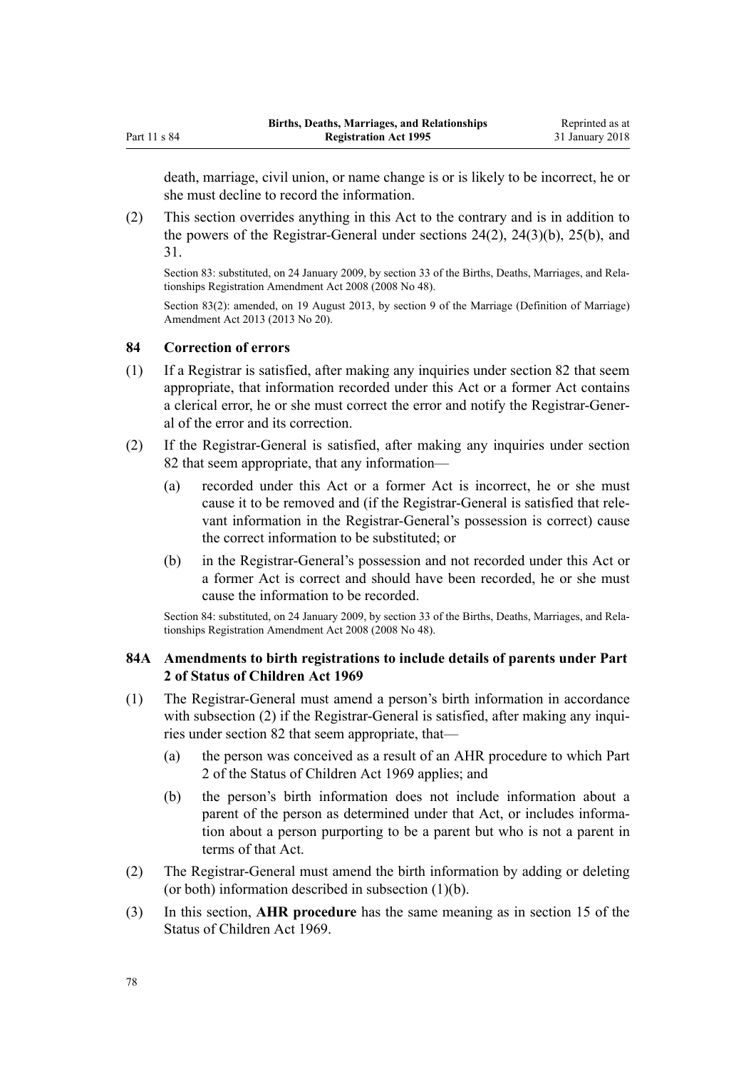death, marriage, civil union, or name change is or is likely to be incorrect, he or she must decline to record the information.

(2) This section overrides anything in this Act to the contrary and is in addition to the powers of the Registrar-General under sections 24(2), 24(3)(b), 25(b), and 31.

Section 83: substituted, on 24 January 2009, by section 33 of the Births, Deaths, Marriages, and Relationships Registration Amendment Act 2008 (2008 No 48).

Section 83(2): amended, on 19 August 2013, by section 9 of the Marriage (Definition of Marriage) Amendment Act 2013 (2013 No 20).

### 84 Correction of errors

(1) If a Registrar is satisfied, after making any inquiries under section 82 that seem appropriate, that information recorded under this Act or a former Act contains a clerical error, he or she must correct the error and notify the Registrar-General of the error and its correction.

(2) If the Registrar-General is satisfied, after making any inquiries under section 82 that seem appropriate, that any information—

(a) recorded under this Act or a former Act is incorrect, he or she must cause it to be removed and (if the Registrar-General is satisfied that relevant information in the Registrar-General's possession is correct) cause the correct information to be substituted; or

(b) in the Registrar-General's possession and not recorded under this Act or a former Act is correct and should have been recorded, he or she must cause the information to be recorded.

Section 84: substituted, on 24 January 2009, by section 33 of the Births, Deaths, Marriages, and Relationships Registration Amendment Act 2008 (2008 No 48).

### 84A Amendments to birth registrations to include details of parents under Part 2 of Status of Children Act 1969

(1) The Registrar-General must amend a person's birth information in accordance with subsection (2) if the Registrar-General is satisfied, after making any inquiries under section 82 that seem appropriate, that—

(a) the person was conceived as a result of an AHR procedure to which Part 2 of the Status of Children Act 1969 applies; and

(b) the person's birth information does not include information about a parent of the person as determined under that Act, or includes information about a person purporting to be a parent but who is not a parent in terms of that Act.

(2) The Registrar-General must amend the birth information by adding or deleting (or both) information described in subsection (1)(b).

(3) In this section, **AHR procedure** has the same meaning as in section 15 of the Status of Children Act 1969.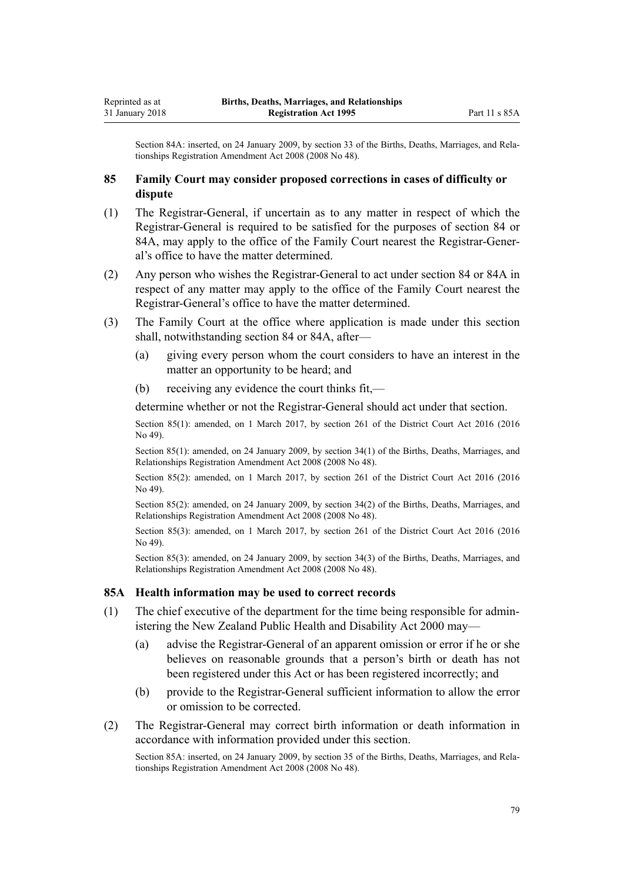Section 84A: inserted, on 24 January 2009, by section 33 of the Births, Deaths, Marriages, and Relationships Registration Amendment Act 2008 (2008 No 48).

## 85 Family Court may consider proposed corrections in cases of difficulty or dispute

(1) The Registrar-General, if uncertain as to any matter in respect of which the Registrar-General is required to be satisfied for the purposes of section 84 or 84A, may apply to the office of the Family Court nearest the Registrar-General's office to have the matter determined.

(2) Any person who wishes the Registrar-General to act under section 84 or 84A in respect of any matter may apply to the office of the Family Court nearest the Registrar-General's office to have the matter determined.

(3) The Family Court at the office where application is made under this section shall, notwithstanding section 84 or 84A, after—

(a) giving every person whom the court considers to have an interest in the matter an opportunity to be heard; and

(b) receiving any evidence the court thinks fit,—

determine whether or not the Registrar-General should act under that section.

Section 85(1): amended, on 1 March 2017, by section 261 of the District Court Act 2016 (2016 No 49).

Section 85(1): amended, on 24 January 2009, by section 34(1) of the Births, Deaths, Marriages, and Relationships Registration Amendment Act 2008 (2008 No 48).

Section 85(2): amended, on 1 March 2017, by section 261 of the District Court Act 2016 (2016 No 49).

Section 85(2): amended, on 24 January 2009, by section 34(2) of the Births, Deaths, Marriages, and Relationships Registration Amendment Act 2008 (2008 No 48).

Section 85(3): amended, on 1 March 2017, by section 261 of the District Court Act 2016 (2016 No 49).

Section 85(3): amended, on 24 January 2009, by section 34(3) of the Births, Deaths, Marriages, and Relationships Registration Amendment Act 2008 (2008 No 48).

## 85A Health information may be used to correct records

(1) The chief executive of the department for the time being responsible for administering the New Zealand Public Health and Disability Act 2000 may—

(a) advise the Registrar-General of an apparent omission or error if he or she believes on reasonable grounds that a person's birth or death has not been registered under this Act or has been registered incorrectly; and

(b) provide to the Registrar-General sufficient information to allow the error or omission to be corrected.

(2) The Registrar-General may correct birth information or death information in accordance with information provided under this section.

Section 85A: inserted, on 24 January 2009, by section 35 of the Births, Deaths, Marriages, and Relationships Registration Amendment Act 2008 (2008 No 48).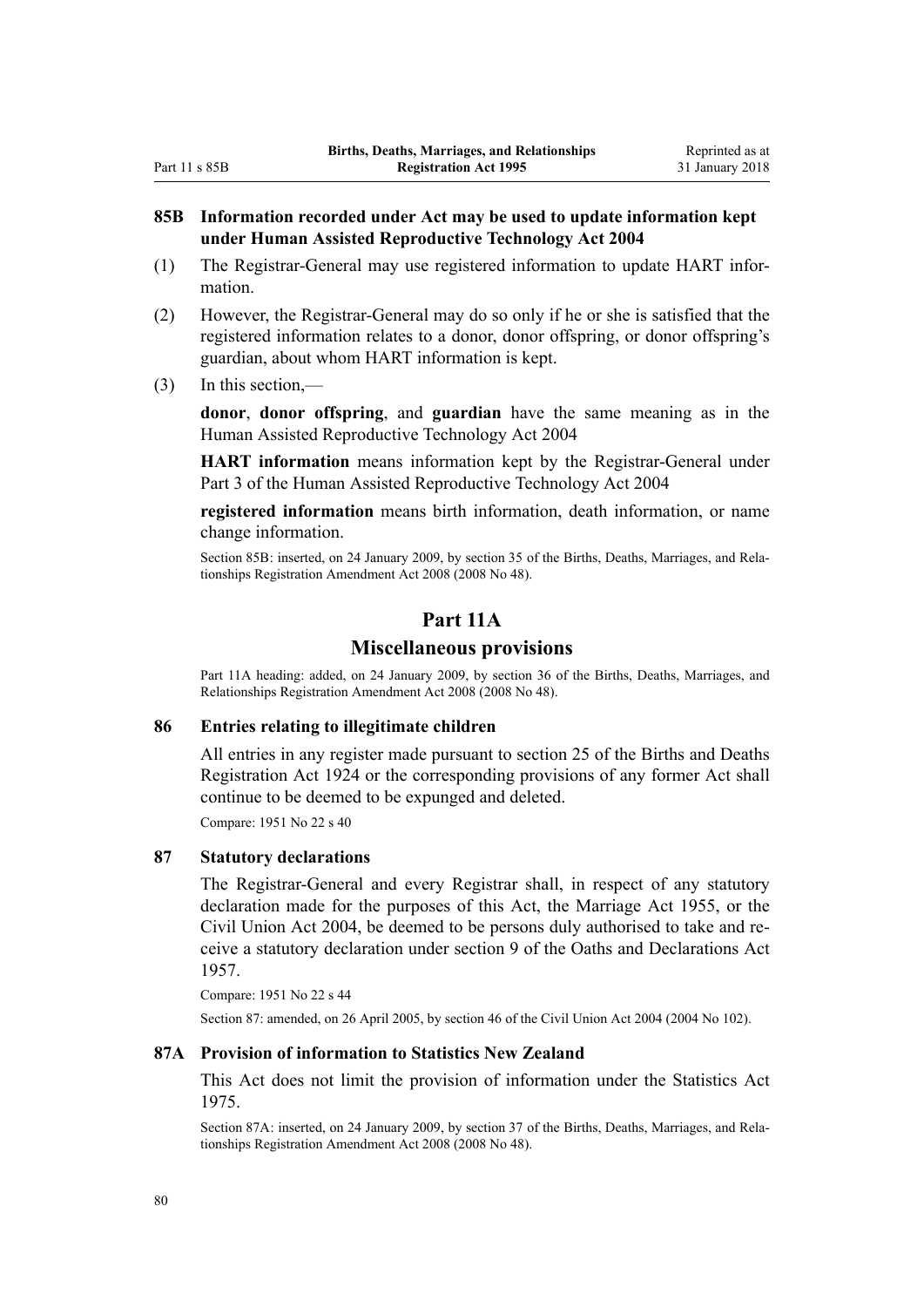### 85B Information recorded under Act may be used to update information kept under Human Assisted Reproductive Technology Act 2004

(1) The Registrar-General may use registered information to update HART information.

(2) However, the Registrar-General may do so only if he or she is satisfied that the registered information relates to a donor, donor offspring, or donor offspring's guardian, about whom HART information is kept.

(3) In this section,—

**donor**, **donor offspring**, and **guardian** have the same meaning as in the Human Assisted Reproductive Technology Act 2004

**HART information** means information kept by the Registrar-General under Part 3 of the Human Assisted Reproductive Technology Act 2004

**registered information** means birth information, death information, or name change information.

Section 85B: inserted, on 24 January 2009, by section 35 of the Births, Deaths, Marriages, and Relationships Registration Amendment Act 2008 (2008 No 48).

## Part 11A
## Miscellaneous provisions

Part 11A heading: added, on 24 January 2009, by section 36 of the Births, Deaths, Marriages, and Relationships Registration Amendment Act 2008 (2008 No 48).

### 86 Entries relating to illegitimate children

All entries in any register made pursuant to section 25 of the Births and Deaths Registration Act 1924 or the corresponding provisions of any former Act shall continue to be deemed to be expunged and deleted.

Compare: 1951 No 22 s 40

### 87 Statutory declarations

The Registrar-General and every Registrar shall, in respect of any statutory declaration made for the purposes of this Act, the Marriage Act 1955, or the Civil Union Act 2004, be deemed to be persons duly authorised to take and receive a statutory declaration under section 9 of the Oaths and Declarations Act 1957.

Compare: 1951 No 22 s 44

Section 87: amended, on 26 April 2005, by section 46 of the Civil Union Act 2004 (2004 No 102).

### 87A Provision of information to Statistics New Zealand

This Act does not limit the provision of information under the Statistics Act 1975.

Section 87A: inserted, on 24 January 2009, by section 37 of the Births, Deaths, Marriages, and Relationships Registration Amendment Act 2008 (2008 No 48).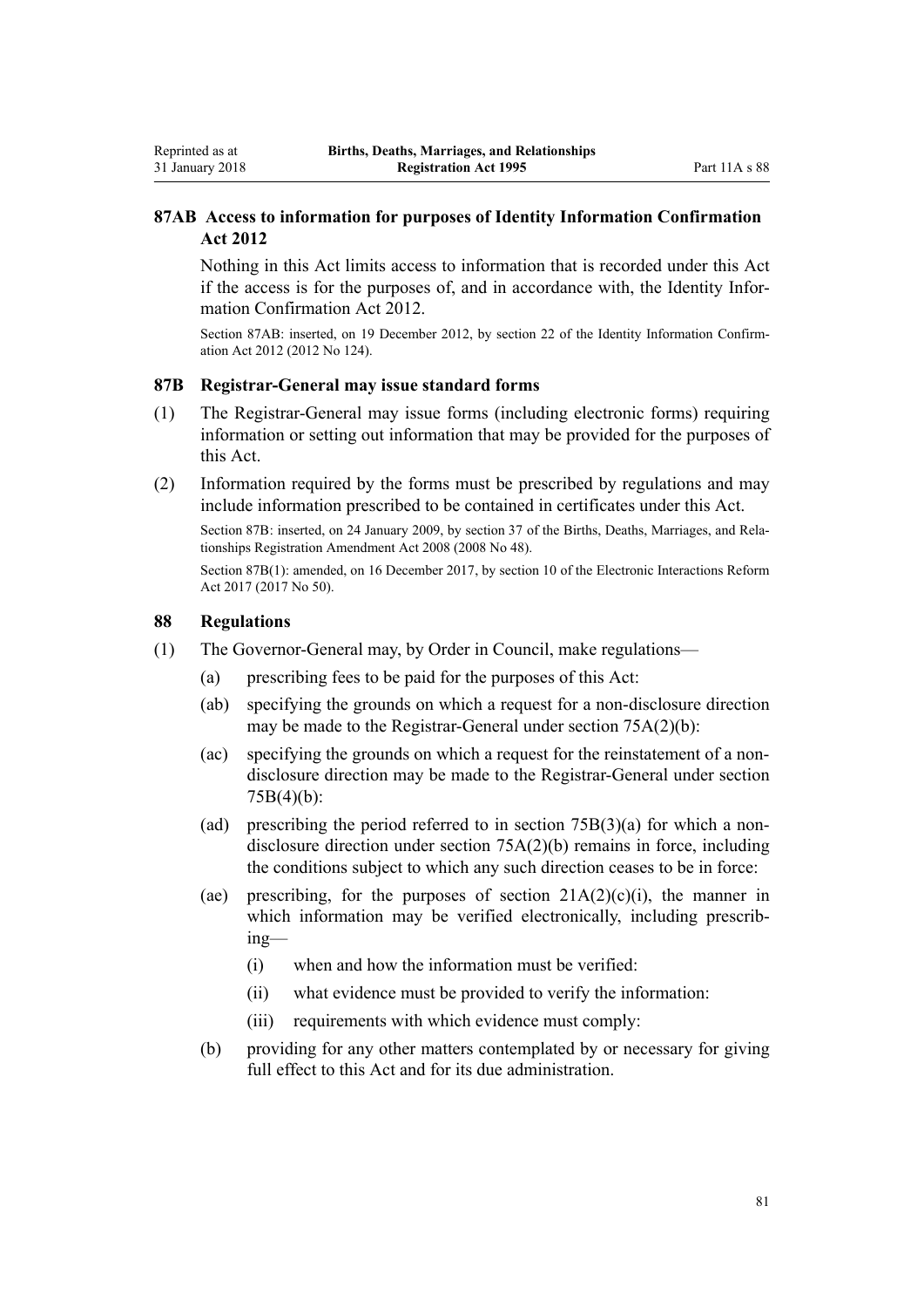### 87AB Access to information for purposes of Identity Information Confirmation Act 2012

Nothing in this Act limits access to information that is recorded under this Act if the access is for the purposes of, and in accordance with, the Identity Information Confirmation Act 2012.

Section 87AB: inserted, on 19 December 2012, by section 22 of the Identity Information Confirmation Act 2012 (2012 No 124).

### 87B Registrar-General may issue standard forms

(1) The Registrar-General may issue forms (including electronic forms) requiring information or setting out information that may be provided for the purposes of this Act.

(2) Information required by the forms must be prescribed by regulations and may include information prescribed to be contained in certificates under this Act.

Section 87B: inserted, on 24 January 2009, by section 37 of the Births, Deaths, Marriages, and Relationships Registration Amendment Act 2008 (2008 No 48).

Section 87B(1): amended, on 16 December 2017, by section 10 of the Electronic Interactions Reform Act 2017 (2017 No 50).

### 88 Regulations

(1) The Governor-General may, by Order in Council, make regulations—

  (a) prescribing fees to be paid for the purposes of this Act:

  (ab) specifying the grounds on which a request for a non-disclosure direction may be made to the Registrar-General under section 75A(2)(b):

  (ac) specifying the grounds on which a request for the reinstatement of a non-disclosure direction may be made to the Registrar-General under section 75B(4)(b):

  (ad) prescribing the period referred to in section 75B(3)(a) for which a non-disclosure direction under section 75A(2)(b) remains in force, including the conditions subject to which any such direction ceases to be in force:

  (ae) prescribing, for the purposes of section 21A(2)(c)(i), the manner in which information may be verified electronically, including prescribing—

    (i) when and how the information must be verified:

    (ii) what evidence must be provided to verify the information:

    (iii) requirements with which evidence must comply:

  (b) providing for any other matters contemplated by or necessary for giving full effect to this Act and for its due administration.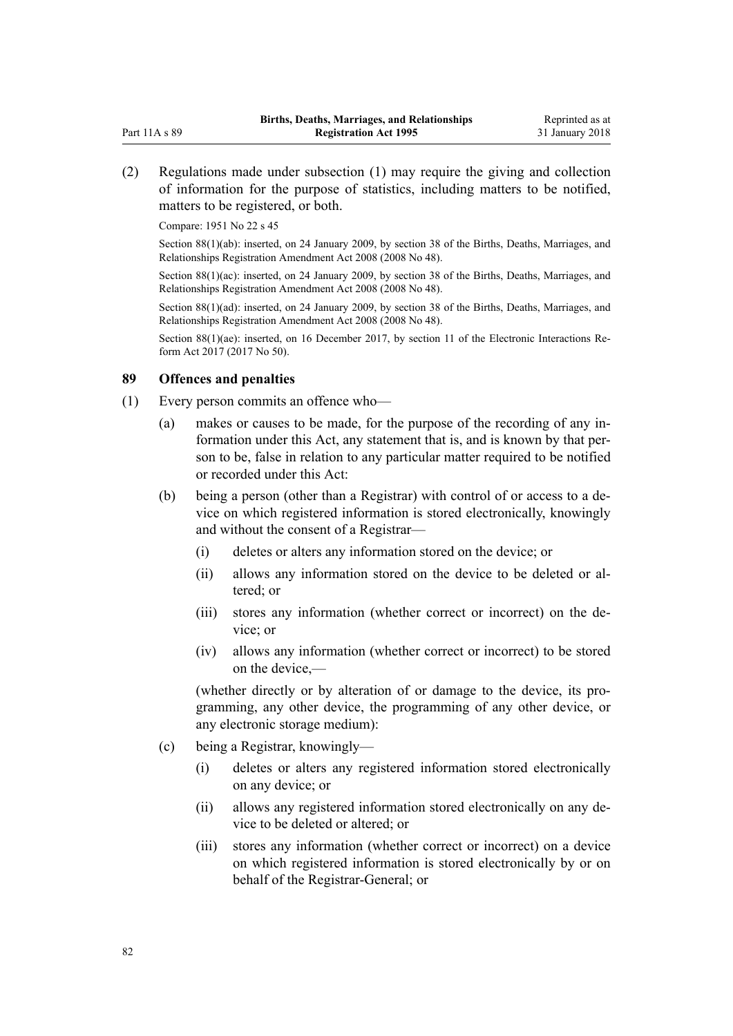(2) Regulations made under subsection (1) may require the giving and collection of information for the purpose of statistics, including matters to be notified, matters to be registered, or both.

Compare: 1951 No 22 s 45

Section 88(1)(ab): inserted, on 24 January 2009, by section 38 of the Births, Deaths, Marriages, and Relationships Registration Amendment Act 2008 (2008 No 48).

Section 88(1)(ac): inserted, on 24 January 2009, by section 38 of the Births, Deaths, Marriages, and Relationships Registration Amendment Act 2008 (2008 No 48).

Section 88(1)(ad): inserted, on 24 January 2009, by section 38 of the Births, Deaths, Marriages, and Relationships Registration Amendment Act 2008 (2008 No 48).

Section 88(1)(ae): inserted, on 16 December 2017, by section 11 of the Electronic Interactions Reform Act 2017 (2017 No 50).

### 89 Offences and penalties

(1) Every person commits an offence who—

(a) makes or causes to be made, for the purpose of the recording of any information under this Act, any statement that is, and is known by that person to be, false in relation to any particular matter required to be notified or recorded under this Act:

(b) being a person (other than a Registrar) with control of or access to a device on which registered information is stored electronically, knowingly and without the consent of a Registrar—

(i) deletes or alters any information stored on the device; or

(ii) allows any information stored on the device to be deleted or altered; or

(iii) stores any information (whether correct or incorrect) on the device; or

(iv) allows any information (whether correct or incorrect) to be stored on the device,—

(whether directly or by alteration of or damage to the device, its programming, any other device, the programming of any other device, or any electronic storage medium):

(c) being a Registrar, knowingly—

(i) deletes or alters any registered information stored electronically on any device; or

(ii) allows any registered information stored electronically on any device to be deleted or altered; or

(iii) stores any information (whether correct or incorrect) on a device on which registered information is stored electronically by or on behalf of the Registrar-General; or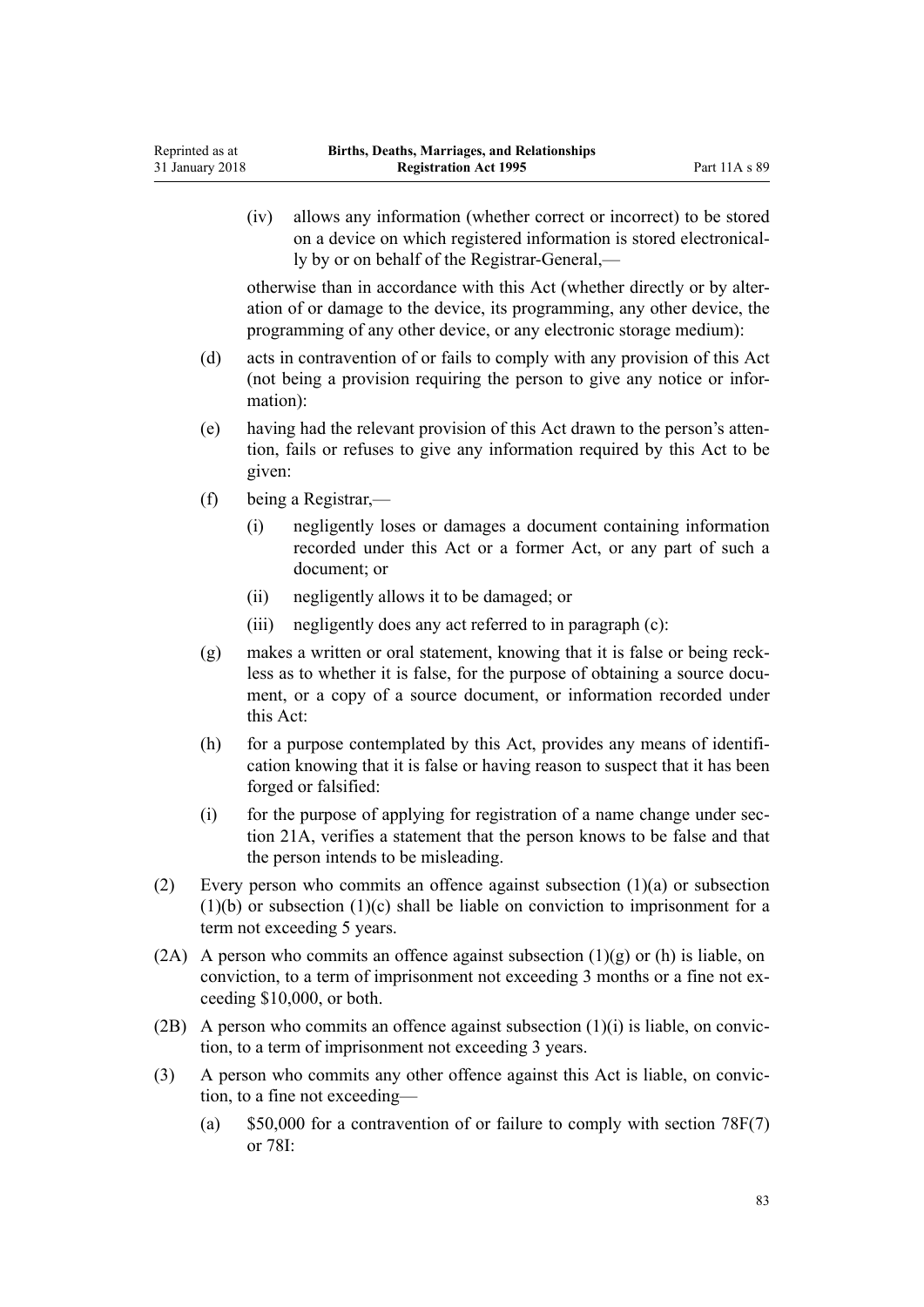(iv) allows any information (whether correct or incorrect) to be stored on a device on which registered information is stored electronically by or on behalf of the Registrar-General,—

otherwise than in accordance with this Act (whether directly or by alteration of or damage to the device, its programming, any other device, the programming of any other device, or any electronic storage medium):

(d) acts in contravention of or fails to comply with any provision of this Act (not being a provision requiring the person to give any notice or information):

(e) having had the relevant provision of this Act drawn to the person's attention, fails or refuses to give any information required by this Act to be given:

(f) being a Registrar,—

(i) negligently loses or damages a document containing information recorded under this Act or a former Act, or any part of such a document; or

(ii) negligently allows it to be damaged; or

(iii) negligently does any act referred to in paragraph (c):

(g) makes a written or oral statement, knowing that it is false or being reckless as to whether it is false, for the purpose of obtaining a source document, or a copy of a source document, or information recorded under this Act:

(h) for a purpose contemplated by this Act, provides any means of identification knowing that it is false or having reason to suspect that it has been forged or falsified:

(i) for the purpose of applying for registration of a name change under section 21A, verifies a statement that the person knows to be false and that the person intends to be misleading.

(2) Every person who commits an offence against subsection (1)(a) or subsection (1)(b) or subsection (1)(c) shall be liable on conviction to imprisonment for a term not exceeding 5 years.

(2A) A person who commits an offence against subsection (1)(g) or (h) is liable, on conviction, to a term of imprisonment not exceeding 3 months or a fine not exceeding $10,000, or both.

(2B) A person who commits an offence against subsection (1)(i) is liable, on conviction, to a term of imprisonment not exceeding 3 years.

(3) A person who commits any other offence against this Act is liable, on conviction, to a fine not exceeding—

(a) $50,000 for a contravention of or failure to comply with section 78F(7) or 78I: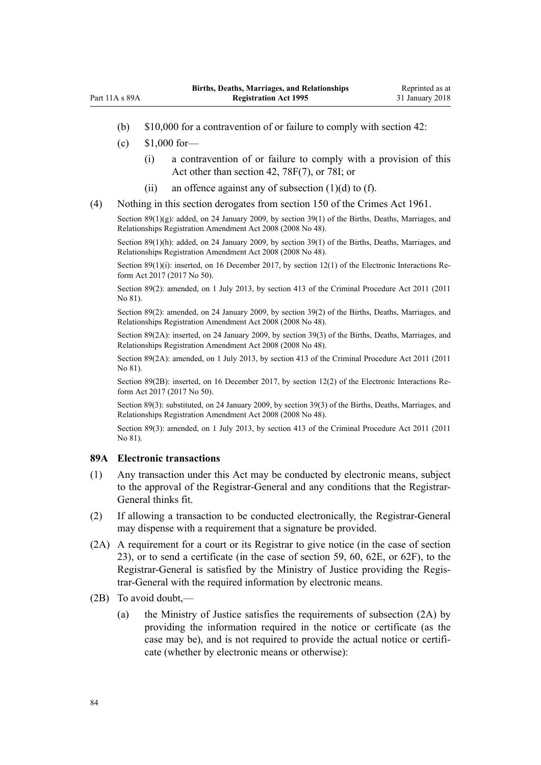(b) $10,000 for a contravention of or failure to comply with section 42:

(c) $1,000 for—

(i) a contravention of or failure to comply with a provision of this Act other than section 42, 78F(7), or 78I; or

(ii) an offence against any of subsection (1)(d) to (f).

(4) Nothing in this section derogates from section 150 of the Crimes Act 1961.

Section 89(1)(g): added, on 24 January 2009, by section 39(1) of the Births, Deaths, Marriages, and Relationships Registration Amendment Act 2008 (2008 No 48).

Section 89(1)(h): added, on 24 January 2009, by section 39(1) of the Births, Deaths, Marriages, and Relationships Registration Amendment Act 2008 (2008 No 48).

Section 89(1)(i): inserted, on 16 December 2017, by section 12(1) of the Electronic Interactions Reform Act 2017 (2017 No 50).

Section 89(2): amended, on 1 July 2013, by section 413 of the Criminal Procedure Act 2011 (2011 No 81).

Section 89(2): amended, on 24 January 2009, by section 39(2) of the Births, Deaths, Marriages, and Relationships Registration Amendment Act 2008 (2008 No 48).

Section 89(2A): inserted, on 24 January 2009, by section 39(3) of the Births, Deaths, Marriages, and Relationships Registration Amendment Act 2008 (2008 No 48).

Section 89(2A): amended, on 1 July 2013, by section 413 of the Criminal Procedure Act 2011 (2011 No 81).

Section 89(2B): inserted, on 16 December 2017, by section 12(2) of the Electronic Interactions Reform Act 2017 (2017 No 50).

Section 89(3): substituted, on 24 January 2009, by section 39(3) of the Births, Deaths, Marriages, and Relationships Registration Amendment Act 2008 (2008 No 48).

Section 89(3): amended, on 1 July 2013, by section 413 of the Criminal Procedure Act 2011 (2011 No 81).

### 89A Electronic transactions

(1) Any transaction under this Act may be conducted by electronic means, subject to the approval of the Registrar-General and any conditions that the Registrar-General thinks fit.

(2) If allowing a transaction to be conducted electronically, the Registrar-General may dispense with a requirement that a signature be provided.

(2A) A requirement for a court or its Registrar to give notice (in the case of section 23), or to send a certificate (in the case of section 59, 60, 62E, or 62F), to the Registrar-General is satisfied by the Ministry of Justice providing the Registrar-General with the required information by electronic means.

(2B) To avoid doubt,—

(a) the Ministry of Justice satisfies the requirements of subsection (2A) by providing the information required in the notice or certificate (as the case may be), and is not required to provide the actual notice or certificate (whether by electronic means or otherwise):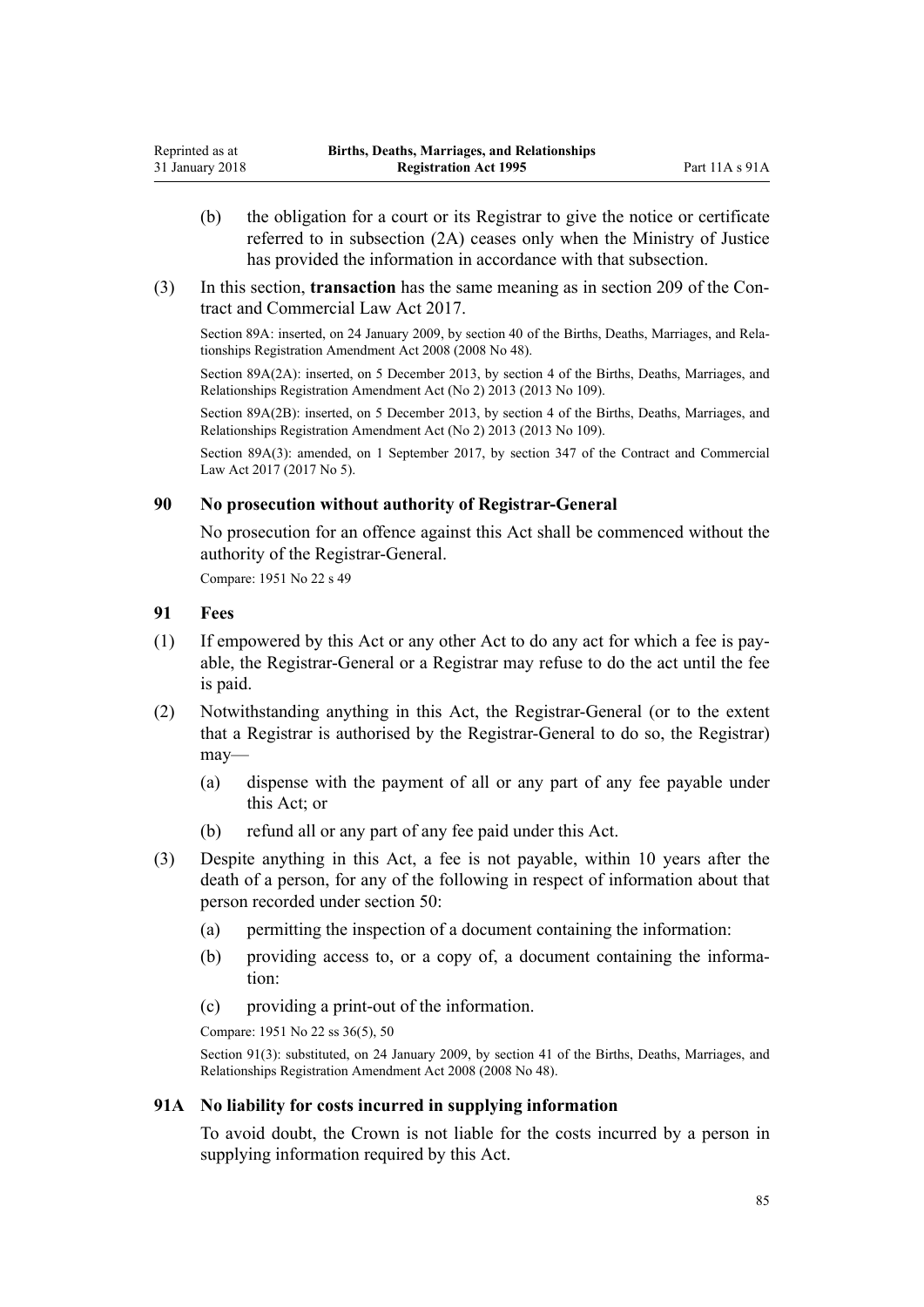(b) the obligation for a court or its Registrar to give the notice or certificate referred to in subsection (2A) ceases only when the Ministry of Justice has provided the information in accordance with that subsection.

(3) In this section, **transaction** has the same meaning as in section 209 of the Contract and Commercial Law Act 2017.

Section 89A: inserted, on 24 January 2009, by section 40 of the Births, Deaths, Marriages, and Relationships Registration Amendment Act 2008 (2008 No 48).

Section 89A(2A): inserted, on 5 December 2013, by section 4 of the Births, Deaths, Marriages, and Relationships Registration Amendment Act (No 2) 2013 (2013 No 109).

Section 89A(2B): inserted, on 5 December 2013, by section 4 of the Births, Deaths, Marriages, and Relationships Registration Amendment Act (No 2) 2013 (2013 No 109).

Section 89A(3): amended, on 1 September 2017, by section 347 of the Contract and Commercial Law Act 2017 (2017 No 5).

### 90 No prosecution without authority of Registrar-General

No prosecution for an offence against this Act shall be commenced without the authority of the Registrar-General.

Compare: 1951 No 22 s 49

### 91 Fees

(1) If empowered by this Act or any other Act to do any act for which a fee is payable, the Registrar-General or a Registrar may refuse to do the act until the fee is paid.

(2) Notwithstanding anything in this Act, the Registrar-General (or to the extent that a Registrar is authorised by the Registrar-General to do so, the Registrar) may—

(a) dispense with the payment of all or any part of any fee payable under this Act; or

(b) refund all or any part of any fee paid under this Act.

(3) Despite anything in this Act, a fee is not payable, within 10 years after the death of a person, for any of the following in respect of information about that person recorded under section 50:

(a) permitting the inspection of a document containing the information:

(b) providing access to, or a copy of, a document containing the information:

(c) providing a print-out of the information.

Compare: 1951 No 22 ss 36(5), 50

Section 91(3): substituted, on 24 January 2009, by section 41 of the Births, Deaths, Marriages, and Relationships Registration Amendment Act 2008 (2008 No 48).

### 91A No liability for costs incurred in supplying information

To avoid doubt, the Crown is not liable for the costs incurred by a person in supplying information required by this Act.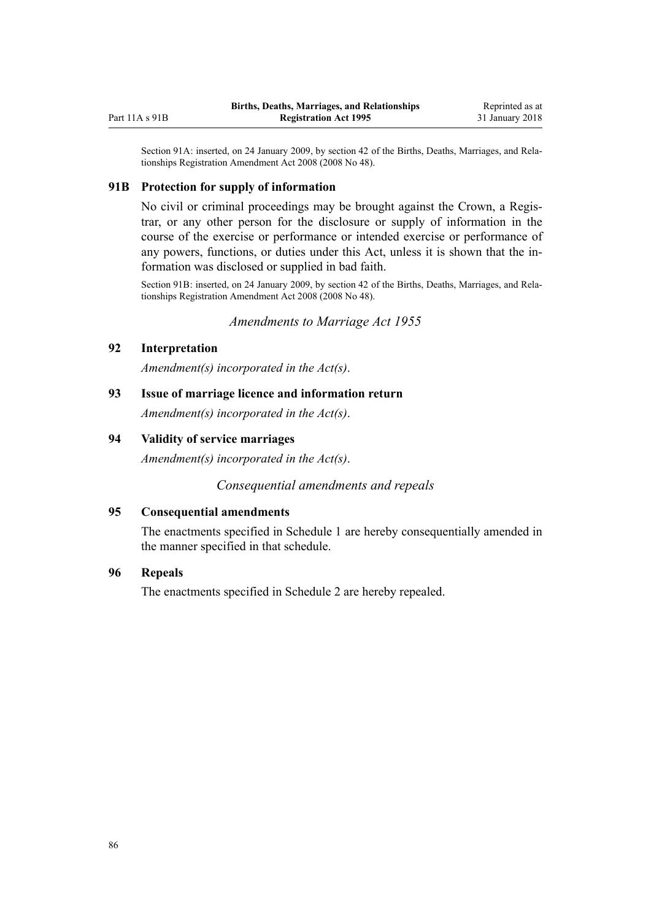Section 91A: inserted, on 24 January 2009, by section 42 of the Births, Deaths, Marriages, and Relationships Registration Amendment Act 2008 (2008 No 48).

### 91B Protection for supply of information

No civil or criminal proceedings may be brought against the Crown, a Registrar, or any other person for the disclosure or supply of information in the course of the exercise or performance or intended exercise or performance of any powers, functions, or duties under this Act, unless it is shown that the information was disclosed or supplied in bad faith.

Section 91B: inserted, on 24 January 2009, by section 42 of the Births, Deaths, Marriages, and Relationships Registration Amendment Act 2008 (2008 No 48).

*Amendments to Marriage Act 1955*

### 92 Interpretation

*Amendment(s) incorporated in the Act(s).*

### 93 Issue of marriage licence and information return

*Amendment(s) incorporated in the Act(s).*

### 94 Validity of service marriages

*Amendment(s) incorporated in the Act(s).*

*Consequential amendments and repeals*

### 95 Consequential amendments

The enactments specified in Schedule 1 are hereby consequentially amended in the manner specified in that schedule.

### 96 Repeals

The enactments specified in Schedule 2 are hereby repealed.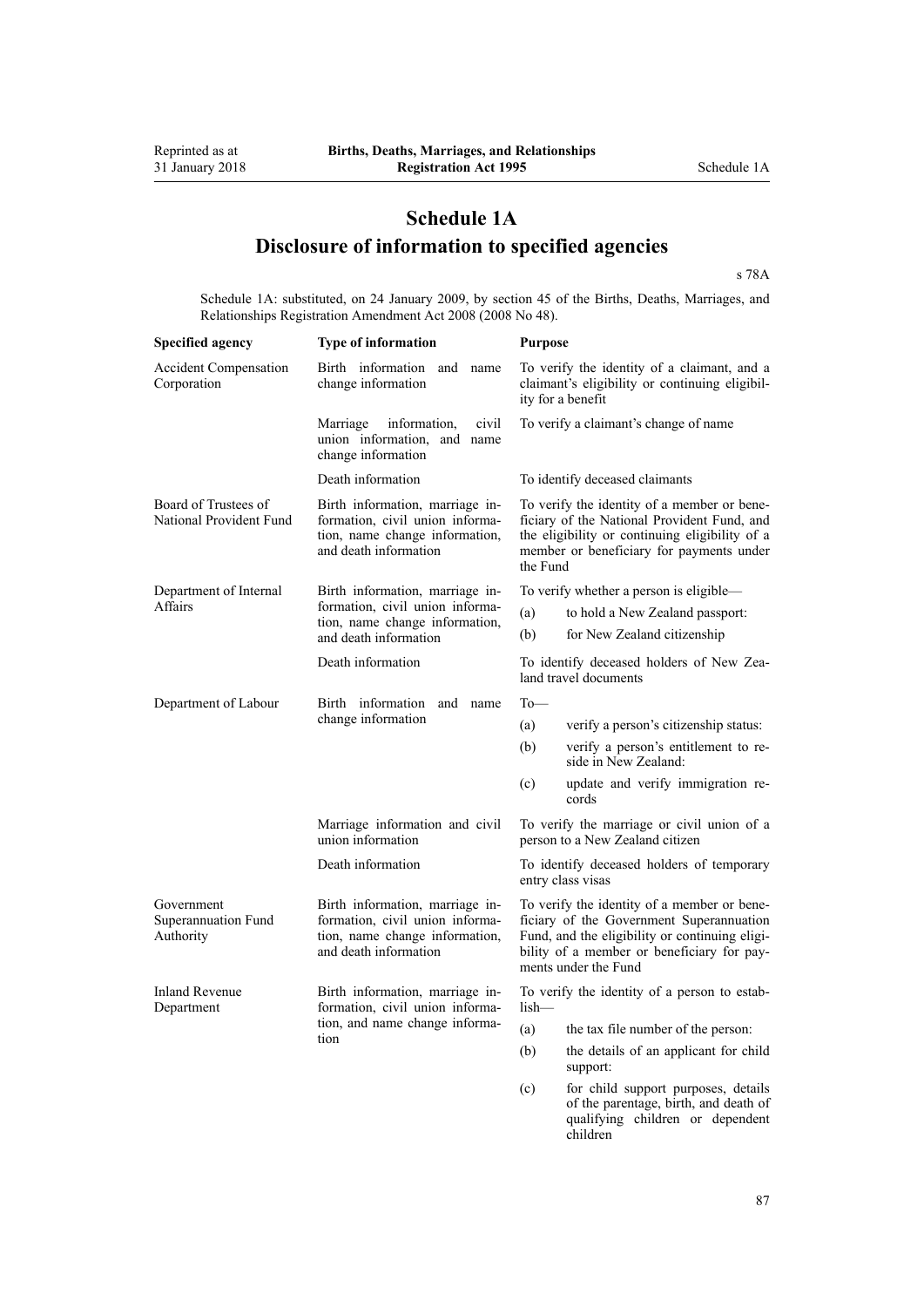# Schedule 1A
## Disclosure of information to specified agencies

s 78A

Schedule 1A: substituted, on 24 January 2009, by section 45 of the Births, Deaths, Marriages, and Relationships Registration Amendment Act 2008 (2008 No 48).

| Specified agency | Type of information | Purpose |
|---|---|---|
| Accident Compensation Corporation | Birth information and name change information | To verify the identity of a claimant, and a claimant's eligibility or continuing eligibility for a benefit |
| | Marriage information, civil union information, and name change information | To verify a claimant's change of name |
| | Death information | To identify deceased claimants |
| Board of Trustees of National Provident Fund | Birth information, marriage information, civil union information, name change information, and death information | To verify the identity of a member or beneficiary of the National Provident Fund, and the eligibility or continuing eligibility of a member or beneficiary for payments under the Fund |
| Department of Internal Affairs | Birth information, marriage information, civil union information, name change information, and death information | To verify whether a person is eligible— (a) to hold a New Zealand passport: (b) for New Zealand citizenship |
| | Death information | To identify deceased holders of New Zealand travel documents |
| Department of Labour | Birth information and name change information | To— (a) verify a person's citizenship status: (b) verify a person's entitlement to reside in New Zealand: (c) update and verify immigration records |
| | Marriage information and civil union information | To verify the marriage or civil union of a person to a New Zealand citizen |
| | Death information | To identify deceased holders of temporary entry class visas |
| Government Superannuation Fund Authority | Birth information, marriage information, civil union information, name change information, and death information | To verify the identity of a member or beneficiary of the Government Superannuation Fund, and the eligibility or continuing eligibility of a member or beneficiary for payments under the Fund |
| Inland Revenue Department | Birth information, marriage information, civil union information, and name change information | To verify the identity of a person to establish— (a) the tax file number of the person: (b) the details of an applicant for child support: (c) for child support purposes, details of the parentage, birth, and death of qualifying children or dependent children |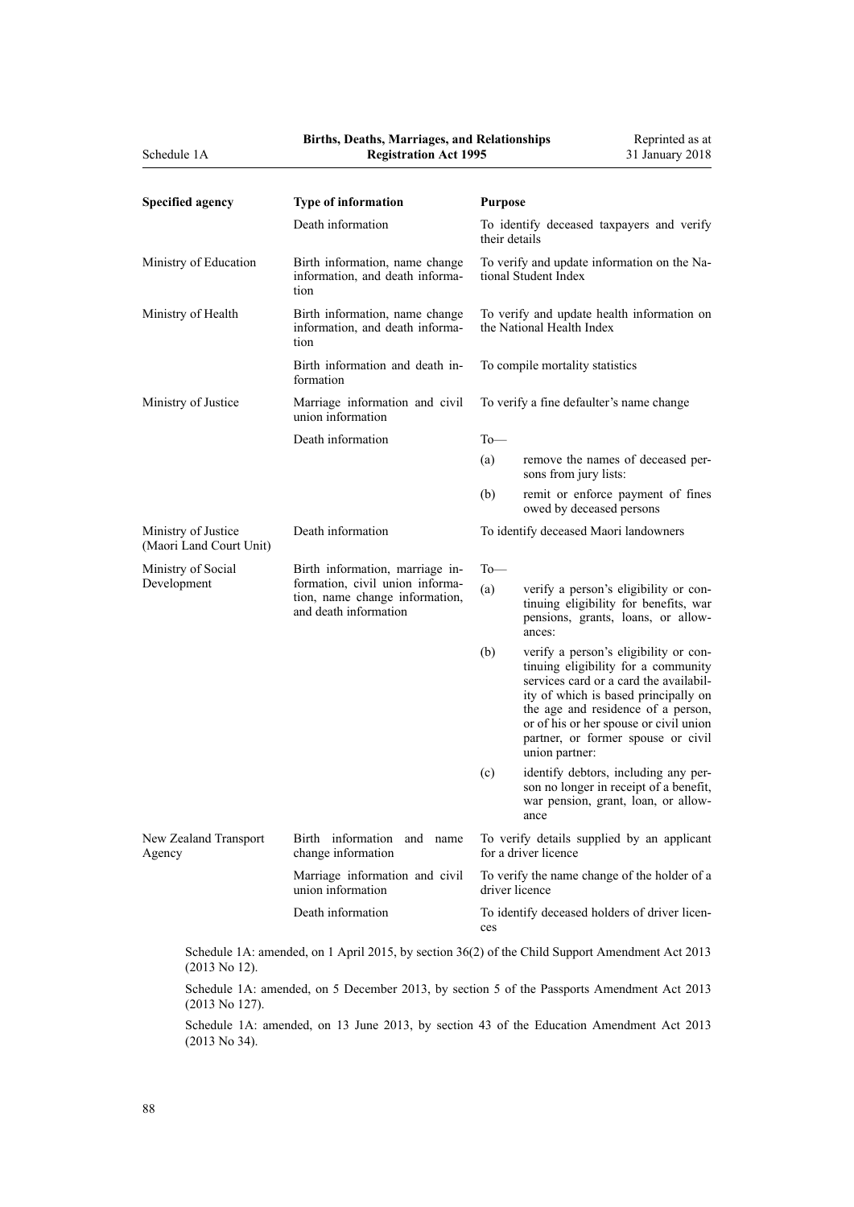| Specified agency | Type of information | Purpose |
|---|---|---|
| | Death information | To identify deceased taxpayers and verify their details |
| Ministry of Education | Birth information, name change information, and death information | To verify and update information on the National Student Index |
| Ministry of Health | Birth information, name change information, and death information | To verify and update health information on the National Health Index |
| | Birth information and death information | To compile mortality statistics |
| Ministry of Justice | Marriage information and civil union information | To verify a fine defaulter's name change |
| | Death information | To— (a) remove the names of deceased persons from jury lists: (b) remit or enforce payment of fines owed by deceased persons |
| Ministry of Justice (Maori Land Court Unit) | Death information | To identify deceased Maori landowners |
| Ministry of Social Development | Birth information, marriage information, civil union information, name change information, and death information | To— (a) verify a person's eligibility or continuing eligibility for benefits, war pensions, grants, loans, or allowances: (b) verify a person's eligibility or continuing eligibility for a community services card or a card the availability of which is based principally on the age and residence of a person, or of his or her spouse or civil union partner, or former spouse or civil union partner: (c) identify debtors, including any person no longer in receipt of a benefit, war pension, grant, loan, or allowance |
| New Zealand Transport Agency | Birth information and name change information | To verify details supplied by an applicant for a driver licence |
| | Marriage information and civil union information | To verify the name change of the holder of a driver licence |
| | Death information | To identify deceased holders of driver licences |

Schedule 1A: amended, on 1 April 2015, by section 36(2) of the Child Support Amendment Act 2013 (2013 No 12).

Schedule 1A: amended, on 5 December 2013, by section 5 of the Passports Amendment Act 2013 (2013 No 127).

Schedule 1A: amended, on 13 June 2013, by section 43 of the Education Amendment Act 2013 (2013 No 34).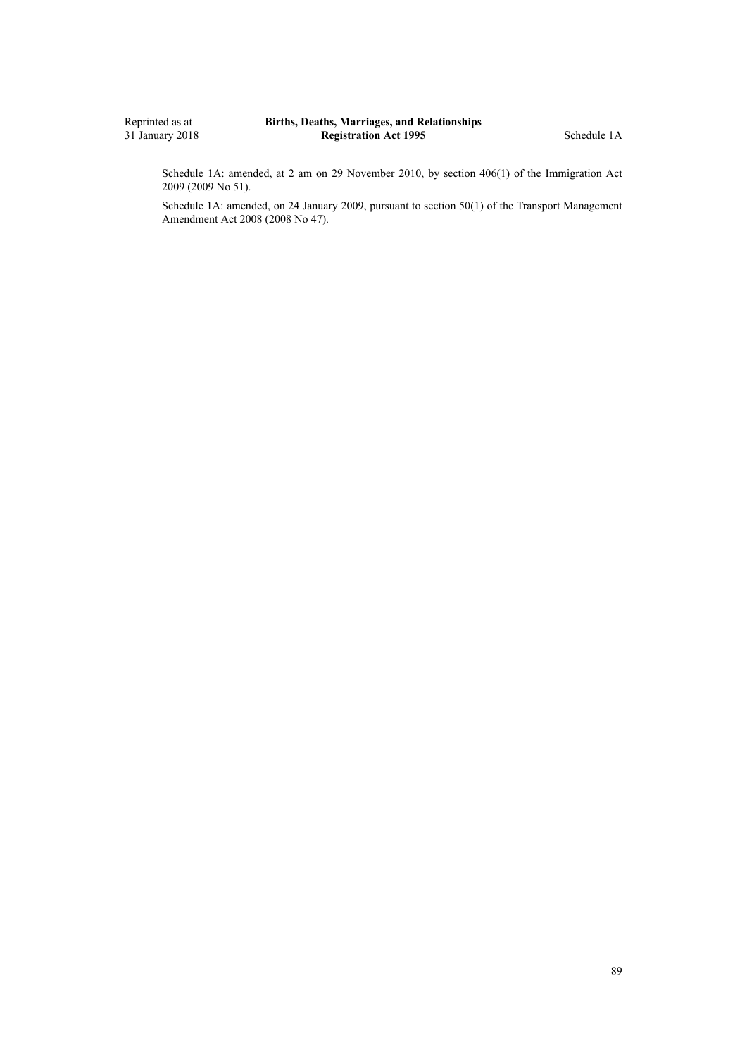Schedule 1A: amended, at 2 am on 29 November 2010, by section 406(1) of the Immigration Act 2009 (2009 No 51).

Schedule 1A: amended, on 24 January 2009, pursuant to section 50(1) of the Transport Management Amendment Act 2008 (2008 No 47).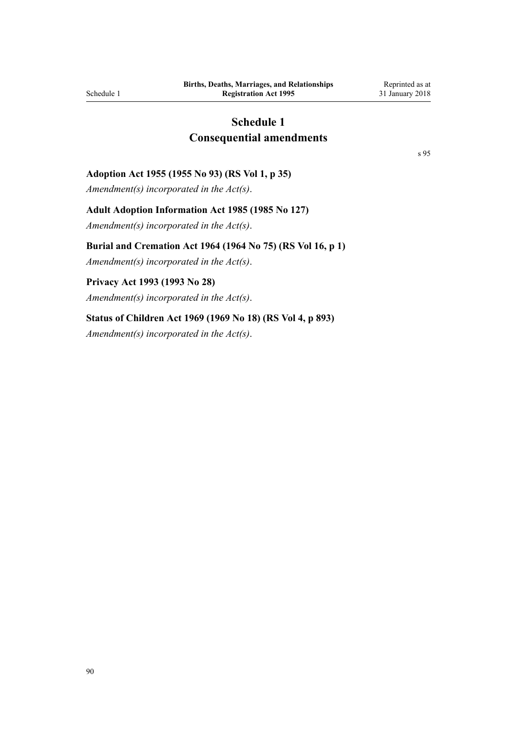# Schedule 1
## Consequential amendments

s 95

**Adoption Act 1955 (1955 No 93) (RS Vol 1, p 35)**

*Amendment(s) incorporated in the Act(s).*

**Adult Adoption Information Act 1985 (1985 No 127)**

*Amendment(s) incorporated in the Act(s).*

**Burial and Cremation Act 1964 (1964 No 75) (RS Vol 16, p 1)**

*Amendment(s) incorporated in the Act(s).*

**Privacy Act 1993 (1993 No 28)**

*Amendment(s) incorporated in the Act(s).*

**Status of Children Act 1969 (1969 No 18) (RS Vol 4, p 893)**

*Amendment(s) incorporated in the Act(s).*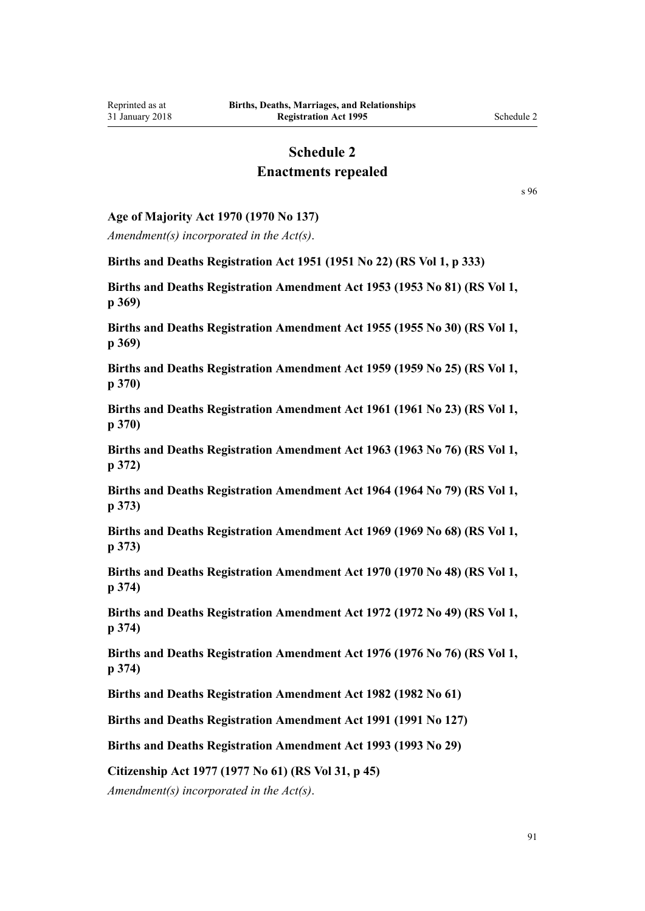# Schedule 2
## Enactments repealed

s 96

**Age of Majority Act 1970 (1970 No 137)**

*Amendment(s) incorporated in the Act(s).*

**Births and Deaths Registration Act 1951 (1951 No 22) (RS Vol 1, p 333)**

**Births and Deaths Registration Amendment Act 1953 (1953 No 81) (RS Vol 1, p 369)**

**Births and Deaths Registration Amendment Act 1955 (1955 No 30) (RS Vol 1, p 369)**

**Births and Deaths Registration Amendment Act 1959 (1959 No 25) (RS Vol 1, p 370)**

**Births and Deaths Registration Amendment Act 1961 (1961 No 23) (RS Vol 1, p 370)**

**Births and Deaths Registration Amendment Act 1963 (1963 No 76) (RS Vol 1, p 372)**

**Births and Deaths Registration Amendment Act 1964 (1964 No 79) (RS Vol 1, p 373)**

**Births and Deaths Registration Amendment Act 1969 (1969 No 68) (RS Vol 1, p 373)**

**Births and Deaths Registration Amendment Act 1970 (1970 No 48) (RS Vol 1, p 374)**

**Births and Deaths Registration Amendment Act 1972 (1972 No 49) (RS Vol 1, p 374)**

**Births and Deaths Registration Amendment Act 1976 (1976 No 76) (RS Vol 1, p 374)**

**Births and Deaths Registration Amendment Act 1982 (1982 No 61)**

**Births and Deaths Registration Amendment Act 1991 (1991 No 127)**

**Births and Deaths Registration Amendment Act 1993 (1993 No 29)**

**Citizenship Act 1977 (1977 No 61) (RS Vol 31, p 45)**

*Amendment(s) incorporated in the Act(s).*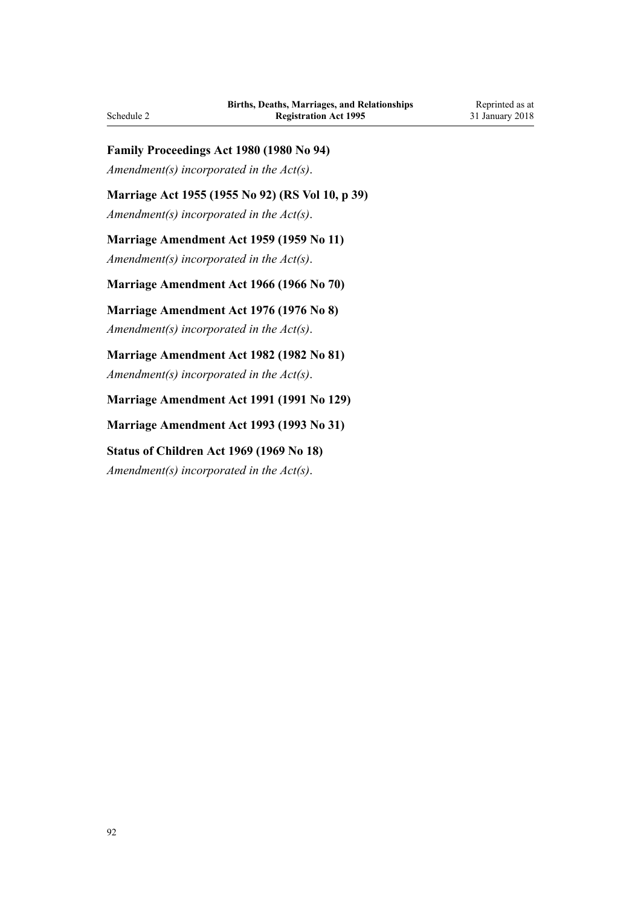**Family Proceedings Act 1980 (1980 No 94)**

*Amendment(s) incorporated in the Act(s).*

**Marriage Act 1955 (1955 No 92) (RS Vol 10, p 39)**

*Amendment(s) incorporated in the Act(s).*

**Marriage Amendment Act 1959 (1959 No 11)**

*Amendment(s) incorporated in the Act(s).*

**Marriage Amendment Act 1966 (1966 No 70)**

**Marriage Amendment Act 1976 (1976 No 8)**

*Amendment(s) incorporated in the Act(s).*

**Marriage Amendment Act 1982 (1982 No 81)**

*Amendment(s) incorporated in the Act(s).*

**Marriage Amendment Act 1991 (1991 No 129)**

**Marriage Amendment Act 1993 (1993 No 31)**

**Status of Children Act 1969 (1969 No 18)**

*Amendment(s) incorporated in the Act(s).*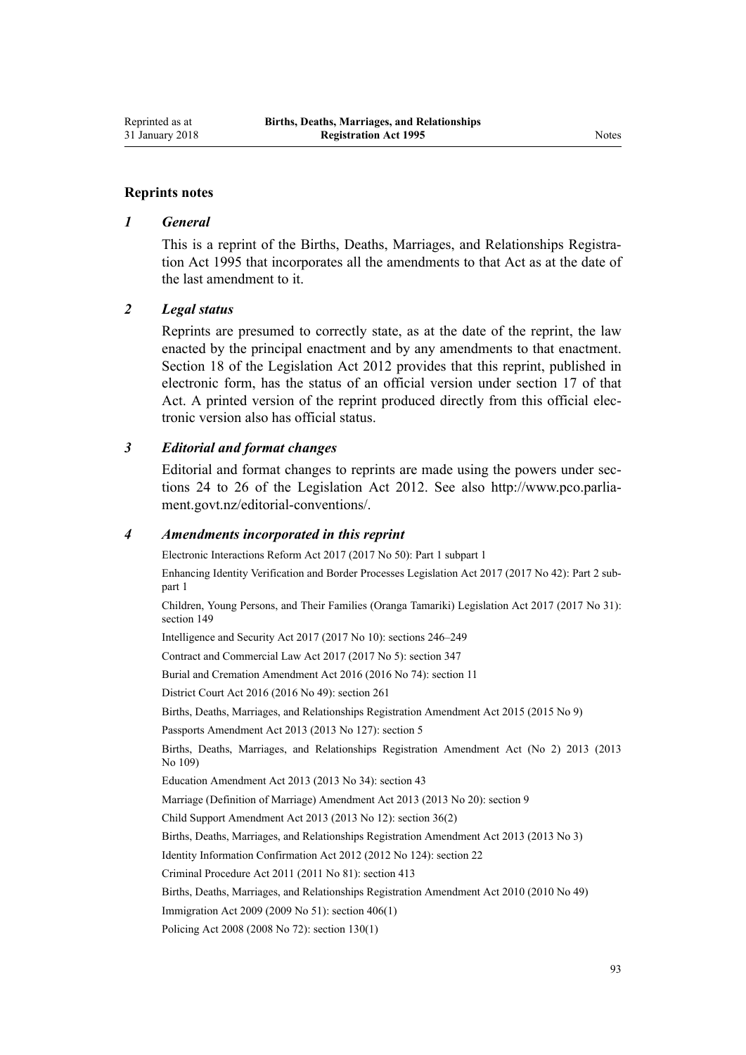## Reprints notes

### *1 General*

This is a reprint of the Births, Deaths, Marriages, and Relationships Registration Act 1995 that incorporates all the amendments to that Act as at the date of the last amendment to it.

### *2 Legal status*

Reprints are presumed to correctly state, as at the date of the reprint, the law enacted by the principal enactment and by any amendments to that enactment. Section 18 of the Legislation Act 2012 provides that this reprint, published in electronic form, has the status of an official version under section 17 of that Act. A printed version of the reprint produced directly from this official electronic version also has official status.

### *3 Editorial and format changes*

Editorial and format changes to reprints are made using the powers under sections 24 to 26 of the Legislation Act 2012. See also http://www.pco.parliament.govt.nz/editorial-conventions/.

### *4 Amendments incorporated in this reprint*

Electronic Interactions Reform Act 2017 (2017 No 50): Part 1 subpart 1

Enhancing Identity Verification and Border Processes Legislation Act 2017 (2017 No 42): Part 2 subpart 1

Children, Young Persons, and Their Families (Oranga Tamariki) Legislation Act 2017 (2017 No 31): section 149

Intelligence and Security Act 2017 (2017 No 10): sections 246–249

Contract and Commercial Law Act 2017 (2017 No 5): section 347

Burial and Cremation Amendment Act 2016 (2016 No 74): section 11

District Court Act 2016 (2016 No 49): section 261

Births, Deaths, Marriages, and Relationships Registration Amendment Act 2015 (2015 No 9)

Passports Amendment Act 2013 (2013 No 127): section 5

Births, Deaths, Marriages, and Relationships Registration Amendment Act (No 2) 2013 (2013 No 109)

Education Amendment Act 2013 (2013 No 34): section 43

Marriage (Definition of Marriage) Amendment Act 2013 (2013 No 20): section 9

Child Support Amendment Act 2013 (2013 No 12): section 36(2)

Births, Deaths, Marriages, and Relationships Registration Amendment Act 2013 (2013 No 3)

Identity Information Confirmation Act 2012 (2012 No 124): section 22

Criminal Procedure Act 2011 (2011 No 81): section 413

Births, Deaths, Marriages, and Relationships Registration Amendment Act 2010 (2010 No 49)

Immigration Act 2009 (2009 No 51): section 406(1)

Policing Act 2008 (2008 No 72): section 130(1)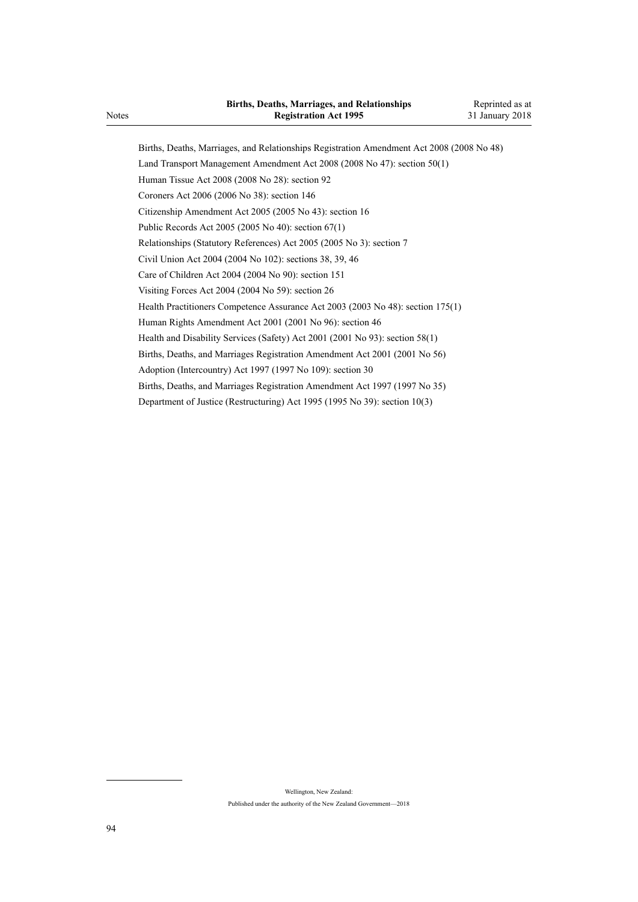Births, Deaths, Marriages, and Relationships Registration Amendment Act 2008 (2008 No 48)

Land Transport Management Amendment Act 2008 (2008 No 47): section 50(1)

Human Tissue Act 2008 (2008 No 28): section 92

Coroners Act 2006 (2006 No 38): section 146

Citizenship Amendment Act 2005 (2005 No 43): section 16

Public Records Act 2005 (2005 No 40): section 67(1)

Relationships (Statutory References) Act 2005 (2005 No 3): section 7

Civil Union Act 2004 (2004 No 102): sections 38, 39, 46

Care of Children Act 2004 (2004 No 90): section 151

Visiting Forces Act 2004 (2004 No 59): section 26

Health Practitioners Competence Assurance Act 2003 (2003 No 48): section 175(1)

Human Rights Amendment Act 2001 (2001 No 96): section 46

Health and Disability Services (Safety) Act 2001 (2001 No 93): section 58(1)

Births, Deaths, and Marriages Registration Amendment Act 2001 (2001 No 56)

Adoption (Intercountry) Act 1997 (1997 No 109): section 30

Births, Deaths, and Marriages Registration Amendment Act 1997 (1997 No 35)

Department of Justice (Restructuring) Act 1995 (1995 No 39): section 10(3)

Wellington, New Zealand:

Published under the authority of the New Zealand Government—2018